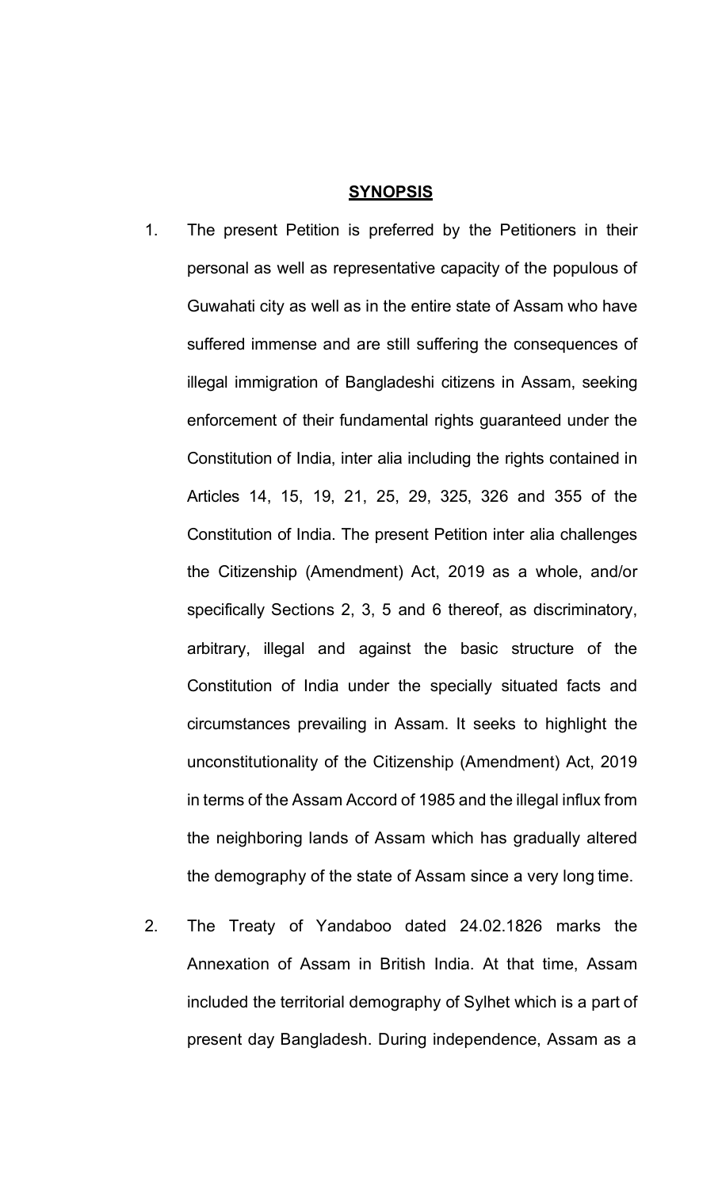## SYNOPSIS

1. The present Petition is preferred by the Petitioners in their personal as well as representative capacity of the populous of Guwahati city as well as in the entire state of Assam who have suffered immense and are still suffering the consequences of illegal immigration of Bangladeshi citizens in Assam, seeking enforcement of their fundamental rights guaranteed under the Constitution of India, inter alia including the rights contained in Articles 14, 15, 19, 21, 25, 29, 325, 326 and 355 of the Constitution of India. The present Petition inter alia challenges the Citizenship (Amendment) Act, 2019 as a whole, and/or specifically Sections 2, 3, 5 and 6 thereof, as discriminatory, arbitrary, illegal and against the basic structure of the Constitution of India under the specially situated facts and circumstances prevailing in Assam. It seeks to highlight the unconstitutionality of the Citizenship (Amendment) Act, 2019 in terms of the Assam Accord of 1985 and the illegal influx from the neighboring lands of Assam which has gradually altered the demography of the state of Assam since a very long time.

2. The Treaty of Yandaboo dated 24.02.1826 marks the Annexation of Assam in British India. At that time, Assam included the territorial demography of Sylhet which is a part of present day Bangladesh. During independence, Assam as a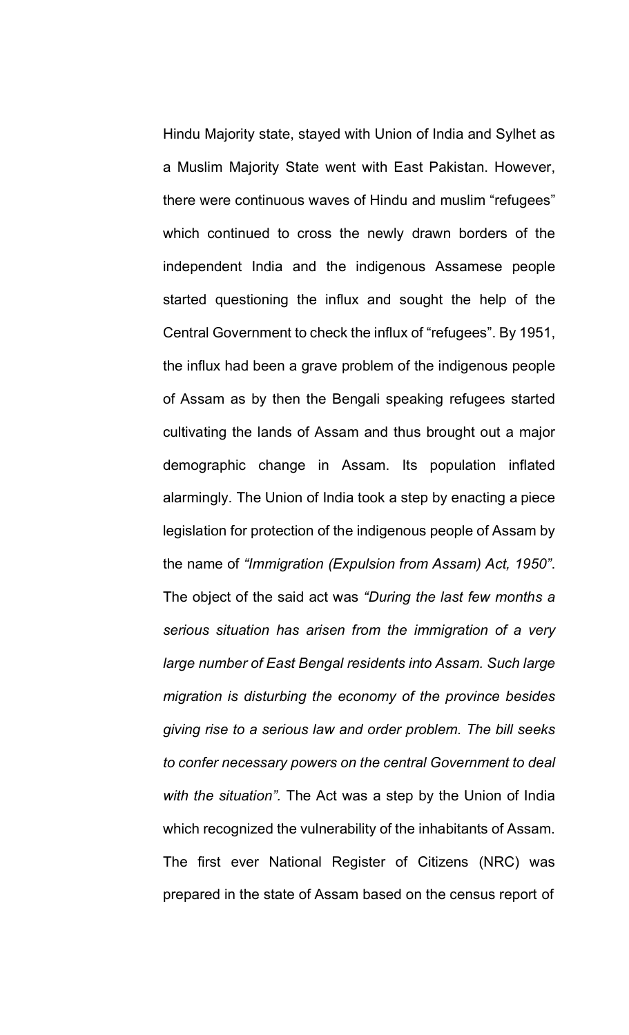Hindu Majority state, stayed with Union of India and Sylhet as a Muslim Majority State went with East Pakistan. However, there were continuous waves of Hindu and muslim "refugees" which continued to cross the newly drawn borders of the independent India and the indigenous Assamese people started questioning the influx and sought the help of the Central Government to check the influx of "refugees". By 1951, the influx had been a grave problem of the indigenous people of Assam as by then the Bengali speaking refugees started cultivating the lands of Assam and thus brought out a major demographic change in Assam. Its population inflated alarmingly. The Union of India took a step by enacting a piece legislation for protection of the indigenous people of Assam by the name of *"Immigration (Expulsion from Assam) Act, 1950"*. The object of the said act was *"During the last few months a serious situation has arisen from the immigration of a very large number of East Bengal residents into Assam. Such large migration is disturbing the economy of the province besides giving rise to a serious law and order problem. The bill seeks to confer necessary powers on the central Government to deal with the situation".* The Act was a step by the Union of India which recognized the vulnerability of the inhabitants of Assam. The first ever National Register of Citizens (NRC) was prepared in the state of Assam based on the census report of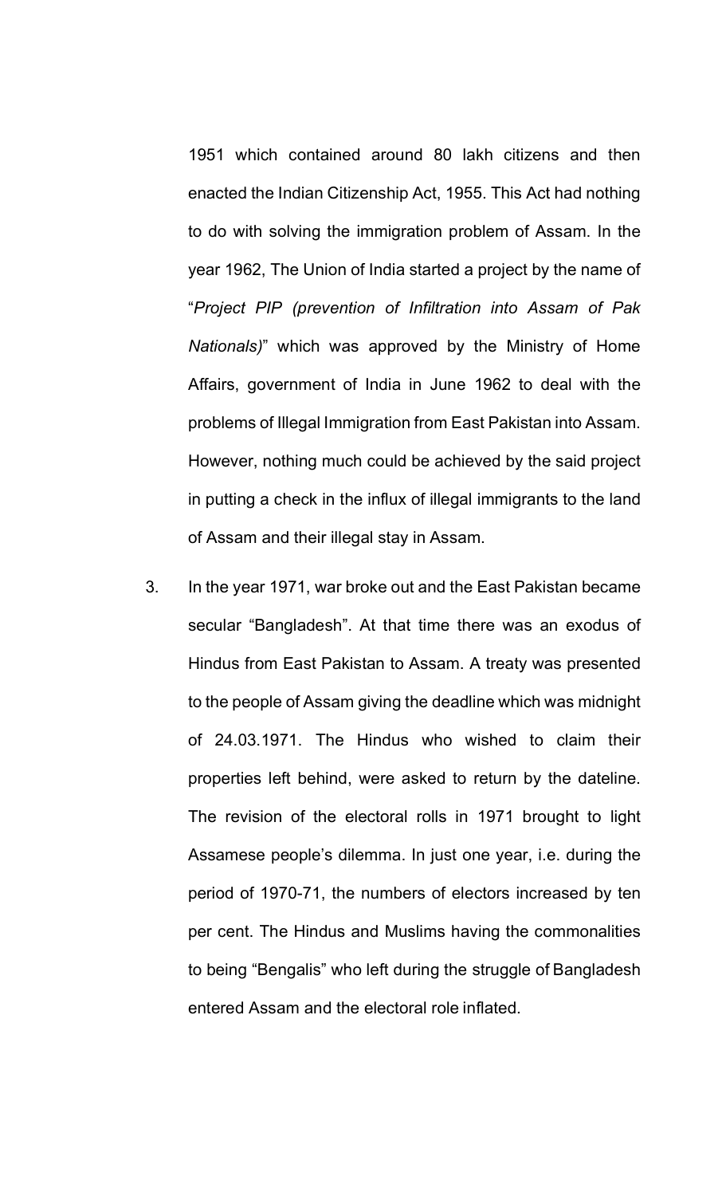1951 which contained around 80 lakh citizens and then enacted the Indian Citizenship Act, 1955. This Act had nothing to do with solving the immigration problem of Assam. In the year 1962, The Union of India started a project by the name of "*Project PIP (prevention of Infiltration into Assam of Pak Nationals)*" which was approved by the Ministry of Home Affairs, government of India in June 1962 to deal with the problems of Illegal Immigration from East Pakistan into Assam. However, nothing much could be achieved by the said project in putting a check in the influx of illegal immigrants to the land of Assam and their illegal stay in Assam.

3. In the year 1971, war broke out and the East Pakistan became secular "Bangladesh". At that time there was an exodus of Hindus from East Pakistan to Assam. A treaty was presented to the people of Assam giving the deadline which was midnight of 24.03.1971. The Hindus who wished to claim their properties left behind, were asked to return by the dateline. The revision of the electoral rolls in 1971 brought to light Assamese people's dilemma. In just one year, i.e. during the period of 1970-71, the numbers of electors increased by ten per cent. The Hindus and Muslims having the commonalities to being "Bengalis" who left during the struggle of Bangladesh entered Assam and the electoral role inflated.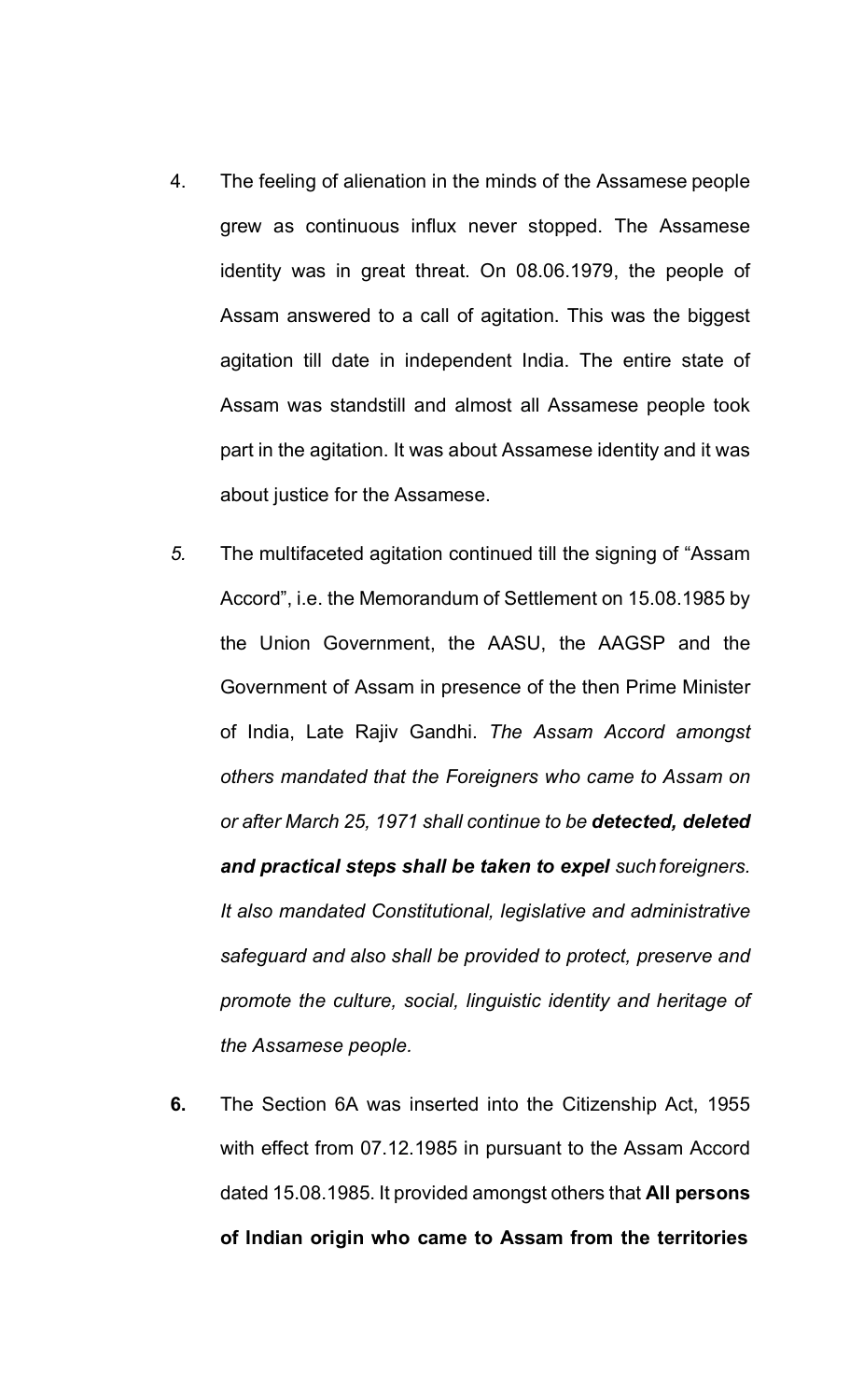4. The feeling of alienation in the minds of the Assamese people grew as continuous influx never stopped. The Assamese identity was in great threat. On 08.06.1979, the people of Assam answered to a call of agitation. This was the biggest agitation till date in independent India. The entire state of Assam was standstill and almost all Assamese people took part in the agitation. It was about Assamese identity and it was about justice for the Assamese.

*5.* The multifaceted agitation continued till the signing of "Assam Accord", i.e. the Memorandum of Settlement on 15.08.1985 by the Union Government, the AASU, the AAGSP and the Government of Assam in presence of the then Prime Minister of India, Late Rajiv Gandhi. *The Assam Accord amongst others mandated that the Foreigners who came to Assam on or after March 25, 1971 shall continue to be **detected, deleted and practical steps shall be taken to expel** such foreigners. It also mandated Constitutional, legislative and administrative safeguard and also shall be provided to protect, preserve and promote the culture, social, linguistic identity and heritage of the Assamese people.*

**6.** The Section 6A was inserted into the Citizenship Act, 1955 with effect from 07.12.1985 in pursuant to the Assam Accord dated 15.08.1985. It provided amongst others that **All persons of Indian origin who came to Assam from the territories**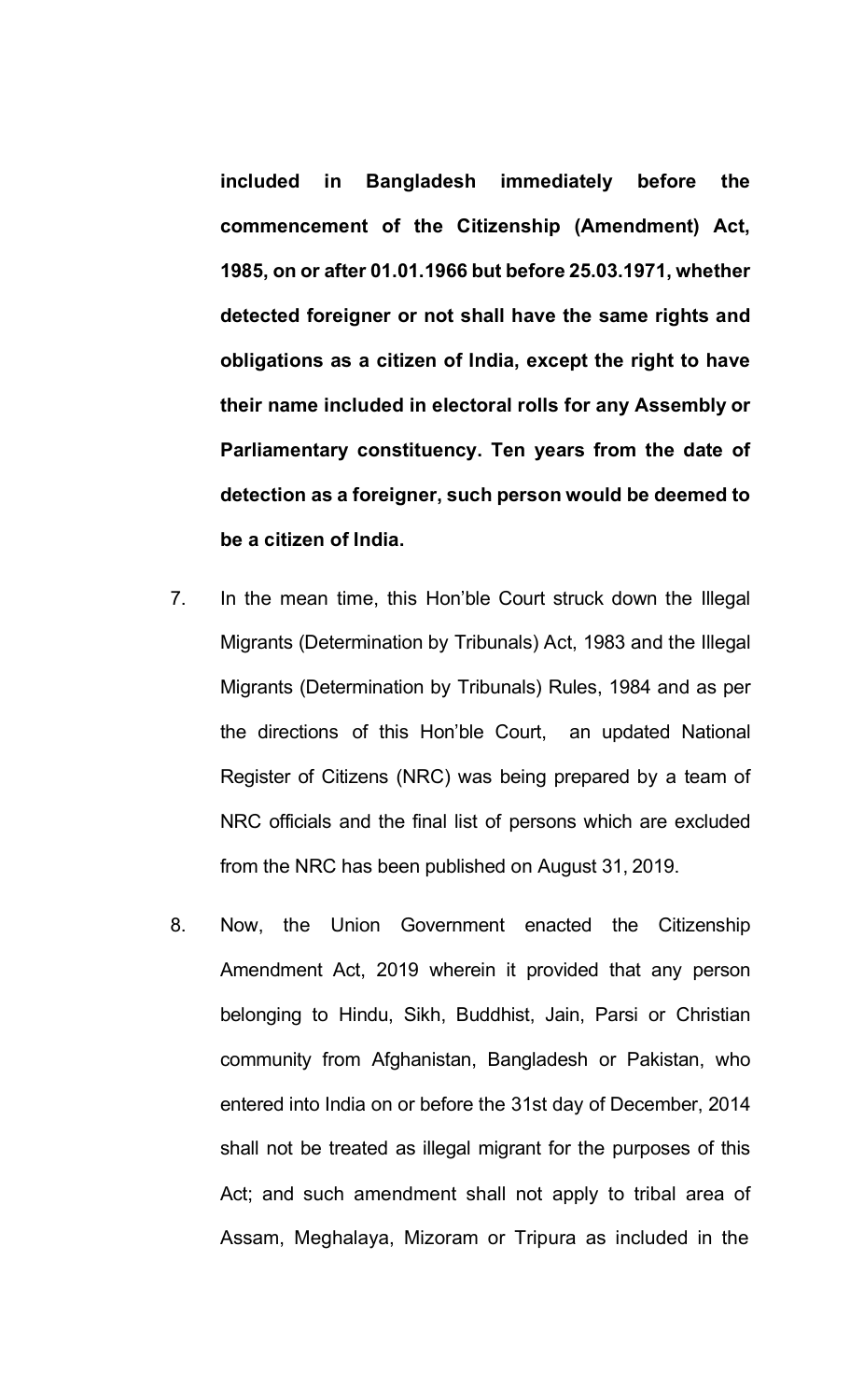**included in Bangladesh immediately before the commencement of the Citizenship (Amendment) Act, 1985, on or after 01.01.1966 but before 25.03.1971, whether detected foreigner or not shall have the same rights and obligations as a citizen of India, except the right to have their name included in electoral rolls for any Assembly or Parliamentary constituency. Ten years from the date of detection as a foreigner, such person would be deemed to be a citizen of India.**

7. In the mean time, this Hon'ble Court struck down the Illegal Migrants (Determination by Tribunals) Act, 1983 and the Illegal Migrants (Determination by Tribunals) Rules, 1984 and as per the directions of this Hon'ble Court, an updated National Register of Citizens (NRC) was being prepared by a team of NRC officials and the final list of persons which are excluded from the NRC has been published on August 31, 2019.

8. Now, the Union Government enacted the Citizenship Amendment Act, 2019 wherein it provided that any person belonging to Hindu, Sikh, Buddhist, Jain, Parsi or Christian community from Afghanistan, Bangladesh or Pakistan, who entered into India on or before the 31st day of December, 2014 shall not be treated as illegal migrant for the purposes of this Act; and such amendment shall not apply to tribal area of Assam, Meghalaya, Mizoram or Tripura as included in the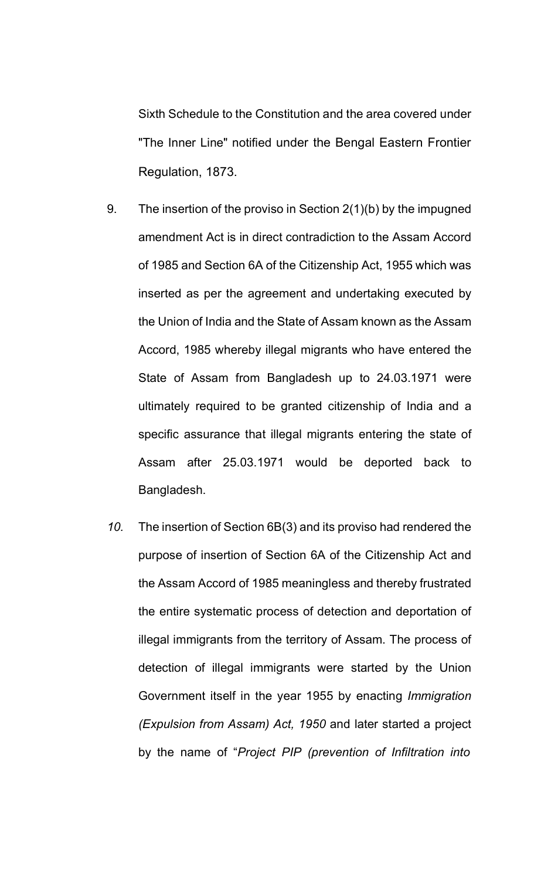Sixth Schedule to the Constitution and the area covered under "The Inner Line" notified under the Bengal Eastern Frontier Regulation, 1873.

9. The insertion of the proviso in Section 2(1)(b) by the impugned amendment Act is in direct contradiction to the Assam Accord of 1985 and Section 6A of the Citizenship Act, 1955 which was inserted as per the agreement and undertaking executed by the Union of India and the State of Assam known as the Assam Accord, 1985 whereby illegal migrants who have entered the State of Assam from Bangladesh up to 24.03.1971 were ultimately required to be granted citizenship of India and a specific assurance that illegal migrants entering the state of Assam after 25.03.1971 would be deported back to Bangladesh.

*10.* The insertion of Section 6B(3) and its proviso had rendered the purpose of insertion of Section 6A of the Citizenship Act and the Assam Accord of 1985 meaningless and thereby frustrated the entire systematic process of detection and deportation of illegal immigrants from the territory of Assam. The process of detection of illegal immigrants were started by the Union Government itself in the year 1955 by enacting *Immigration (Expulsion from Assam) Act, 1950* and later started a project by the name of "*Project PIP (prevention of Infiltration into*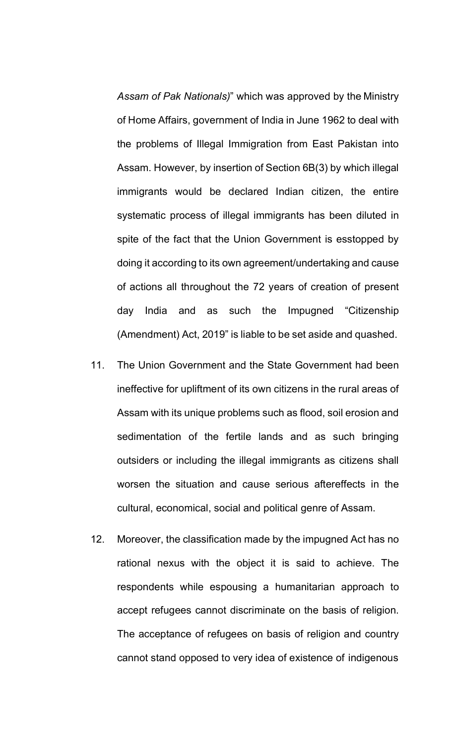*Assam of Pak Nationals)*" which was approved by the Ministry of Home Affairs, government of India in June 1962 to deal with the problems of Illegal Immigration from East Pakistan into Assam. However, by insertion of Section 6B(3) by which illegal immigrants would be declared Indian citizen, the entire systematic process of illegal immigrants has been diluted in spite of the fact that the Union Government is esstopped by doing it according to its own agreement/undertaking and cause of actions all throughout the 72 years of creation of present day India and as such the Impugned "Citizenship (Amendment) Act, 2019" is liable to be set aside and quashed.

11. The Union Government and the State Government had been ineffective for upliftment of its own citizens in the rural areas of Assam with its unique problems such as flood, soil erosion and sedimentation of the fertile lands and as such bringing outsiders or including the illegal immigrants as citizens shall worsen the situation and cause serious aftereffects in the cultural, economical, social and political genre of Assam.

12. Moreover, the classification made by the impugned Act has no rational nexus with the object it is said to achieve. The respondents while espousing a humanitarian approach to accept refugees cannot discriminate on the basis of religion. The acceptance of refugees on basis of religion and country cannot stand opposed to very idea of existence of indigenous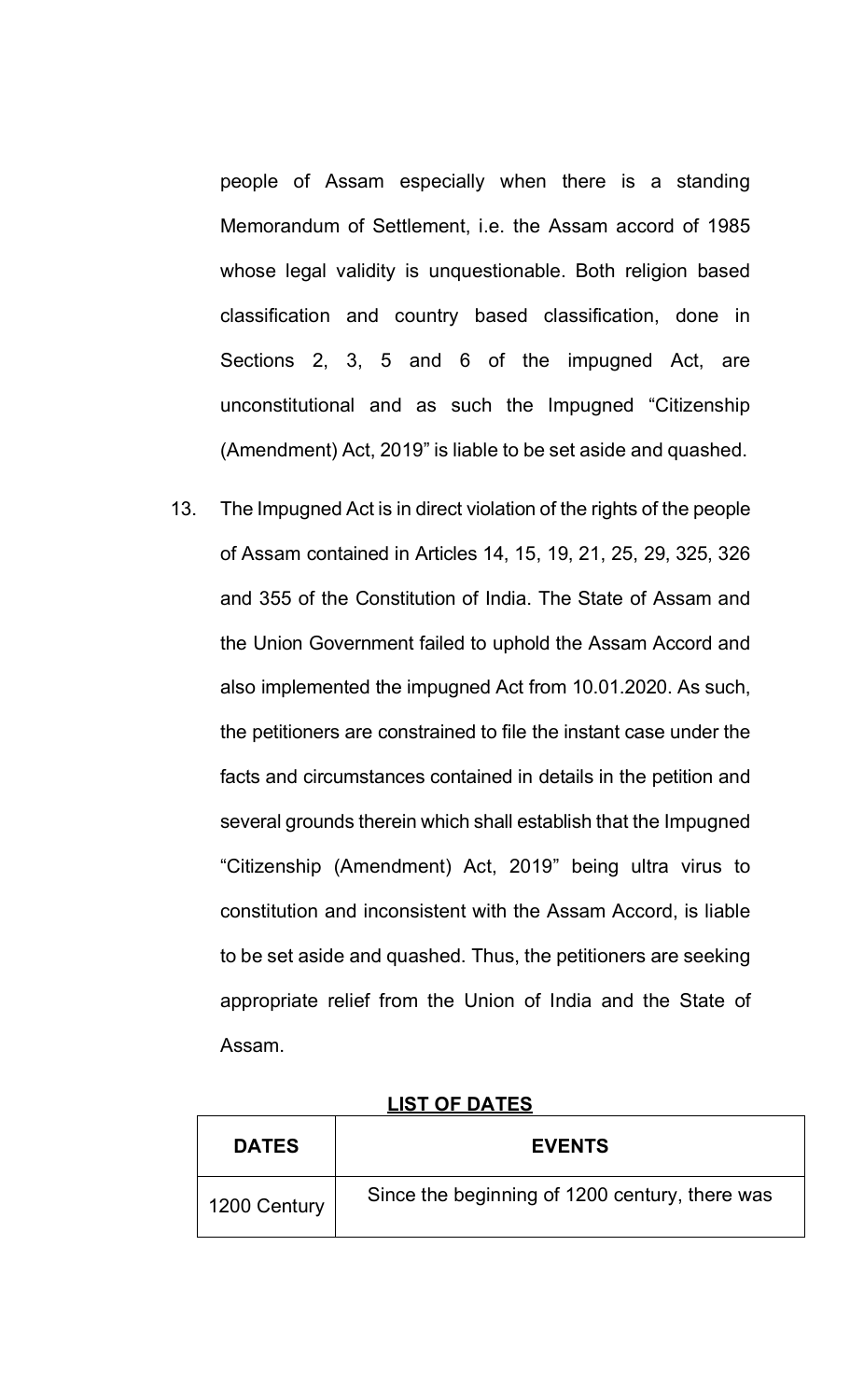people of Assam especially when there is a standing Memorandum of Settlement, i.e. the Assam accord of 1985 whose legal validity is unquestionable. Both religion based classification and country based classification, done in Sections 2, 3, 5 and 6 of the impugned Act, are unconstitutional and as such the Impugned "Citizenship (Amendment) Act, 2019" is liable to be set aside and quashed.

13. The Impugned Act is in direct violation of the rights of the people of Assam contained in Articles 14, 15, 19, 21, 25, 29, 325, 326 and 355 of the Constitution of India. The State of Assam and the Union Government failed to uphold the Assam Accord and also implemented the impugned Act from 10.01.2020. As such, the petitioners are constrained to file the instant case under the facts and circumstances contained in details in the petition and several grounds therein which shall establish that the Impugned "Citizenship (Amendment) Act, 2019" being ultra virus to constitution and inconsistent with the Assam Accord, is liable to be set aside and quashed. Thus, the petitioners are seeking appropriate relief from the Union of India and the State of Assam.

**LIST OF DATES**

| DATES | EVENTS |
| --- | --- |
| 1200 Century | Since the beginning of 1200 century, there was |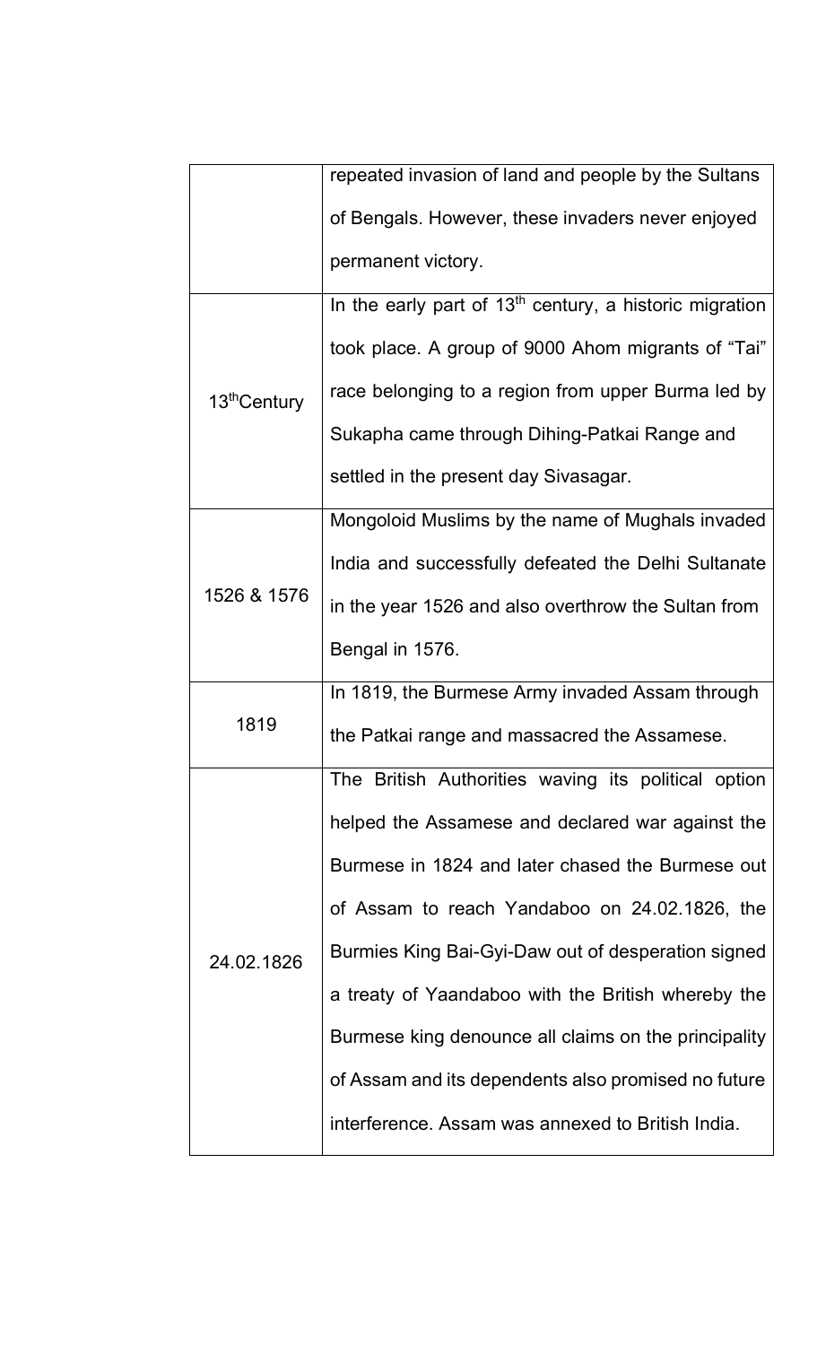| | |
|---|---|
| | repeated invasion of land and people by the Sultans of Bengals. However, these invaders never enjoyed permanent victory. |
| 13th Century | In the early part of 13th century, a historic migration took place. A group of 9000 Ahom migrants of "Tai" race belonging to a region from upper Burma led by Sukapha came through Dihing-Patkai Range and settled in the present day Sivasagar. |
| 1526 & 1576 | Mongoloid Muslims by the name of Mughals invaded India and successfully defeated the Delhi Sultanate in the year 1526 and also overthrow the Sultan from Bengal in 1576. |
| 1819 | In 1819, the Burmese Army invaded Assam through the Patkai range and massacred the Assamese. |
| 24.02.1826 | The British Authorities waving its political option helped the Assamese and declared war against the Burmese in 1824 and later chased the Burmese out of Assam to reach Yandaboo on 24.02.1826, the Burmies King Bai-Gyi-Daw out of desperation signed a treaty of Yaandaboo with the British whereby the Burmese king denounce all claims on the principality of Assam and its dependents also promised no future interference. Assam was annexed to British India. |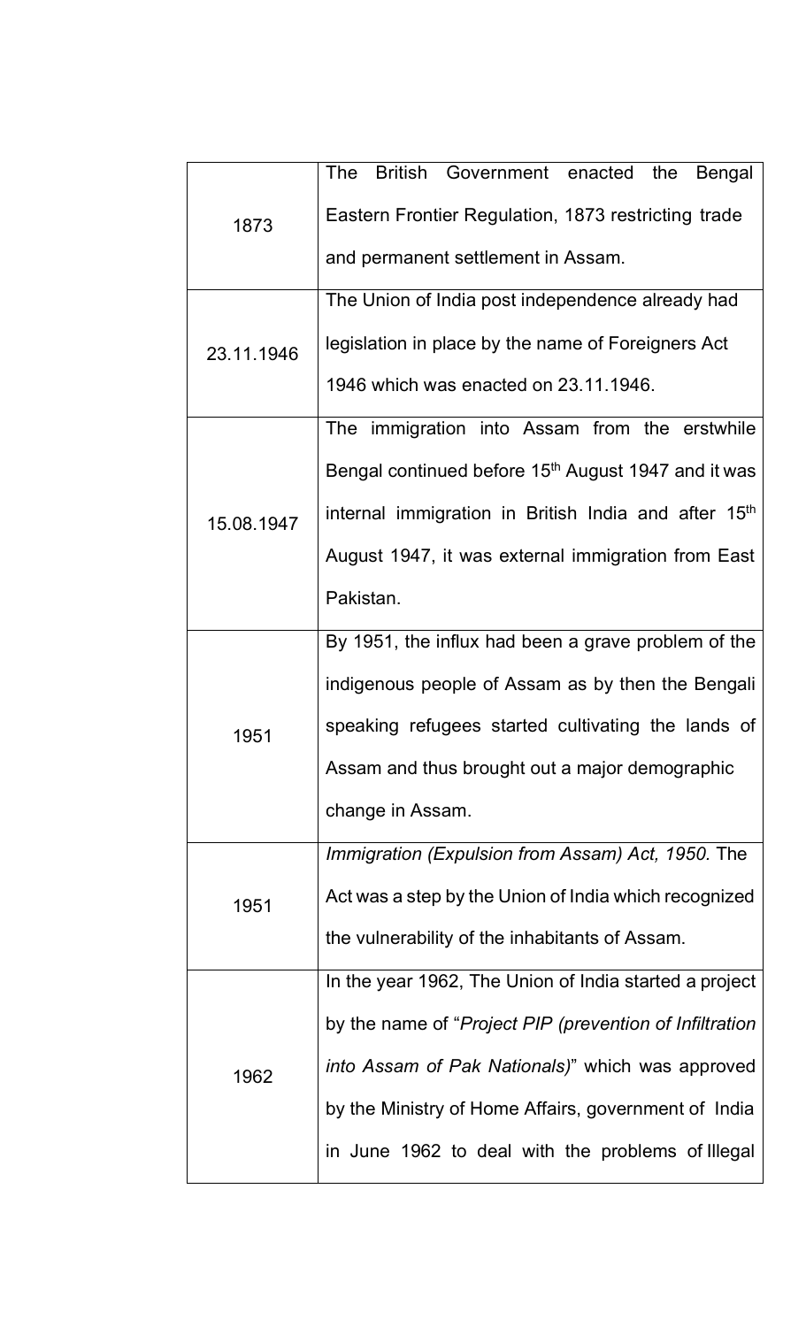| | |
|---|---|
| 1873 | The British Government enacted the Bengal Eastern Frontier Regulation, 1873 restricting trade and permanent settlement in Assam. |
| 23.11.1946 | The Union of India post independence already had legislation in place by the name of Foreigners Act 1946 which was enacted on 23.11.1946. |
| 15.08.1947 | The immigration into Assam from the erstwhile Bengal continued before 15th August 1947 and it was internal immigration in British India and after 15th August 1947, it was external immigration from East Pakistan. |
| 1951 | By 1951, the influx had been a grave problem of the indigenous people of Assam as by then the Bengali speaking refugees started cultivating the lands of Assam and thus brought out a major demographic change in Assam. |
| 1951 | *Immigration (Expulsion from Assam) Act, 1950.* The Act was a step by the Union of India which recognized the vulnerability of the inhabitants of Assam. |
| 1962 | In the year 1962, The Union of India started a project by the name of "*Project PIP (prevention of Infiltration into Assam of Pak Nationals)*" which was approved by the Ministry of Home Affairs, government of India in June 1962 to deal with the problems of Illegal |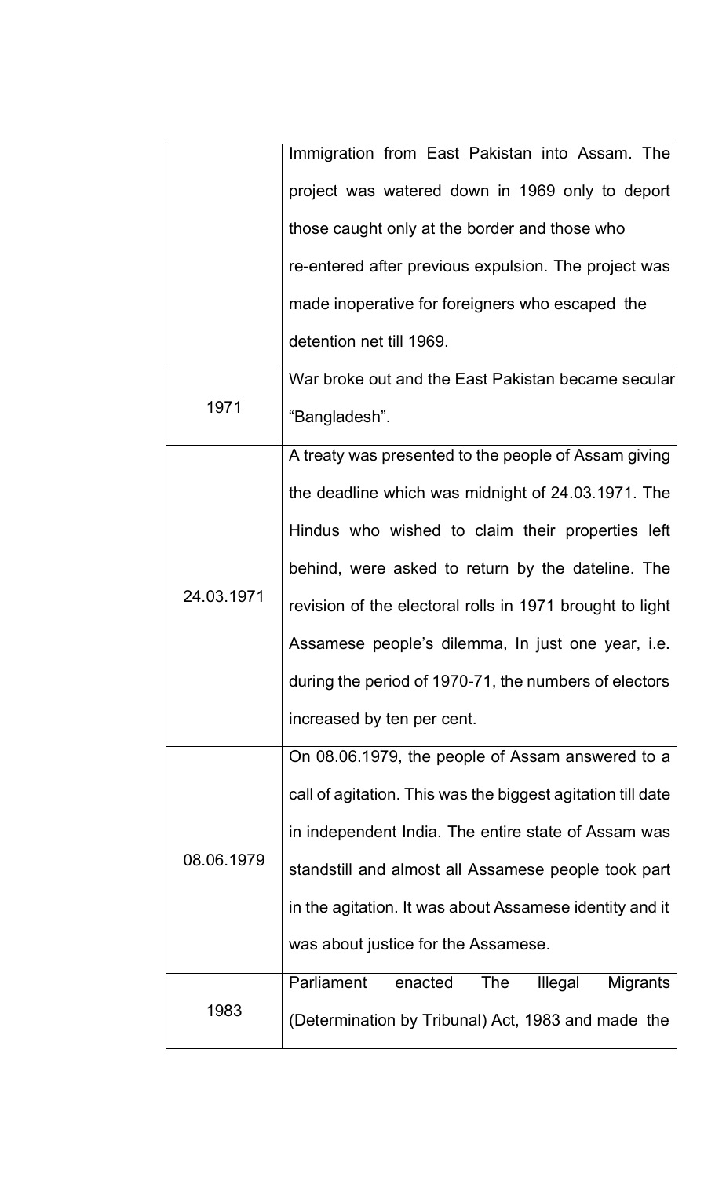| | |
|---|---|
| | Immigration from East Pakistan into Assam. The project was watered down in 1969 only to deport those caught only at the border and those who re-entered after previous expulsion. The project was made inoperative for foreigners who escaped the detention net till 1969. |
| 1971 | War broke out and the East Pakistan became secular "Bangladesh". |
| 24.03.1971 | A treaty was presented to the people of Assam giving the deadline which was midnight of 24.03.1971. The Hindus who wished to claim their properties left behind, were asked to return by the dateline. The revision of the electoral rolls in 1971 brought to light Assamese people's dilemma, In just one year, i.e. during the period of 1970-71, the numbers of electors increased by ten per cent. |
| 08.06.1979 | On 08.06.1979, the people of Assam answered to a call of agitation. This was the biggest agitation till date in independent India. The entire state of Assam was standstill and almost all Assamese people took part in the agitation. It was about Assamese identity and it was about justice for the Assamese. |
| 1983 | Parliament enacted The Illegal Migrants (Determination by Tribunal) Act, 1983 and made the |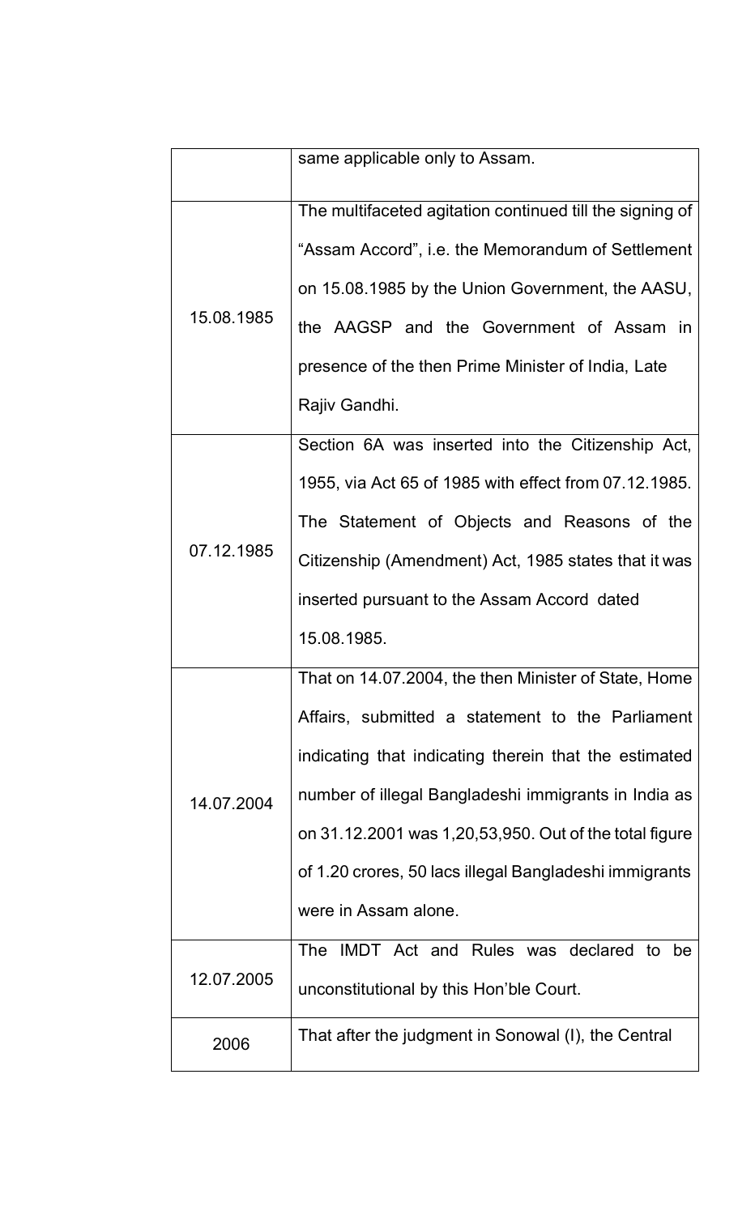| | |
|---|---|
| | same applicable only to Assam. |
| 15.08.1985 | The multifaceted agitation continued till the signing of "Assam Accord", i.e. the Memorandum of Settlement on 15.08.1985 by the Union Government, the AASU, the AAGSP and the Government of Assam in presence of the then Prime Minister of India, Late Rajiv Gandhi. |
| 07.12.1985 | Section 6A was inserted into the Citizenship Act, 1955, via Act 65 of 1985 with effect from 07.12.1985. The Statement of Objects and Reasons of the Citizenship (Amendment) Act, 1985 states that it was inserted pursuant to the Assam Accord dated 15.08.1985. |
| 14.07.2004 | That on 14.07.2004, the then Minister of State, Home Affairs, submitted a statement to the Parliament indicating that indicating therein that the estimated number of illegal Bangladeshi immigrants in India as on 31.12.2001 was 1,20,53,950. Out of the total figure of 1.20 crores, 50 lacs illegal Bangladeshi immigrants were in Assam alone. |
| 12.07.2005 | The IMDT Act and Rules was declared to be unconstitutional by this Hon'ble Court. |
| 2006 | That after the judgment in Sonowal (I), the Central |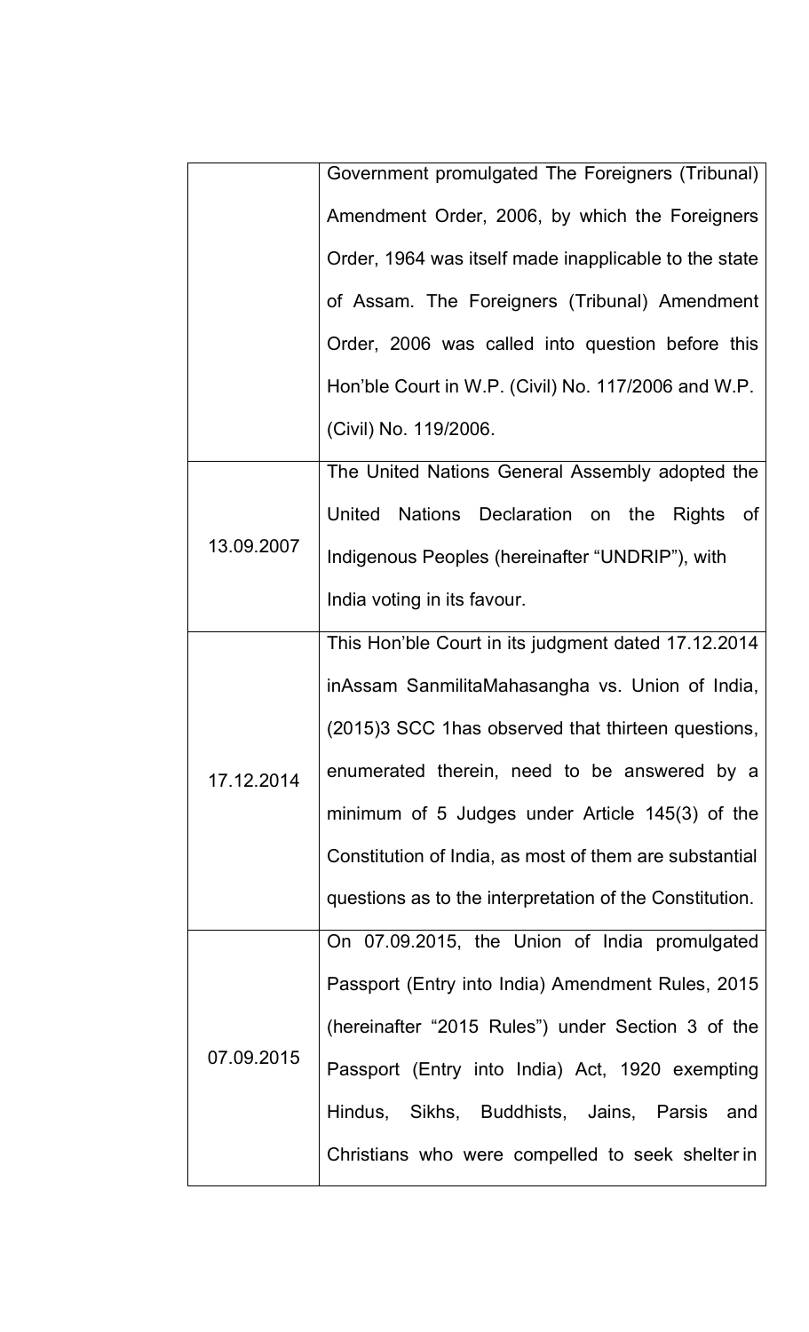| | |
|---|---|
| | Government promulgated The Foreigners (Tribunal) Amendment Order, 2006, by which the Foreigners Order, 1964 was itself made inapplicable to the state of Assam. The Foreigners (Tribunal) Amendment Order, 2006 was called into question before this Hon'ble Court in W.P. (Civil) No. 117/2006 and W.P. (Civil) No. 119/2006. |
| 13.09.2007 | The United Nations General Assembly adopted the United Nations Declaration on the Rights of Indigenous Peoples (hereinafter "UNDRIP"), with India voting in its favour. |
| 17.12.2014 | This Hon'ble Court in its judgment dated 17.12.2014 inAssam SanmilitaMahasangha vs. Union of India, (2015)3 SCC 1has observed that thirteen questions, enumerated therein, need to be answered by a minimum of 5 Judges under Article 145(3) of the Constitution of India, as most of them are substantial questions as to the interpretation of the Constitution. |
| 07.09.2015 | On 07.09.2015, the Union of India promulgated Passport (Entry into India) Amendment Rules, 2015 (hereinafter "2015 Rules") under Section 3 of the Passport (Entry into India) Act, 1920 exempting Hindus, Sikhs, Buddhists, Jains, Parsis and Christians who were compelled to seek shelter in |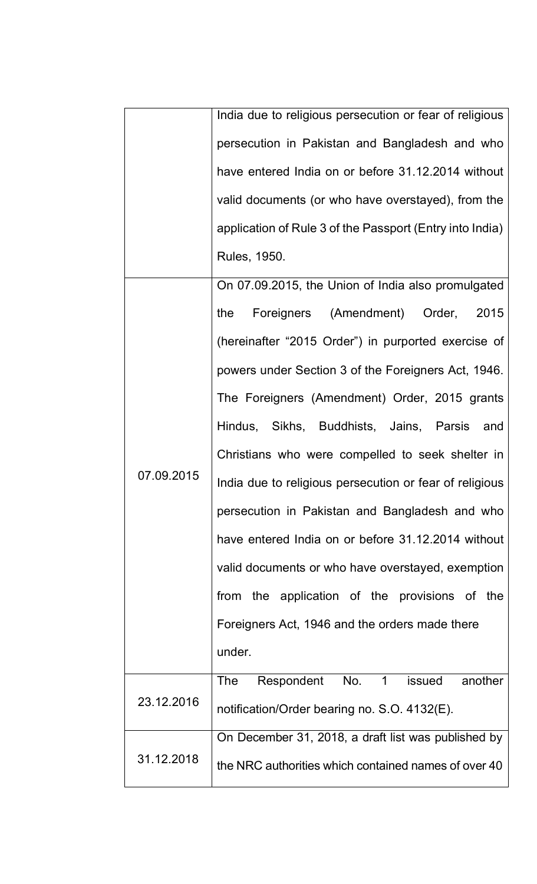| | |
|---|---|
| | India due to religious persecution or fear of religious persecution in Pakistan and Bangladesh and who have entered India on or before 31.12.2014 without valid documents (or who have overstayed), from the application of Rule 3 of the Passport (Entry into India) Rules, 1950. |
| 07.09.2015 | On 07.09.2015, the Union of India also promulgated the Foreigners (Amendment) Order, 2015 (hereinafter "2015 Order") in purported exercise of powers under Section 3 of the Foreigners Act, 1946. The Foreigners (Amendment) Order, 2015 grants Hindus, Sikhs, Buddhists, Jains, Parsis and Christians who were compelled to seek shelter in India due to religious persecution or fear of religious persecution in Pakistan and Bangladesh and who have entered India on or before 31.12.2014 without valid documents or who have overstayed, exemption from the application of the provisions of the Foreigners Act, 1946 and the orders made there under. |
| 23.12.2016 | The Respondent No. 1 issued another notification/Order bearing no. S.O. 4132(E). |
| 31.12.2018 | On December 31, 2018, a draft list was published by the NRC authorities which contained names of over 40 |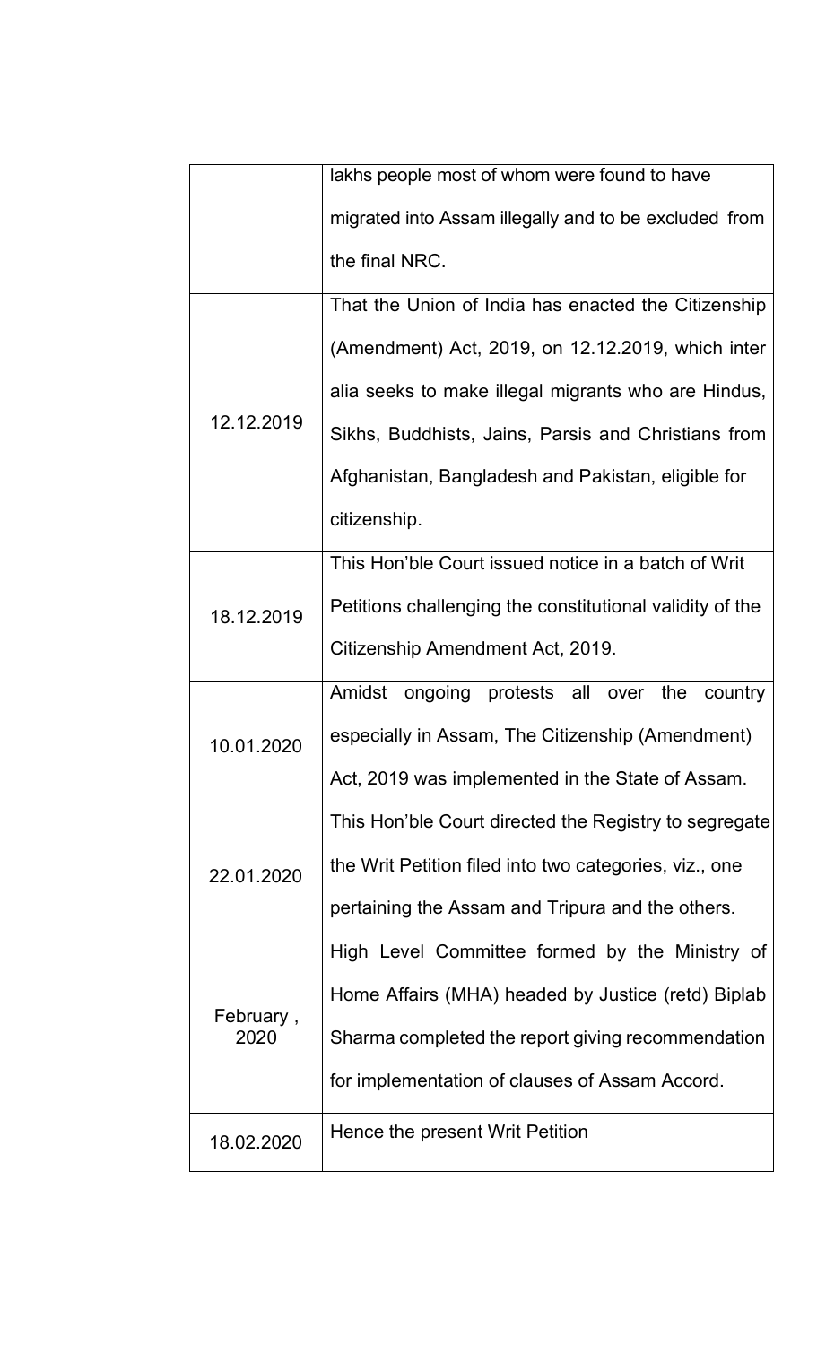| | |
|---|---|
| | lakhs people most of whom were found to have migrated into Assam illegally and to be excluded from the final NRC. |
| 12.12.2019 | That the Union of India has enacted the Citizenship (Amendment) Act, 2019, on 12.12.2019, which inter alia seeks to make illegal migrants who are Hindus, Sikhs, Buddhists, Jains, Parsis and Christians from Afghanistan, Bangladesh and Pakistan, eligible for citizenship. |
| 18.12.2019 | This Hon'ble Court issued notice in a batch of Writ Petitions challenging the constitutional validity of the Citizenship Amendment Act, 2019. |
| 10.01.2020 | Amidst ongoing protests all over the country especially in Assam, The Citizenship (Amendment) Act, 2019 was implemented in the State of Assam. |
| 22.01.2020 | This Hon'ble Court directed the Registry to segregate the Writ Petition filed into two categories, viz., one pertaining the Assam and Tripura and the others. |
| February , 2020 | High Level Committee formed by the Ministry of Home Affairs (MHA) headed by Justice (retd) Biplab Sharma completed the report giving recommendation for implementation of clauses of Assam Accord. |
| 18.02.2020 | Hence the present Writ Petition |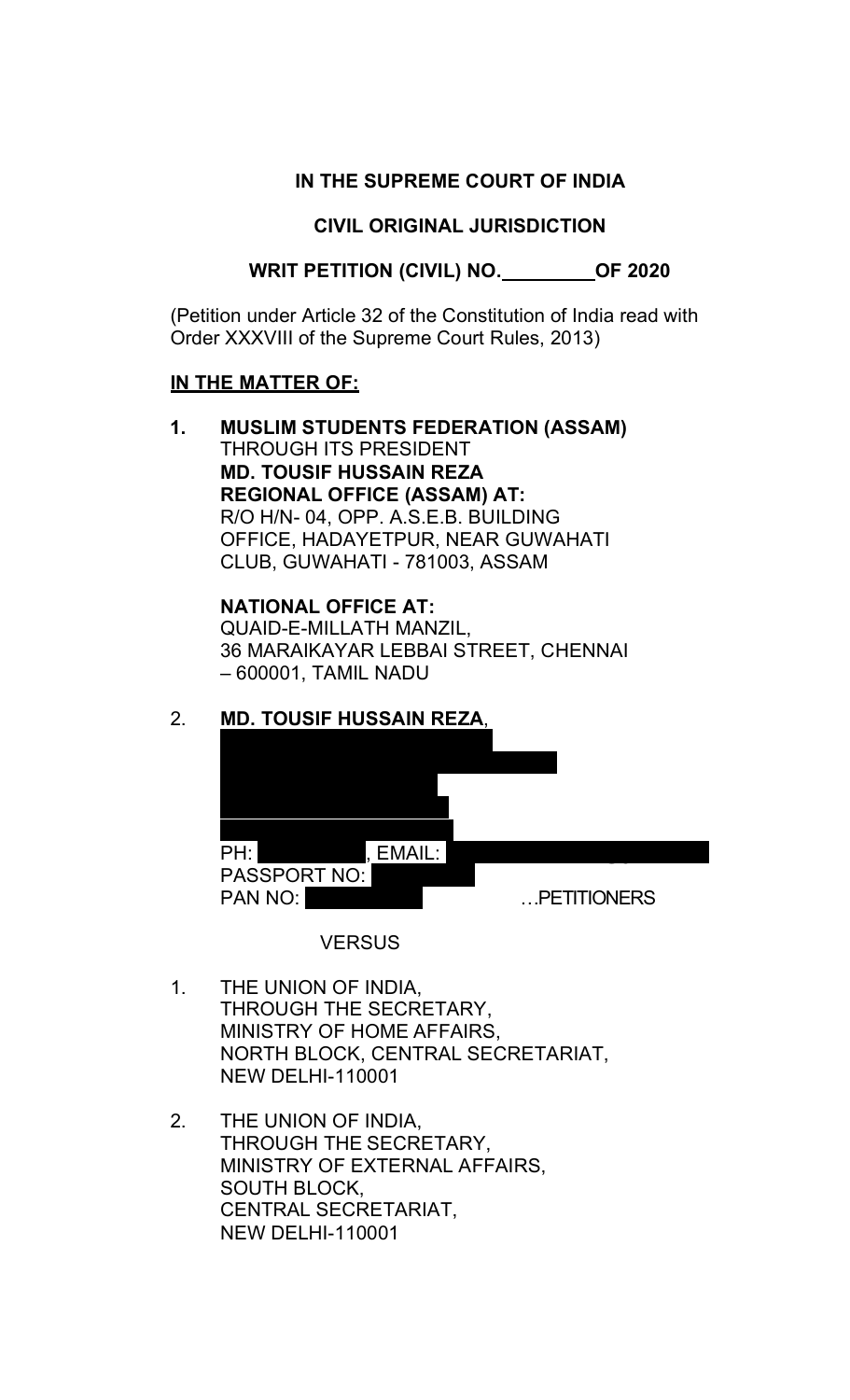**IN THE SUPREME COURT OF INDIA**

**CIVIL ORIGINAL JURISDICTION**

**WRIT PETITION (CIVIL) NO.\_\_\_\_\_\_\_\_\_OF 2020**

(Petition under Article 32 of the Constitution of India read with Order XXXVIII of the Supreme Court Rules, 2013)

**IN THE MATTER OF:**

1. **MUSLIM STUDENTS FEDERATION (ASSAM)**
   THROUGH ITS PRESIDENT
   **MD. TOUSIF HUSSAIN REZA**
   **REGIONAL OFFICE (ASSAM) AT:**
   R/O H/N- 04, OPP. A.S.E.B. BUILDING OFFICE, HADAYETPUR, NEAR GUWAHATI CLUB, GUWAHATI - 781003, ASSAM

   **NATIONAL OFFICE AT:**
   QUAID-E-MILLATH MANZIL,
   36 MARAIKAYAR LEBBAI STREET, CHENNAI – 600001, TAMIL NADU

2. **MD. TOUSIF HUSSAIN REZA**,

   PH: , EMAIL:
   PASSPORT NO:
   PAN NO: …PETITIONERS

VERSUS

1. THE UNION OF INDIA,
   THROUGH THE SECRETARY,
   MINISTRY OF HOME AFFAIRS,
   NORTH BLOCK, CENTRAL SECRETARIAT,
   NEW DELHI-110001

2. THE UNION OF INDIA,
   THROUGH THE SECRETARY,
   MINISTRY OF EXTERNAL AFFAIRS,
   SOUTH BLOCK,
   CENTRAL SECRETARIAT,
   NEW DELHI-110001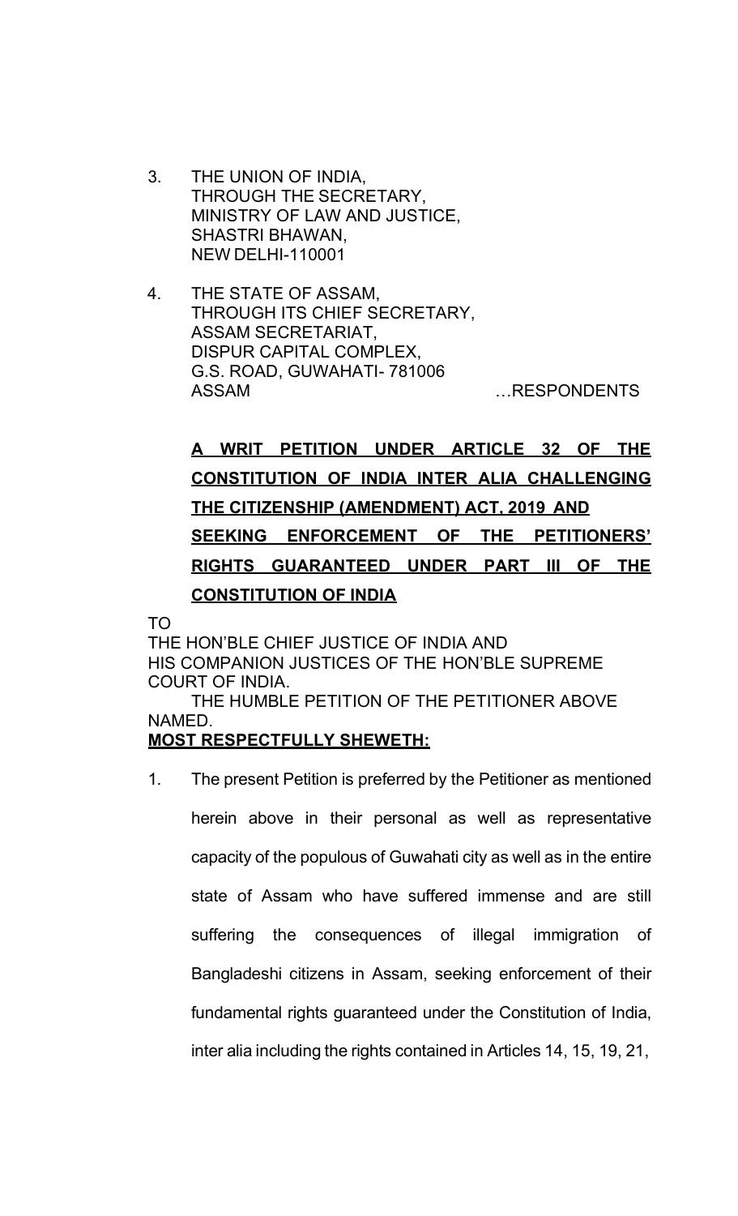3. THE UNION OF INDIA,
   THROUGH THE SECRETARY,
   MINISTRY OF LAW AND JUSTICE,
   SHASTRI BHAWAN,
   NEW DELHI-110001

4. THE STATE OF ASSAM,
   THROUGH ITS CHIEF SECRETARY,
   ASSAM SECRETARIAT,
   DISPUR CAPITAL COMPLEX,
   G.S. ROAD, GUWAHATI- 781006
   ASSAM …RESPONDENTS

**A WRIT PETITION UNDER ARTICLE 32 OF THE CONSTITUTION OF INDIA INTER ALIA CHALLENGING THE CITIZENSHIP (AMENDMENT) ACT, 2019 AND SEEKING ENFORCEMENT OF THE PETITIONERS' RIGHTS GUARANTEED UNDER PART III OF THE CONSTITUTION OF INDIA**

TO
THE HON'BLE CHIEF JUSTICE OF INDIA AND
HIS COMPANION JUSTICES OF THE HON'BLE SUPREME COURT OF INDIA.

THE HUMBLE PETITION OF THE PETITIONER ABOVE NAMED.

**MOST RESPECTFULLY SHEWETH:**

1. The present Petition is preferred by the Petitioner as mentioned herein above in their personal as well as representative capacity of the populous of Guwahati city as well as in the entire state of Assam who have suffered immense and are still suffering the consequences of illegal immigration of Bangladeshi citizens in Assam, seeking enforcement of their fundamental rights guaranteed under the Constitution of India, inter alia including the rights contained in Articles 14, 15, 19, 21,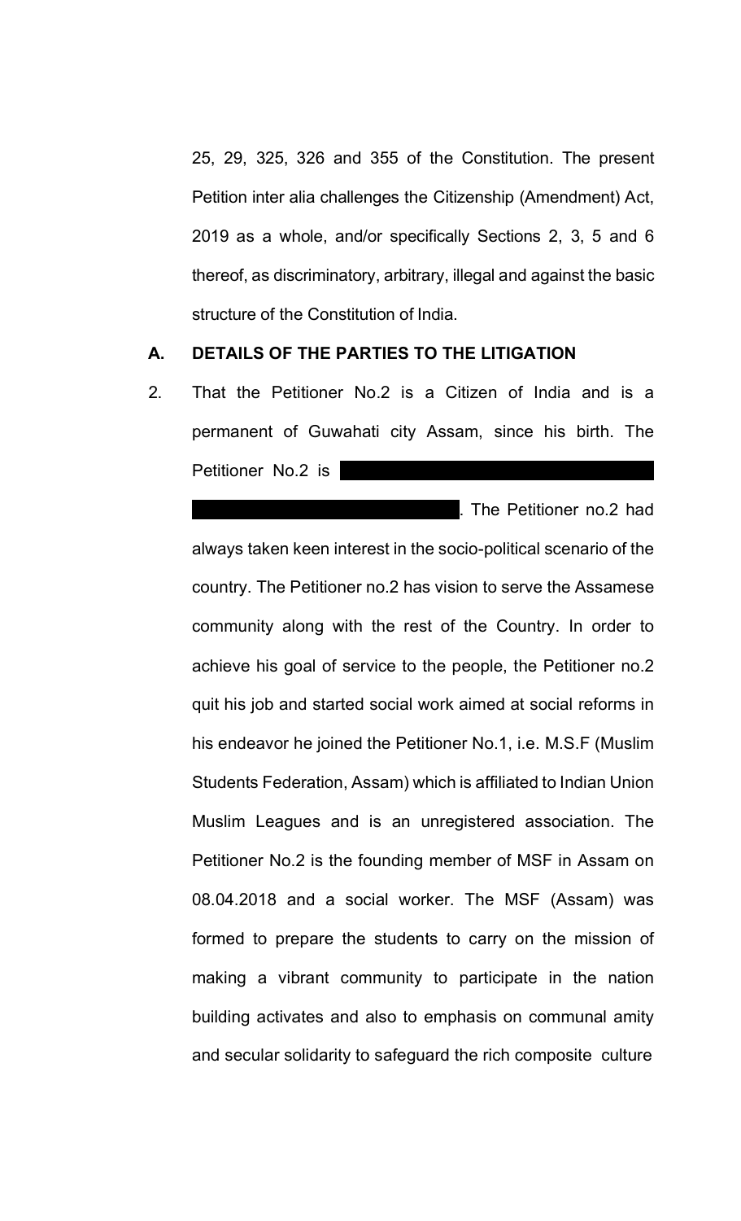25, 29, 325, 326 and 355 of the Constitution. The present Petition inter alia challenges the Citizenship (Amendment) Act, 2019 as a whole, and/or specifically Sections 2, 3, 5 and 6 thereof, as discriminatory, arbitrary, illegal and against the basic structure of the Constitution of India.

**A. DETAILS OF THE PARTIES TO THE LITIGATION**

2. That the Petitioner No.2 is a Citizen of India and is a permanent of Guwahati city Assam, since his birth. The Petitioner No.2 is [REDACTED]. The Petitioner no.2 had always taken keen interest in the socio-political scenario of the country. The Petitioner no.2 has vision to serve the Assamese community along with the rest of the Country. In order to achieve his goal of service to the people, the Petitioner no.2 quit his job and started social work aimed at social reforms in his endeavor he joined the Petitioner No.1, i.e. M.S.F (Muslim Students Federation, Assam) which is affiliated to Indian Union Muslim Leagues and is an unregistered association. The Petitioner No.2 is the founding member of MSF in Assam on 08.04.2018 and a social worker. The MSF (Assam) was formed to prepare the students to carry on the mission of making a vibrant community to participate in the nation building activates and also to emphasis on communal amity and secular solidarity to safeguard the rich composite culture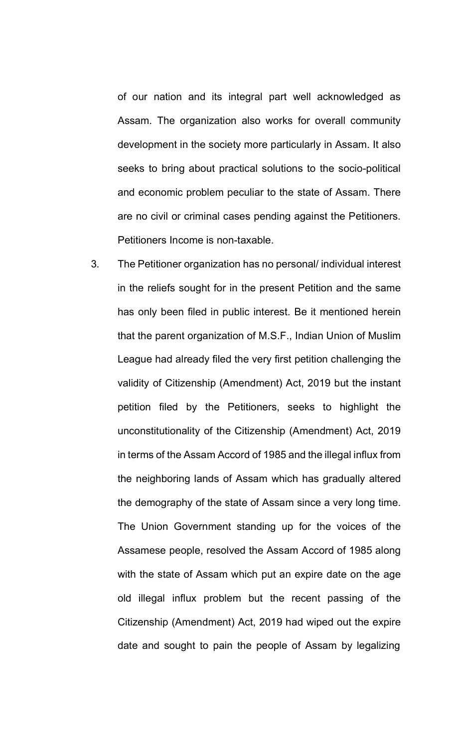of our nation and its integral part well acknowledged as Assam. The organization also works for overall community development in the society more particularly in Assam. It also seeks to bring about practical solutions to the socio-political and economic problem peculiar to the state of Assam. There are no civil or criminal cases pending against the Petitioners. Petitioners Income is non-taxable.

3. The Petitioner organization has no personal/ individual interest in the reliefs sought for in the present Petition and the same has only been filed in public interest. Be it mentioned herein that the parent organization of M.S.F., Indian Union of Muslim League had already filed the very first petition challenging the validity of Citizenship (Amendment) Act, 2019 but the instant petition filed by the Petitioners, seeks to highlight the unconstitutionality of the Citizenship (Amendment) Act, 2019 in terms of the Assam Accord of 1985 and the illegal influx from the neighboring lands of Assam which has gradually altered the demography of the state of Assam since a very long time. The Union Government standing up for the voices of the Assamese people, resolved the Assam Accord of 1985 along with the state of Assam which put an expire date on the age old illegal influx problem but the recent passing of the Citizenship (Amendment) Act, 2019 had wiped out the expire date and sought to pain the people of Assam by legalizing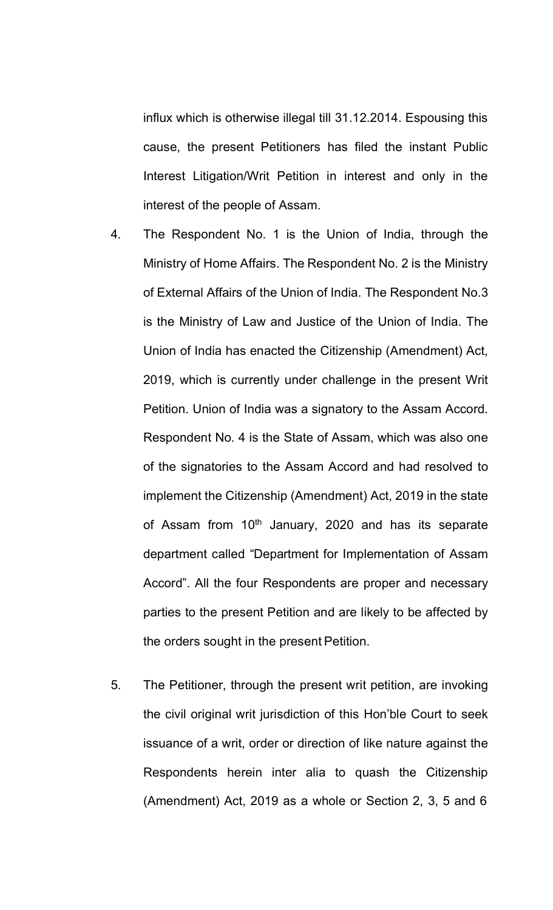influx which is otherwise illegal till 31.12.2014. Espousing this cause, the present Petitioners has filed the instant Public Interest Litigation/Writ Petition in interest and only in the interest of the people of Assam.

4. The Respondent No. 1 is the Union of India, through the Ministry of Home Affairs. The Respondent No. 2 is the Ministry of External Affairs of the Union of India. The Respondent No.3 is the Ministry of Law and Justice of the Union of India. The Union of India has enacted the Citizenship (Amendment) Act, 2019, which is currently under challenge in the present Writ Petition. Union of India was a signatory to the Assam Accord. Respondent No. 4 is the State of Assam, which was also one of the signatories to the Assam Accord and had resolved to implement the Citizenship (Amendment) Act, 2019 in the state of Assam from 10th January, 2020 and has its separate department called "Department for Implementation of Assam Accord". All the four Respondents are proper and necessary parties to the present Petition and are likely to be affected by the orders sought in the present Petition.

5. The Petitioner, through the present writ petition, are invoking the civil original writ jurisdiction of this Hon'ble Court to seek issuance of a writ, order or direction of like nature against the Respondents herein inter alia to quash the Citizenship (Amendment) Act, 2019 as a whole or Section 2, 3, 5 and 6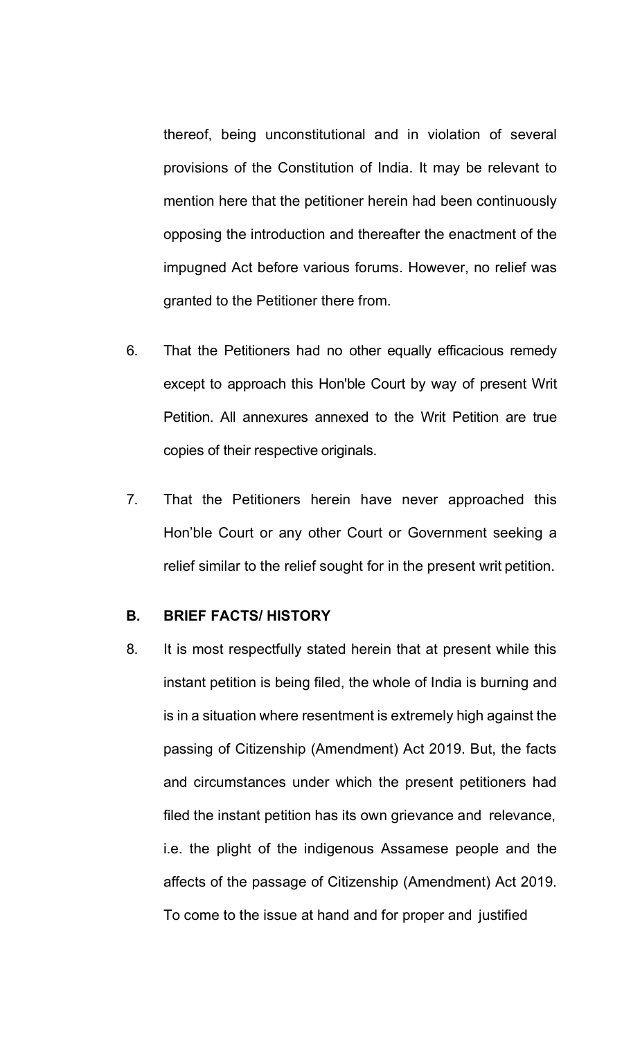thereof, being unconstitutional and in violation of several provisions of the Constitution of India. It may be relevant to mention here that the petitioner herein had been continuously opposing the introduction and thereafter the enactment of the impugned Act before various forums. However, no relief was granted to the Petitioner there from.

6. That the Petitioners had no other equally efficacious remedy except to approach this Hon'ble Court by way of present Writ Petition. All annexures annexed to the Writ Petition are true copies of their respective originals.

7. That the Petitioners herein have never approached this Hon'ble Court or any other Court or Government seeking a relief similar to the relief sought for in the present writ petition.

## B. BRIEF FACTS/ HISTORY

8. It is most respectfully stated herein that at present while this instant petition is being filed, the whole of India is burning and is in a situation where resentment is extremely high against the passing of Citizenship (Amendment) Act 2019. But, the facts and circumstances under which the present petitioners had filed the instant petition has its own grievance and relevance, i.e. the plight of the indigenous Assamese people and the affects of the passage of Citizenship (Amendment) Act 2019. To come to the issue at hand and for proper and justified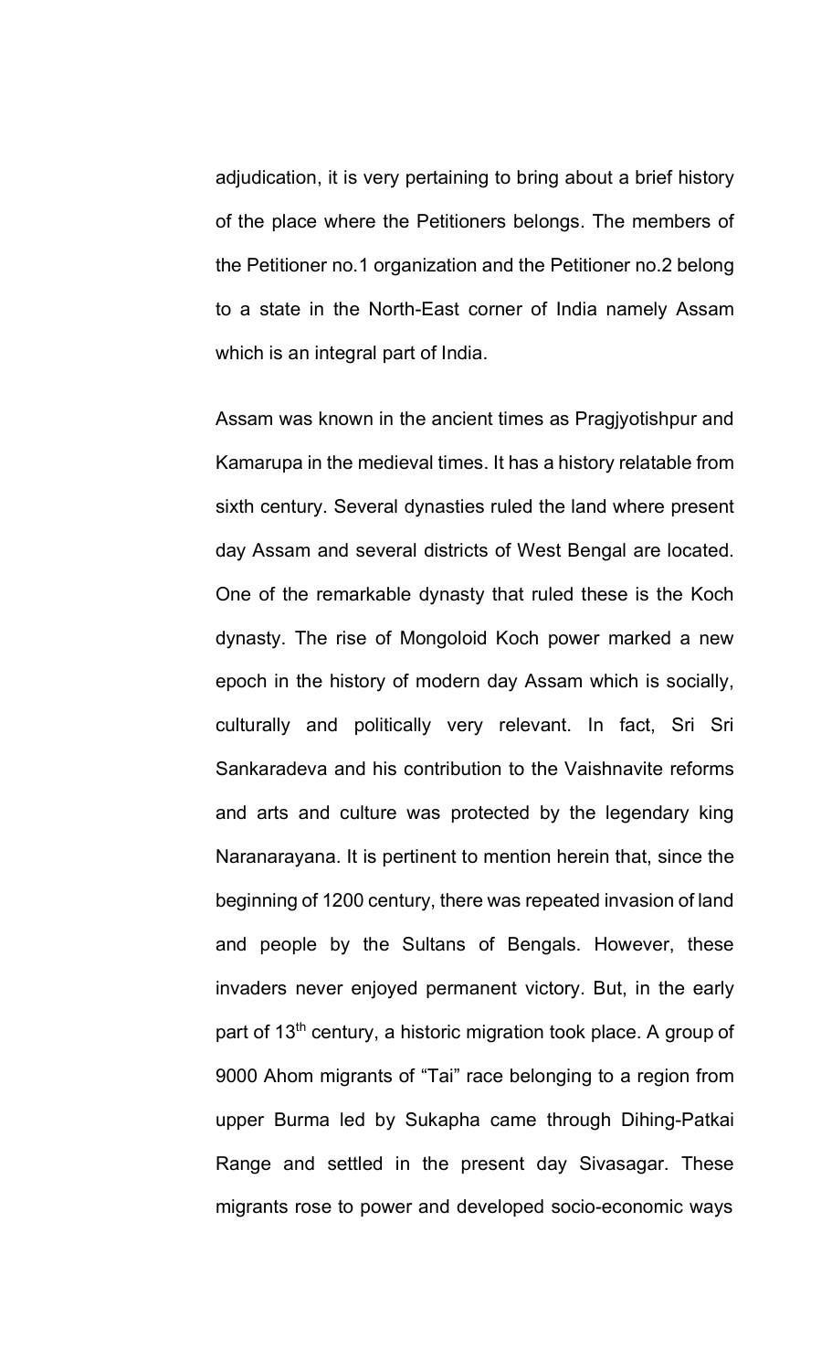adjudication, it is very pertaining to bring about a brief history of the place where the Petitioners belongs. The members of the Petitioner no.1 organization and the Petitioner no.2 belong to a state in the North-East corner of India namely Assam which is an integral part of India.

Assam was known in the ancient times as Pragjyotishpur and Kamarupa in the medieval times. It has a history relatable from sixth century. Several dynasties ruled the land where present day Assam and several districts of West Bengal are located. One of the remarkable dynasty that ruled these is the Koch dynasty. The rise of Mongoloid Koch power marked a new epoch in the history of modern day Assam which is socially, culturally and politically very relevant. In fact, Sri Sri Sankaradeva and his contribution to the Vaishnavite reforms and arts and culture was protected by the legendary king Naranarayana. It is pertinent to mention herein that, since the beginning of 1200 century, there was repeated invasion of land and people by the Sultans of Bengals. However, these invaders never enjoyed permanent victory. But, in the early part of 13th century, a historic migration took place. A group of 9000 Ahom migrants of "Tai" race belonging to a region from upper Burma led by Sukapha came through Dihing-Patkai Range and settled in the present day Sivasagar. These migrants rose to power and developed socio-economic ways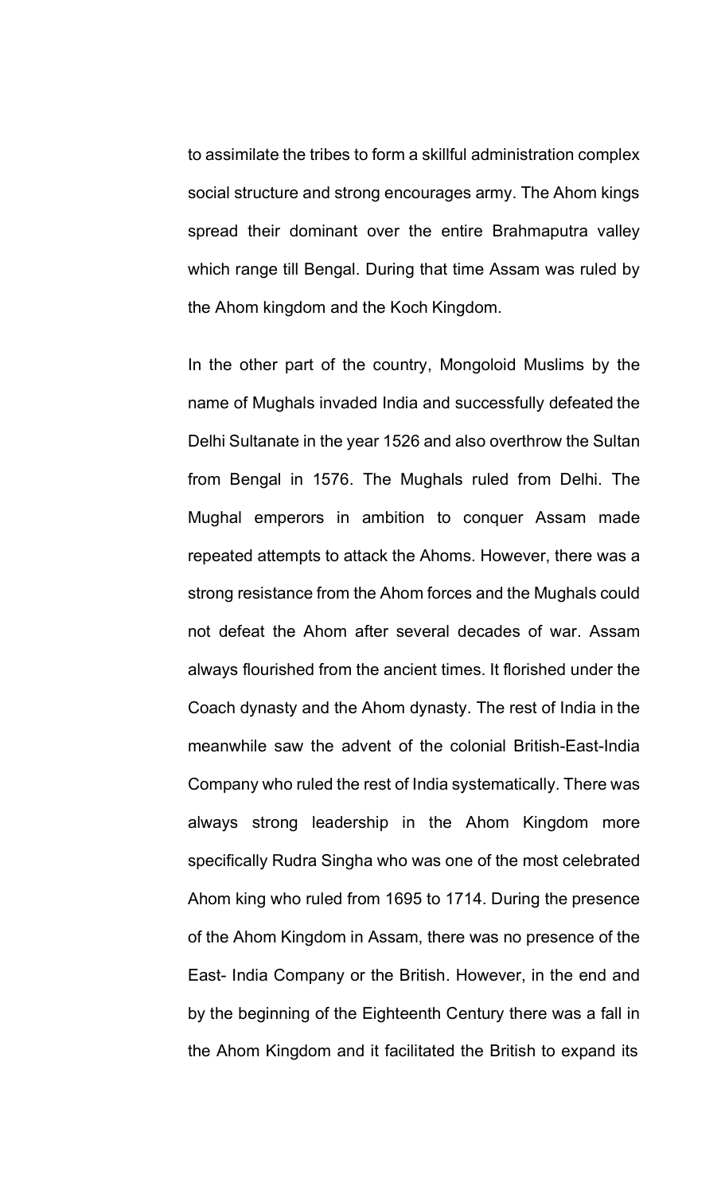to assimilate the tribes to form a skillful administration complex social structure and strong encourages army. The Ahom kings spread their dominant over the entire Brahmaputra valley which range till Bengal. During that time Assam was ruled by the Ahom kingdom and the Koch Kingdom.

In the other part of the country, Mongoloid Muslims by the name of Mughals invaded India and successfully defeated the Delhi Sultanate in the year 1526 and also overthrow the Sultan from Bengal in 1576. The Mughals ruled from Delhi. The Mughal emperors in ambition to conquer Assam made repeated attempts to attack the Ahoms. However, there was a strong resistance from the Ahom forces and the Mughals could not defeat the Ahom after several decades of war. Assam always flourished from the ancient times. It florished under the Coach dynasty and the Ahom dynasty. The rest of India in the meanwhile saw the advent of the colonial British-East-India Company who ruled the rest of India systematically. There was always strong leadership in the Ahom Kingdom more specifically Rudra Singha who was one of the most celebrated Ahom king who ruled from 1695 to 1714. During the presence of the Ahom Kingdom in Assam, there was no presence of the East- India Company or the British. However, in the end and by the beginning of the Eighteenth Century there was a fall in the Ahom Kingdom and it facilitated the British to expand its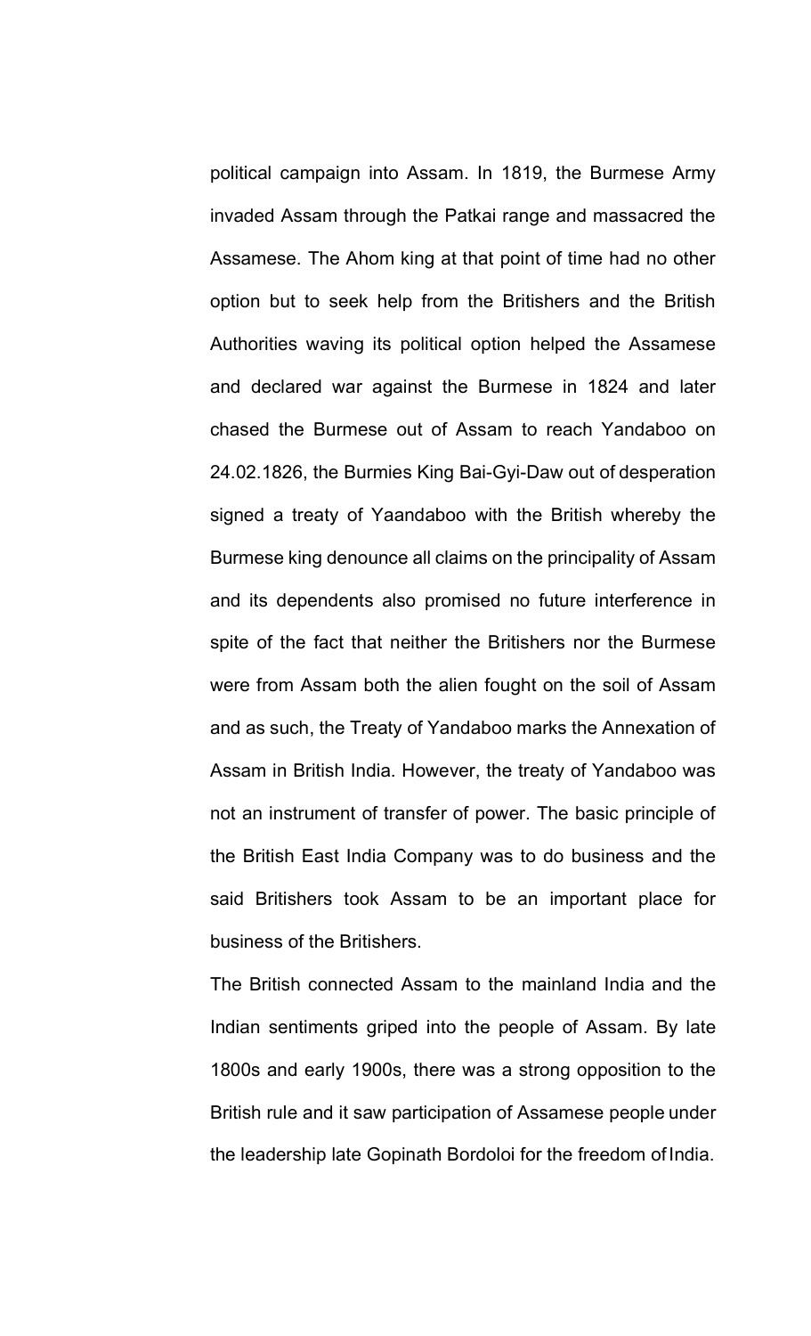political campaign into Assam. In 1819, the Burmese Army invaded Assam through the Patkai range and massacred the Assamese. The Ahom king at that point of time had no other option but to seek help from the Britishers and the British Authorities waving its political option helped the Assamese and declared war against the Burmese in 1824 and later chased the Burmese out of Assam to reach Yandaboo on 24.02.1826, the Burmies King Bai-Gyi-Daw out of desperation signed a treaty of Yaandaboo with the British whereby the Burmese king denounce all claims on the principality of Assam and its dependents also promised no future interference in spite of the fact that neither the Britishers nor the Burmese were from Assam both the alien fought on the soil of Assam and as such, the Treaty of Yandaboo marks the Annexation of Assam in British India. However, the treaty of Yandaboo was not an instrument of transfer of power. The basic principle of the British East India Company was to do business and the said Britishers took Assam to be an important place for business of the Britishers.

The British connected Assam to the mainland India and the Indian sentiments griped into the people of Assam. By late 1800s and early 1900s, there was a strong opposition to the British rule and it saw participation of Assamese people under the leadership late Gopinath Bordoloi for the freedom of India.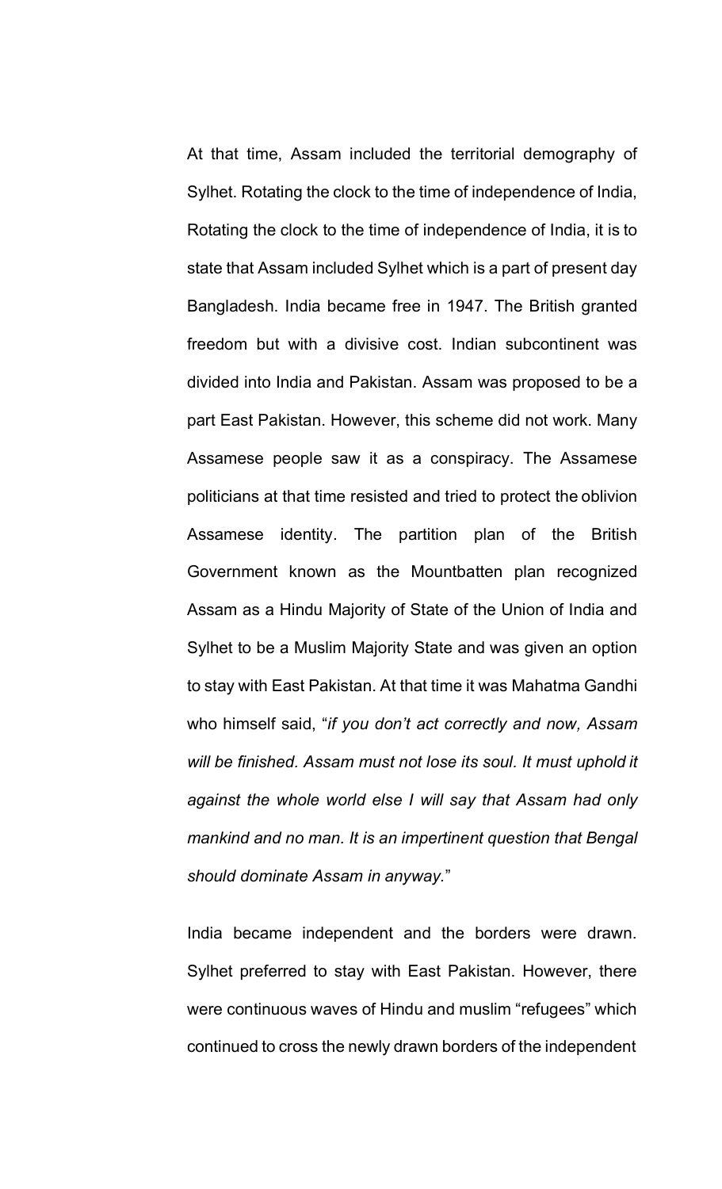At that time, Assam included the territorial demography of Sylhet. Rotating the clock to the time of independence of India, Rotating the clock to the time of independence of India, it is to state that Assam included Sylhet which is a part of present day Bangladesh. India became free in 1947. The British granted freedom but with a divisive cost. Indian subcontinent was divided into India and Pakistan. Assam was proposed to be a part East Pakistan. However, this scheme did not work. Many Assamese people saw it as a conspiracy. The Assamese politicians at that time resisted and tried to protect the oblivion Assamese identity. The partition plan of the British Government known as the Mountbatten plan recognized Assam as a Hindu Majority of State of the Union of India and Sylhet to be a Muslim Majority State and was given an option to stay with East Pakistan. At that time it was Mahatma Gandhi who himself said, "*if you don't act correctly and now, Assam will be finished. Assam must not lose its soul. It must uphold it against the whole world else I will say that Assam had only mankind and no man. It is an impertinent question that Bengal should dominate Assam in anyway.*"

India became independent and the borders were drawn. Sylhet preferred to stay with East Pakistan. However, there were continuous waves of Hindu and muslim "refugees" which continued to cross the newly drawn borders of the independent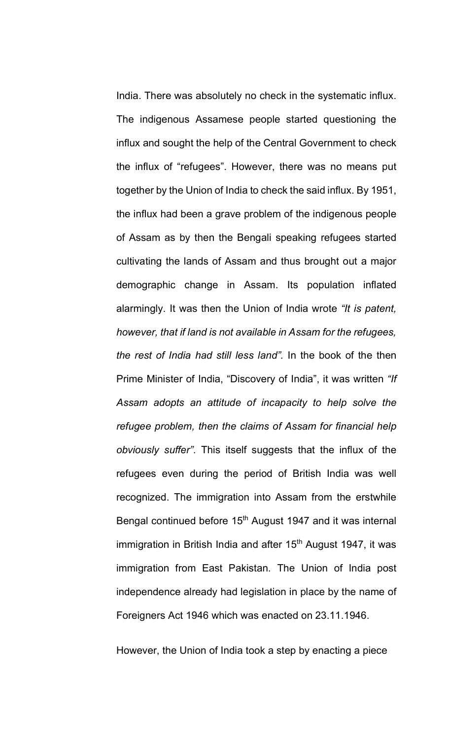India. There was absolutely no check in the systematic influx. The indigenous Assamese people started questioning the influx and sought the help of the Central Government to check the influx of "refugees". However, there was no means put together by the Union of India to check the said influx. By 1951, the influx had been a grave problem of the indigenous people of Assam as by then the Bengali speaking refugees started cultivating the lands of Assam and thus brought out a major demographic change in Assam. Its population inflated alarmingly. It was then the Union of India wrote *"It is patent, however, that if land is not available in Assam for the refugees, the rest of India had still less land".* In the book of the then Prime Minister of India, "Discovery of India", it was written *"If Assam adopts an attitude of incapacity to help solve the refugee problem, then the claims of Assam for financial help obviously suffer"*. This itself suggests that the influx of the refugees even during the period of British India was well recognized. The immigration into Assam from the erstwhile Bengal continued before 15th August 1947 and it was internal immigration in British India and after 15th August 1947, it was immigration from East Pakistan. The Union of India post independence already had legislation in place by the name of Foreigners Act 1946 which was enacted on 23.11.1946.

However, the Union of India took a step by enacting a piece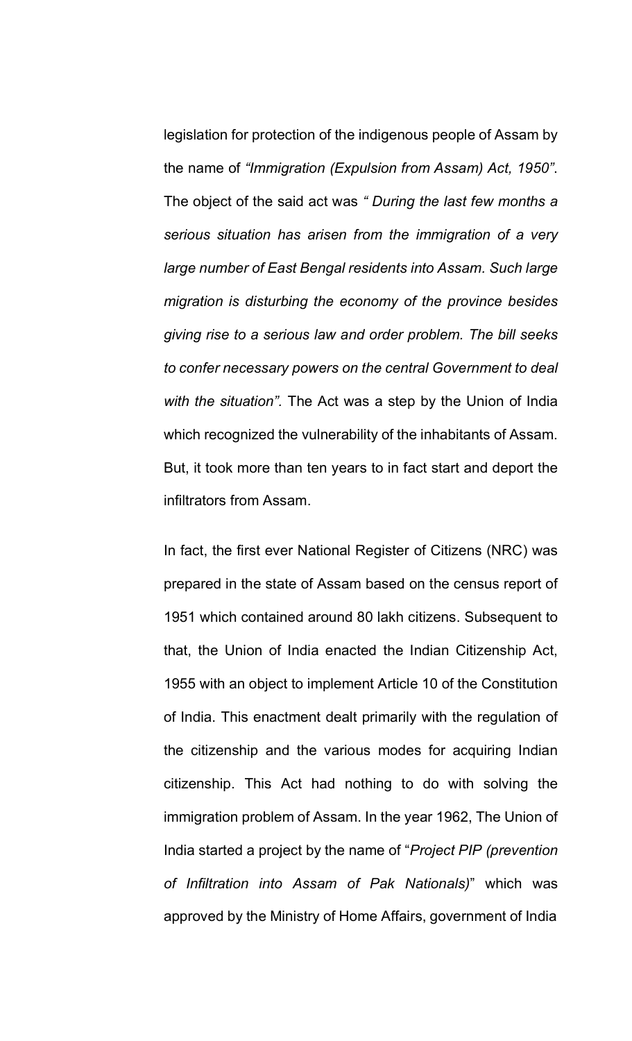legislation for protection of the indigenous people of Assam by the name of *"Immigration (Expulsion from Assam) Act, 1950"*. The object of the said act was *" During the last few months a serious situation has arisen from the immigration of a very large number of East Bengal residents into Assam. Such large migration is disturbing the economy of the province besides giving rise to a serious law and order problem. The bill seeks to confer necessary powers on the central Government to deal with the situation".* The Act was a step by the Union of India which recognized the vulnerability of the inhabitants of Assam. But, it took more than ten years to in fact start and deport the infiltrators from Assam.

In fact, the first ever National Register of Citizens (NRC) was prepared in the state of Assam based on the census report of 1951 which contained around 80 lakh citizens. Subsequent to that, the Union of India enacted the Indian Citizenship Act, 1955 with an object to implement Article 10 of the Constitution of India. This enactment dealt primarily with the regulation of the citizenship and the various modes for acquiring Indian citizenship. This Act had nothing to do with solving the immigration problem of Assam. In the year 1962, The Union of India started a project by the name of "*Project PIP (prevention of Infiltration into Assam of Pak Nationals)*" which was approved by the Ministry of Home Affairs, government of India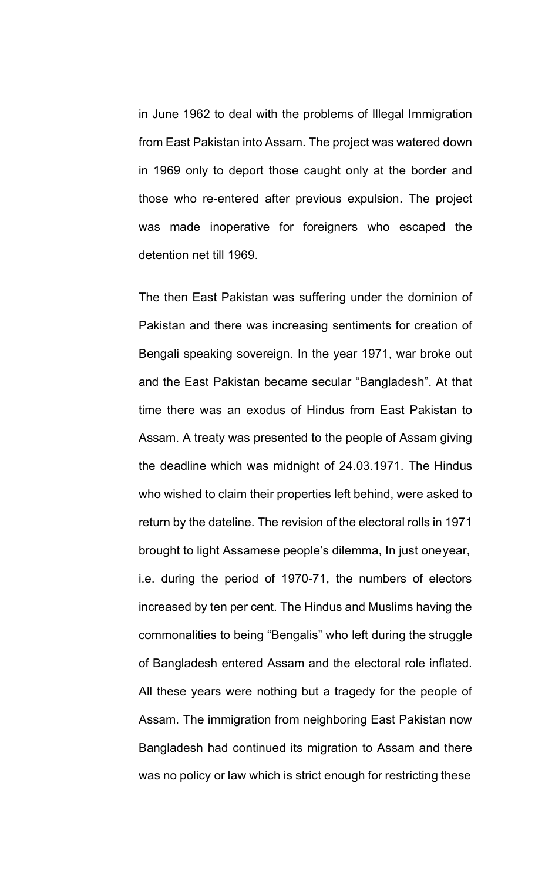in June 1962 to deal with the problems of Illegal Immigration from East Pakistan into Assam. The project was watered down in 1969 only to deport those caught only at the border and those who re-entered after previous expulsion. The project was made inoperative for foreigners who escaped the detention net till 1969.

The then East Pakistan was suffering under the dominion of Pakistan and there was increasing sentiments for creation of Bengali speaking sovereign. In the year 1971, war broke out and the East Pakistan became secular “Bangladesh”. At that time there was an exodus of Hindus from East Pakistan to Assam. A treaty was presented to the people of Assam giving the deadline which was midnight of 24.03.1971. The Hindus who wished to claim their properties left behind, were asked to return by the dateline. The revision of the electoral rolls in 1971 brought to light Assamese people’s dilemma, In just oneyear, i.e. during the period of 1970-71, the numbers of electors increased by ten per cent. The Hindus and Muslims having the commonalities to being “Bengalis” who left during the struggle of Bangladesh entered Assam and the electoral role inflated. All these years were nothing but a tragedy for the people of Assam. The immigration from neighboring East Pakistan now Bangladesh had continued its migration to Assam and there was no policy or law which is strict enough for restricting these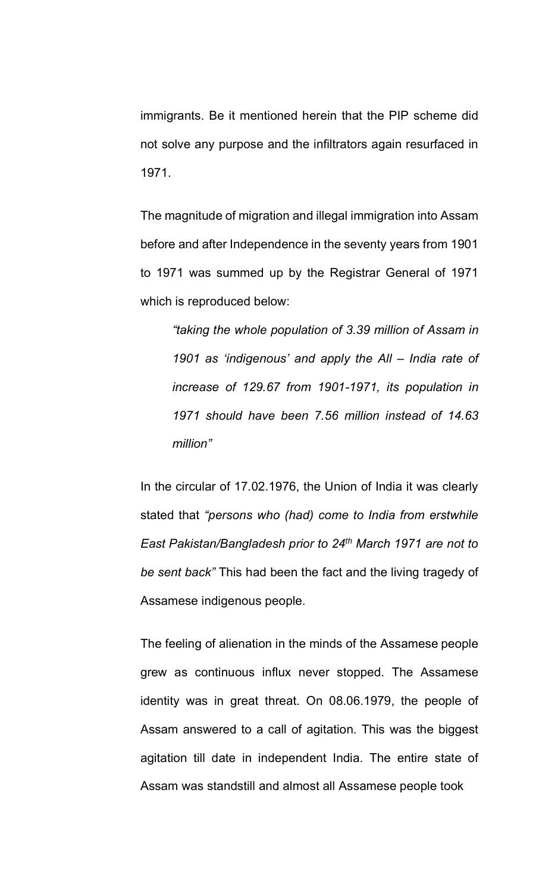immigrants. Be it mentioned herein that the PIP scheme did not solve any purpose and the infiltrators again resurfaced in 1971.

The magnitude of migration and illegal immigration into Assam before and after Independence in the seventy years from 1901 to 1971 was summed up by the Registrar General of 1971 which is reproduced below:

> *"taking the whole population of 3.39 million of Assam in 1901 as 'indigenous' and apply the All – India rate of increase of 129.67 from 1901-1971, its population in 1971 should have been 7.56 million instead of 14.63 million"*

In the circular of 17.02.1976, the Union of India it was clearly stated that *"persons who (had) come to India from erstwhile East Pakistan/Bangladesh prior to 24th March 1971 are not to be sent back"* This had been the fact and the living tragedy of Assamese indigenous people.

The feeling of alienation in the minds of the Assamese people grew as continuous influx never stopped. The Assamese identity was in great threat. On 08.06.1979, the people of Assam answered to a call of agitation. This was the biggest agitation till date in independent India. The entire state of Assam was standstill and almost all Assamese people took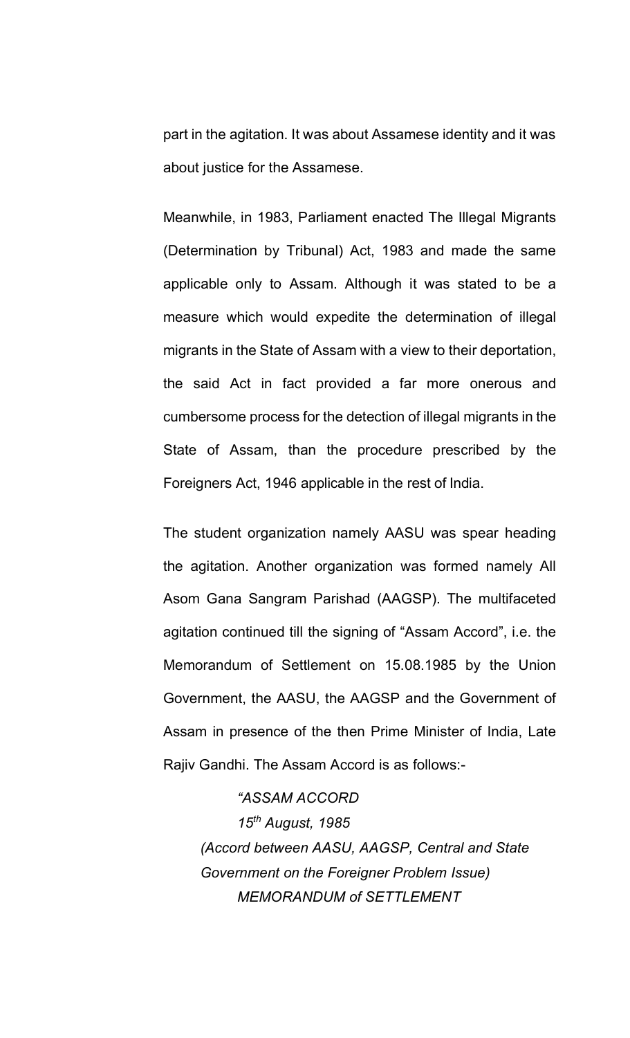part in the agitation. It was about Assamese identity and it was about justice for the Assamese.

Meanwhile, in 1983, Parliament enacted The Illegal Migrants (Determination by Tribunal) Act, 1983 and made the same applicable only to Assam. Although it was stated to be a measure which would expedite the determination of illegal migrants in the State of Assam with a view to their deportation, the said Act in fact provided a far more onerous and cumbersome process for the detection of illegal migrants in the State of Assam, than the procedure prescribed by the Foreigners Act, 1946 applicable in the rest of India.

The student organization namely AASU was spear heading the agitation. Another organization was formed namely All Asom Gana Sangram Parishad (AAGSP). The multifaceted agitation continued till the signing of "Assam Accord", i.e. the Memorandum of Settlement on 15.08.1985 by the Union Government, the AASU, the AAGSP and the Government of Assam in presence of the then Prime Minister of India, Late Rajiv Gandhi. The Assam Accord is as follows:-

> *"ASSAM ACCORD*
>
> *15th August, 1985*
>
> *(Accord between AASU, AAGSP, Central and State Government on the Foreigner Problem Issue)*
>
> *MEMORANDUM of SETTLEMENT*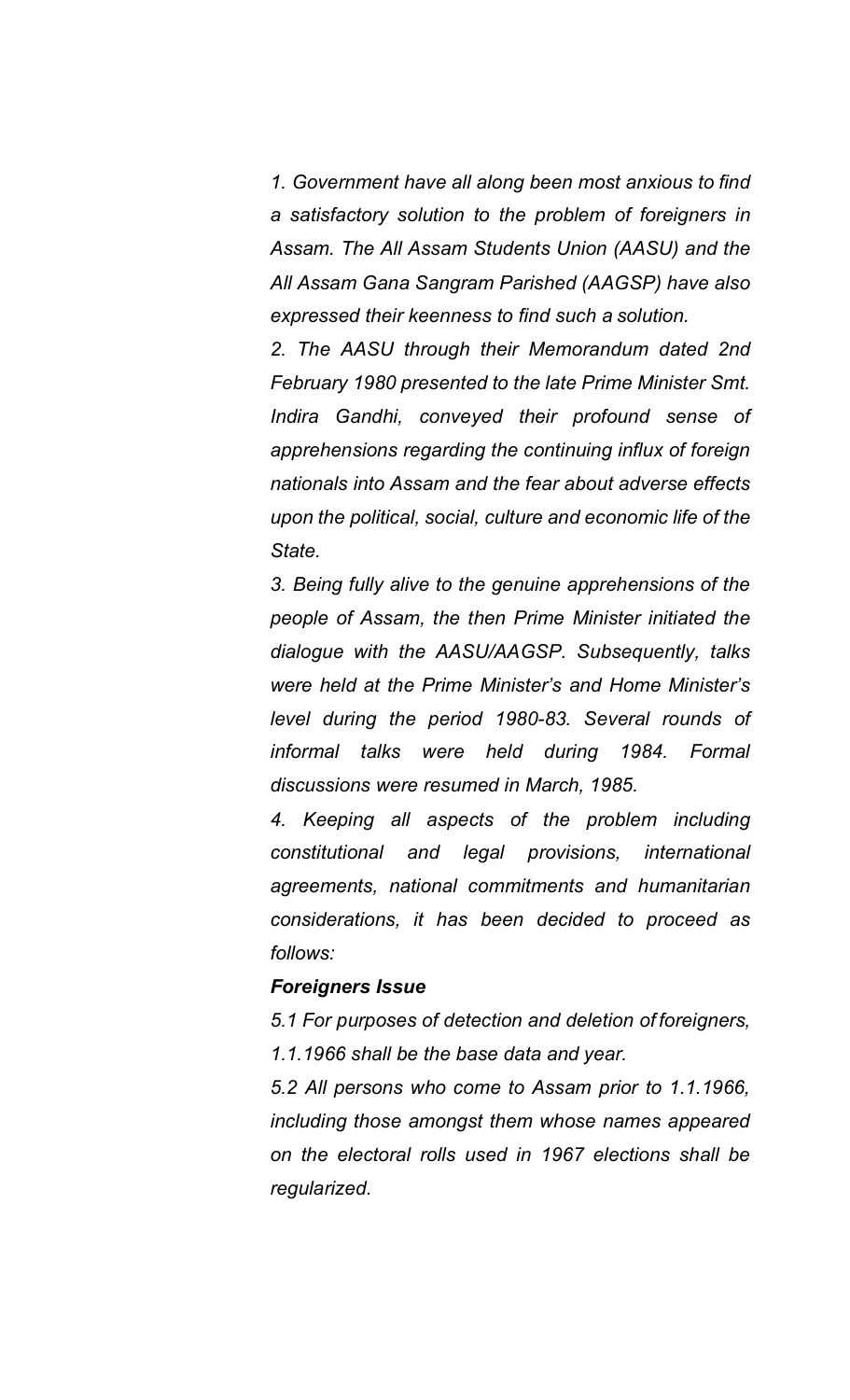*1. Government have all along been most anxious to find a satisfactory solution to the problem of foreigners in Assam. The All Assam Students Union (AASU) and the All Assam Gana Sangram Parished (AAGSP) have also expressed their keenness to find such a solution.*

*2. The AASU through their Memorandum dated 2nd February 1980 presented to the late Prime Minister Smt. Indira Gandhi, conveyed their profound sense of apprehensions regarding the continuing influx of foreign nationals into Assam and the fear about adverse effects upon the political, social, culture and economic life of the State.*

*3. Being fully alive to the genuine apprehensions of the people of Assam, the then Prime Minister initiated the dialogue with the AASU/AAGSP. Subsequently, talks were held at the Prime Minister's and Home Minister's level during the period 1980-83. Several rounds of informal talks were held during 1984. Formal discussions were resumed in March, 1985.*

*4. Keeping all aspects of the problem including constitutional and legal provisions, international agreements, national commitments and humanitarian considerations, it has been decided to proceed as follows:*

***Foreigners Issue***

*5.1 For purposes of detection and deletion of foreigners, 1.1.1966 shall be the base data and year.*

*5.2 All persons who come to Assam prior to 1.1.1966, including those amongst them whose names appeared on the electoral rolls used in 1967 elections shall be regularized.*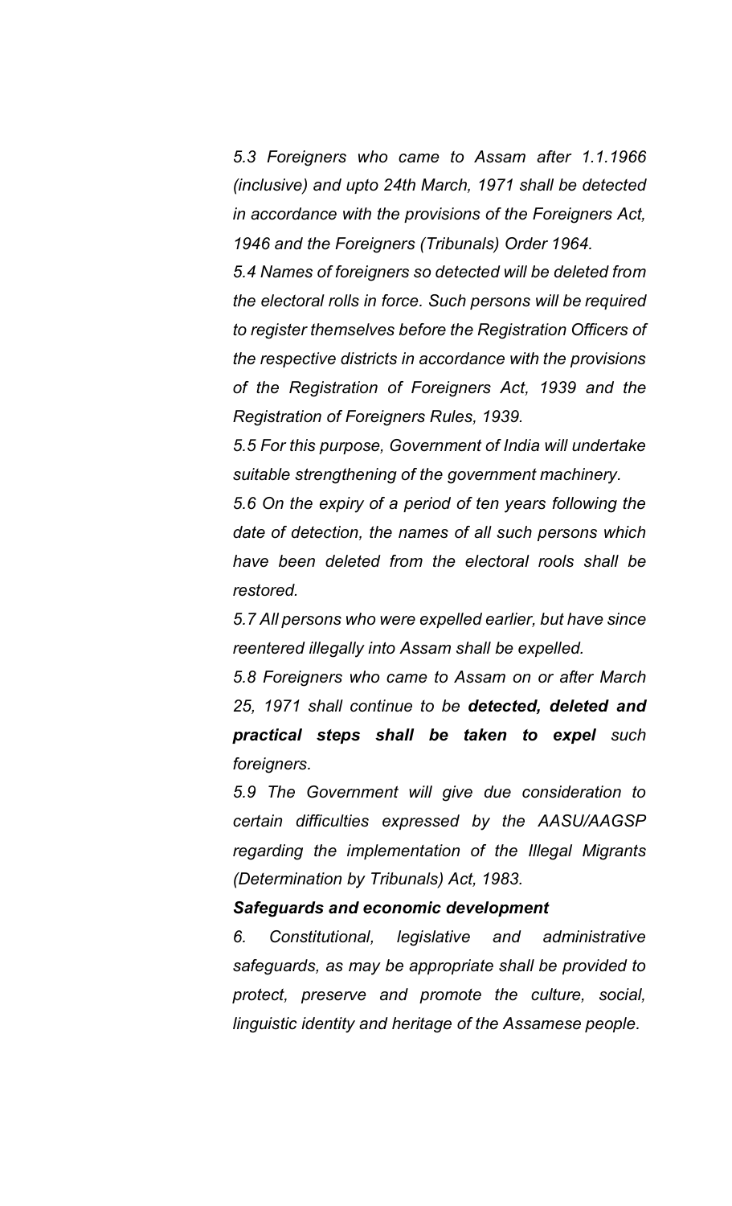*5.3 Foreigners who came to Assam after 1.1.1966 (inclusive) and upto 24th March, 1971 shall be detected in accordance with the provisions of the Foreigners Act, 1946 and the Foreigners (Tribunals) Order 1964.*

*5.4 Names of foreigners so detected will be deleted from the electoral rolls in force. Such persons will be required to register themselves before the Registration Officers of the respective districts in accordance with the provisions of the Registration of Foreigners Act, 1939 and the Registration of Foreigners Rules, 1939.*

*5.5 For this purpose, Government of India will undertake suitable strengthening of the government machinery.*

*5.6 On the expiry of a period of ten years following the date of detection, the names of all such persons which have been deleted from the electoral rools shall be restored.*

*5.7 All persons who were expelled earlier, but have since reentered illegally into Assam shall be expelled.*

*5.8 Foreigners who came to Assam on or after March 25, 1971 shall continue to be* ***detected, deleted and practical steps shall be taken to expel*** *such foreigners.*

*5.9 The Government will give due consideration to certain difficulties expressed by the AASU/AAGSP regarding the implementation of the Illegal Migrants (Determination by Tribunals) Act, 1983.*

***Safeguards and economic development***

*6. Constitutional, legislative and administrative safeguards, as may be appropriate shall be provided to protect, preserve and promote the culture, social, linguistic identity and heritage of the Assamese people.*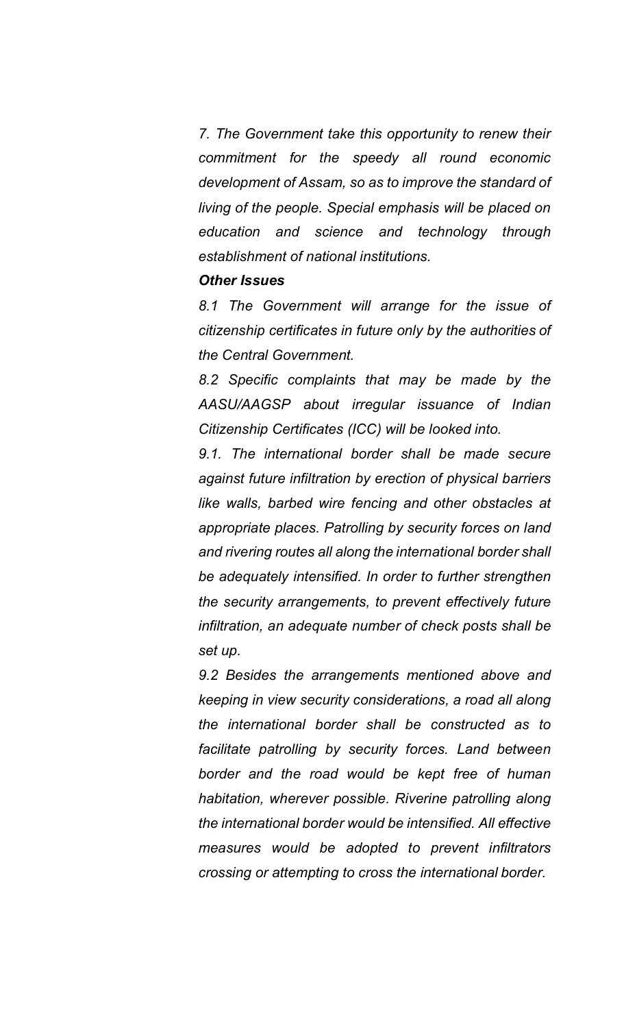*7. The Government take this opportunity to renew their commitment for the speedy all round economic development of Assam, so as to improve the standard of living of the people. Special emphasis will be placed on education and science and technology through establishment of national institutions.*

***Other Issues***

*8.1 The Government will arrange for the issue of citizenship certificates in future only by the authorities of the Central Government.*

*8.2 Specific complaints that may be made by the AASU/AAGSP about irregular issuance of Indian Citizenship Certificates (ICC) will be looked into.*

*9.1. The international border shall be made secure against future infiltration by erection of physical barriers like walls, barbed wire fencing and other obstacles at appropriate places. Patrolling by security forces on land and rivering routes all along the international border shall be adequately intensified. In order to further strengthen the security arrangements, to prevent effectively future infiltration, an adequate number of check posts shall be set up.*

*9.2 Besides the arrangements mentioned above and keeping in view security considerations, a road all along the international border shall be constructed as to facilitate patrolling by security forces. Land between border and the road would be kept free of human habitation, wherever possible. Riverine patrolling along the international border would be intensified. All effective measures would be adopted to prevent infiltrators crossing or attempting to cross the international border.*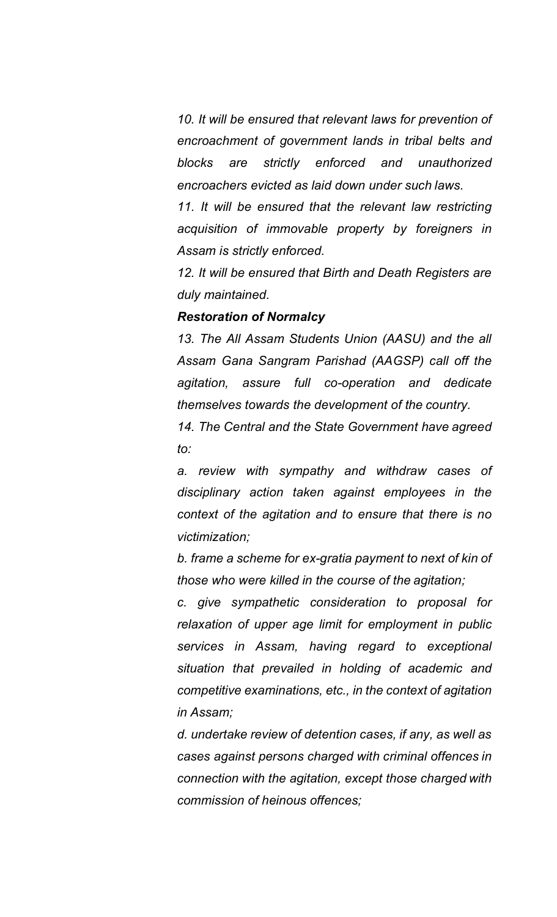*10. It will be ensured that relevant laws for prevention of encroachment of government lands in tribal belts and blocks are strictly enforced and unauthorized encroachers evicted as laid down under such laws.*

*11. It will be ensured that the relevant law restricting acquisition of immovable property by foreigners in Assam is strictly enforced.*

*12. It will be ensured that Birth and Death Registers are duly maintained.*

***Restoration of Normalcy***

*13. The All Assam Students Union (AASU) and the all Assam Gana Sangram Parishad (AAGSP) call off the agitation, assure full co-operation and dedicate themselves towards the development of the country.*

*14. The Central and the State Government have agreed to:*

*a. review with sympathy and withdraw cases of disciplinary action taken against employees in the context of the agitation and to ensure that there is no victimization;*

*b. frame a scheme for ex-gratia payment to next of kin of those who were killed in the course of the agitation;*

*c. give sympathetic consideration to proposal for relaxation of upper age limit for employment in public services in Assam, having regard to exceptional situation that prevailed in holding of academic and competitive examinations, etc., in the context of agitation in Assam;*

*d. undertake review of detention cases, if any, as well as cases against persons charged with criminal offences in connection with the agitation, except those charged with commission of heinous offences;*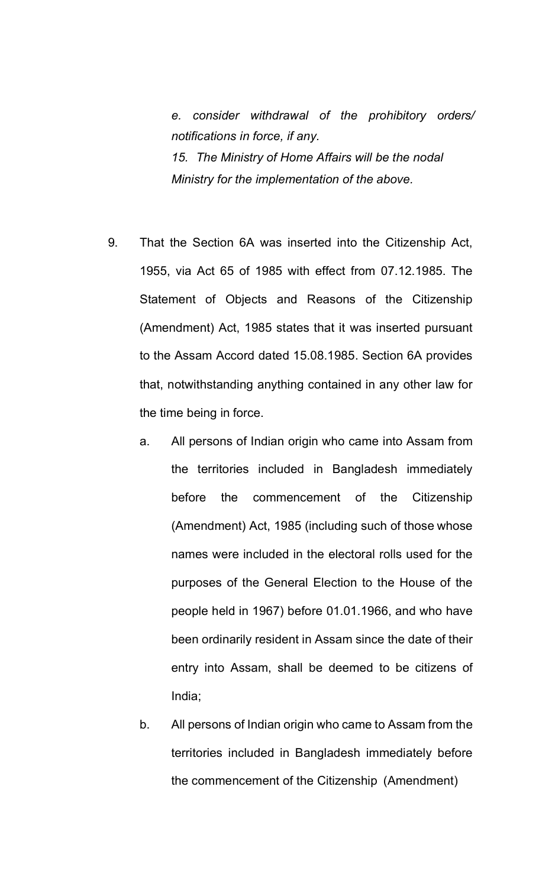*e. consider withdrawal of the prohibitory orders/ notifications in force, if any.*

*15. The Ministry of Home Affairs will be the nodal Ministry for the implementation of the above.*

9. That the Section 6A was inserted into the Citizenship Act, 1955, via Act 65 of 1985 with effect from 07.12.1985. The Statement of Objects and Reasons of the Citizenship (Amendment) Act, 1985 states that it was inserted pursuant to the Assam Accord dated 15.08.1985. Section 6A provides that, notwithstanding anything contained in any other law for the time being in force.

   a. All persons of Indian origin who came into Assam from the territories included in Bangladesh immediately before the commencement of the Citizenship (Amendment) Act, 1985 (including such of those whose names were included in the electoral rolls used for the purposes of the General Election to the House of the people held in 1967) before 01.01.1966, and who have been ordinarily resident in Assam since the date of their entry into Assam, shall be deemed to be citizens of India;

   b. All persons of Indian origin who came to Assam from the territories included in Bangladesh immediately before the commencement of the Citizenship (Amendment)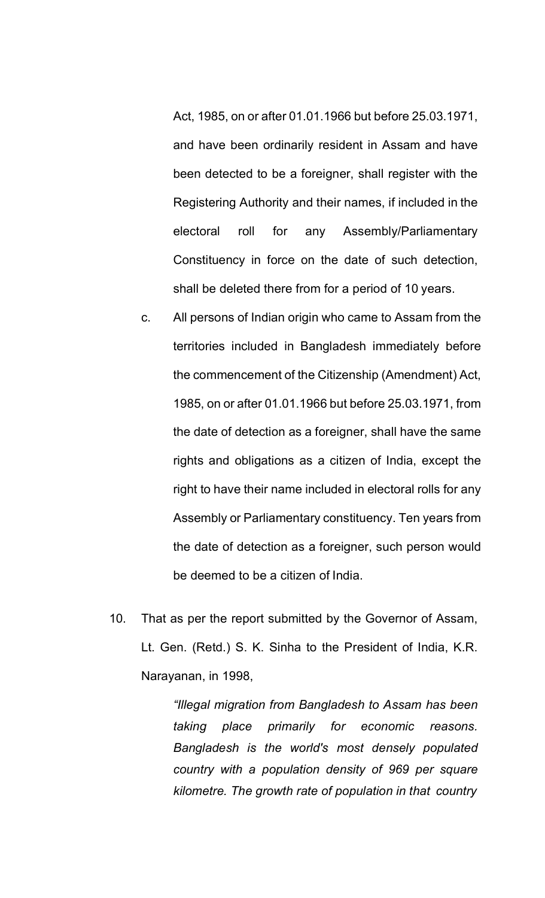Act, 1985, on or after 01.01.1966 but before 25.03.1971, and have been ordinarily resident in Assam and have been detected to be a foreigner, shall register with the Registering Authority and their names, if included in the electoral roll for any Assembly/Parliamentary Constituency in force on the date of such detection, shall be deleted there from for a period of 10 years.

c. All persons of Indian origin who came to Assam from the territories included in Bangladesh immediately before the commencement of the Citizenship (Amendment) Act, 1985, on or after 01.01.1966 but before 25.03.1971, from the date of detection as a foreigner, shall have the same rights and obligations as a citizen of India, except the right to have their name included in electoral rolls for any Assembly or Parliamentary constituency. Ten years from the date of detection as a foreigner, such person would be deemed to be a citizen of India.

10. That as per the report submitted by the Governor of Assam, Lt. Gen. (Retd.) S. K. Sinha to the President of India, K.R. Narayanan, in 1998,

> *"Illegal migration from Bangladesh to Assam has been taking place primarily for economic reasons. Bangladesh is the world's most densely populated country with a population density of 969 per square kilometre. The growth rate of population in that country*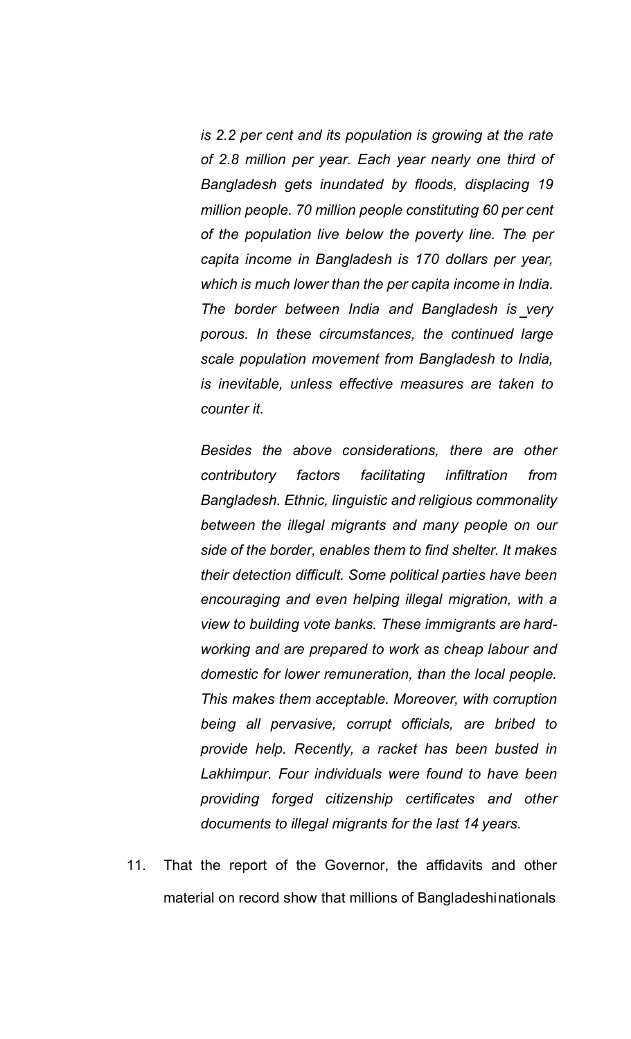*is 2.2 per cent and its population is growing at the rate of 2.8 million per year. Each year nearly one third of Bangladesh gets inundated by floods, displacing 19 million people. 70 million people constituting 60 per cent of the population live below the poverty line. The per capita income in Bangladesh is 170 dollars per year, which is much lower than the per capita income in India. The border between India and Bangladesh is very porous. In these circumstances, the continued large scale population movement from Bangladesh to India, is inevitable, unless effective measures are taken to counter it.*

*Besides the above considerations, there are other contributory factors facilitating infiltration from Bangladesh. Ethnic, linguistic and religious commonality between the illegal migrants and many people on our side of the border, enables them to find shelter. It makes their detection difficult. Some political parties have been encouraging and even helping illegal migration, with a view to building vote banks. These immigrants are hard-working and are prepared to work as cheap labour and domestic for lower remuneration, than the local people. This makes them acceptable. Moreover, with corruption being all pervasive, corrupt officials, are bribed to provide help. Recently, a racket has been busted in Lakhimpur. Four individuals were found to have been providing forged citizenship certificates and other documents to illegal migrants for the last 14 years.*

11. That the report of the Governor, the affidavits and other material on record show that millions of Bangladeshi nationals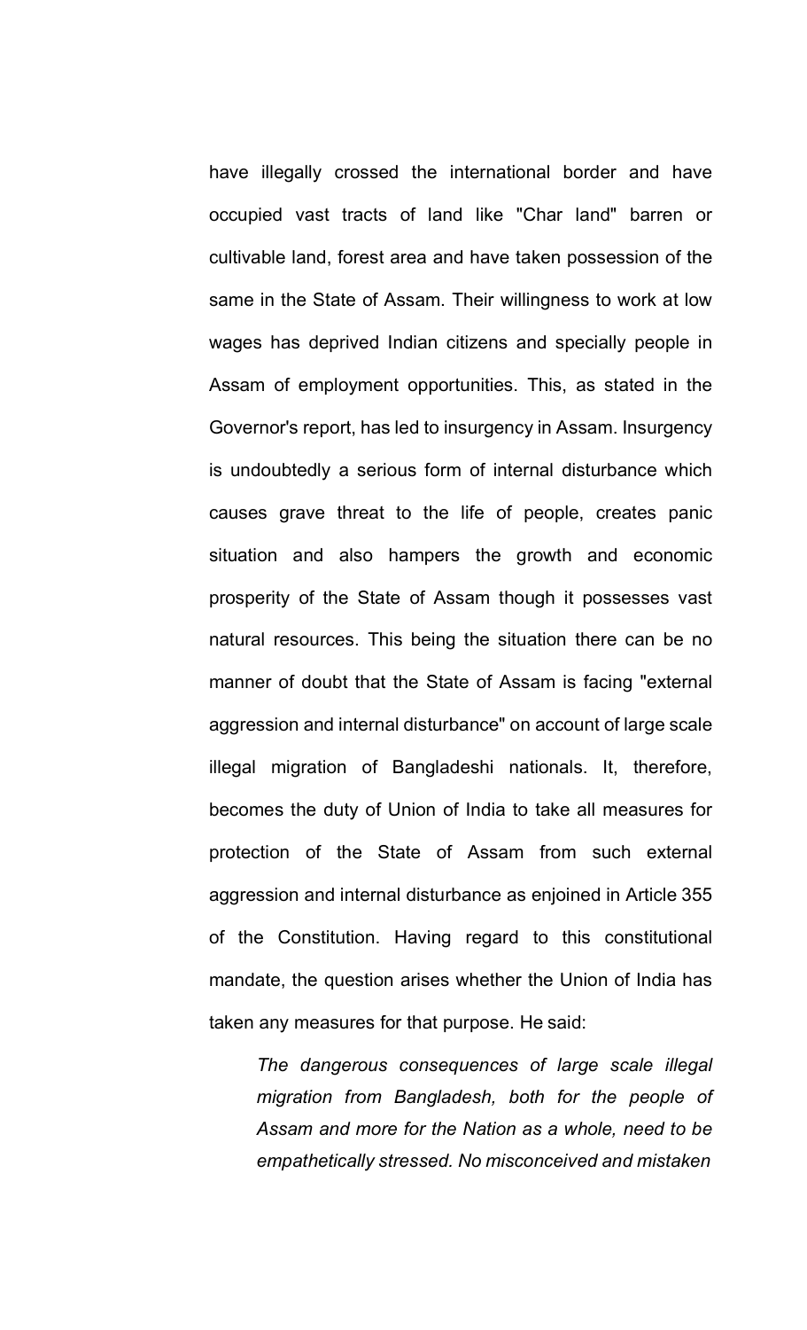have illegally crossed the international border and have occupied vast tracts of land like "Char land" barren or cultivable land, forest area and have taken possession of the same in the State of Assam. Their willingness to work at low wages has deprived Indian citizens and specially people in Assam of employment opportunities. This, as stated in the Governor's report, has led to insurgency in Assam. Insurgency is undoubtedly a serious form of internal disturbance which causes grave threat to the life of people, creates panic situation and also hampers the growth and economic prosperity of the State of Assam though it possesses vast natural resources. This being the situation there can be no manner of doubt that the State of Assam is facing "external aggression and internal disturbance" on account of large scale illegal migration of Bangladeshi nationals. It, therefore, becomes the duty of Union of India to take all measures for protection of the State of Assam from such external aggression and internal disturbance as enjoined in Article 355 of the Constitution. Having regard to this constitutional mandate, the question arises whether the Union of India has taken any measures for that purpose. He said:

> *The dangerous consequences of large scale illegal migration from Bangladesh, both for the people of Assam and more for the Nation as a whole, need to be empathetically stressed. No misconceived and mistaken*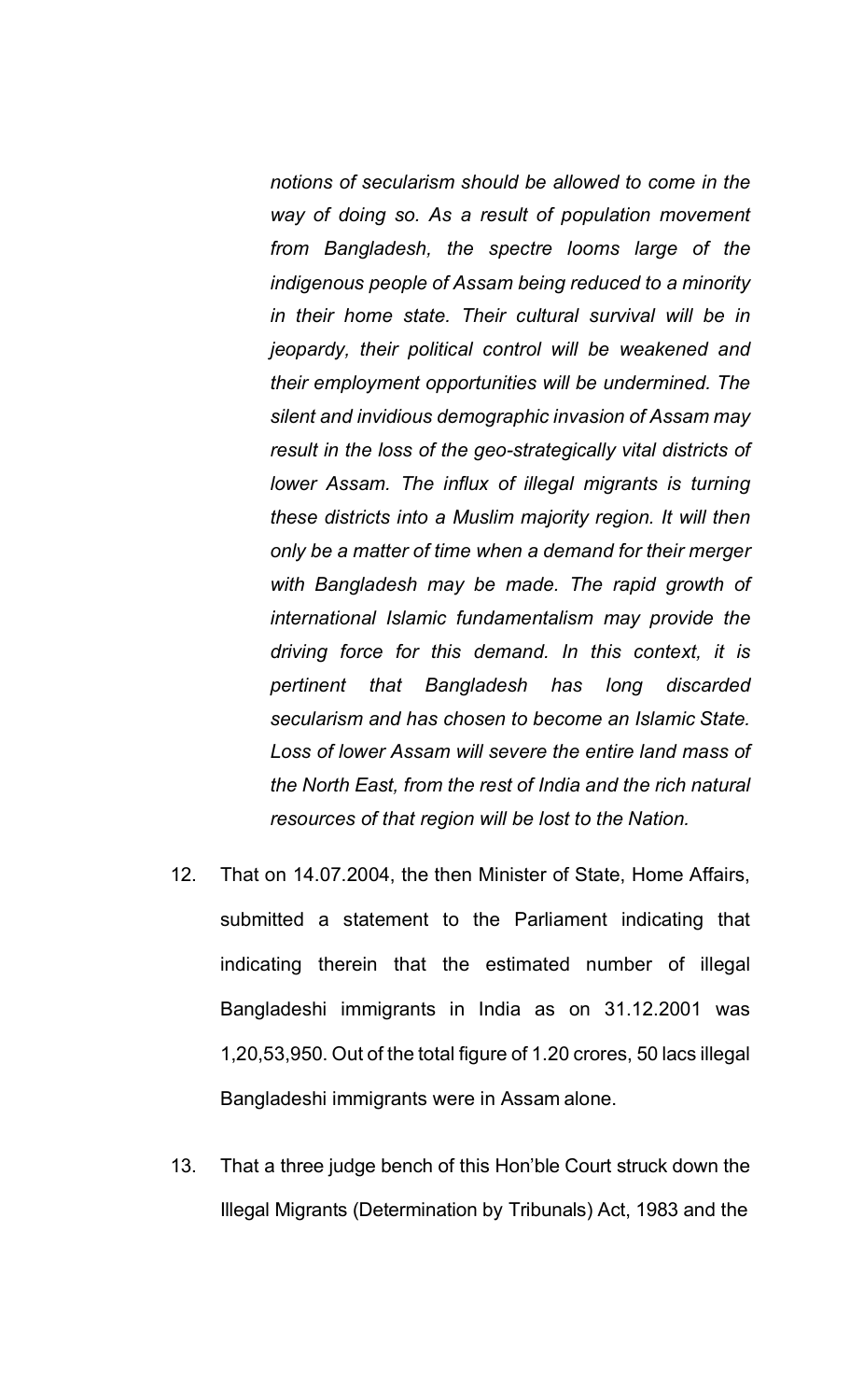*notions of secularism should be allowed to come in the way of doing so. As a result of population movement from Bangladesh, the spectre looms large of the indigenous people of Assam being reduced to a minority in their home state. Their cultural survival will be in jeopardy, their political control will be weakened and their employment opportunities will be undermined. The silent and invidious demographic invasion of Assam may result in the loss of the geo-strategically vital districts of lower Assam. The influx of illegal migrants is turning these districts into a Muslim majority region. It will then only be a matter of time when a demand for their merger with Bangladesh may be made. The rapid growth of international Islamic fundamentalism may provide the driving force for this demand. In this context, it is pertinent that Bangladesh has long discarded secularism and has chosen to become an Islamic State. Loss of lower Assam will severe the entire land mass of the North East, from the rest of India and the rich natural resources of that region will be lost to the Nation.*

12. That on 14.07.2004, the then Minister of State, Home Affairs, submitted a statement to the Parliament indicating that indicating therein that the estimated number of illegal Bangladeshi immigrants in India as on 31.12.2001 was 1,20,53,950. Out of the total figure of 1.20 crores, 50 lacs illegal Bangladeshi immigrants were in Assam alone.

13. That a three judge bench of this Hon'ble Court struck down the Illegal Migrants (Determination by Tribunals) Act, 1983 and the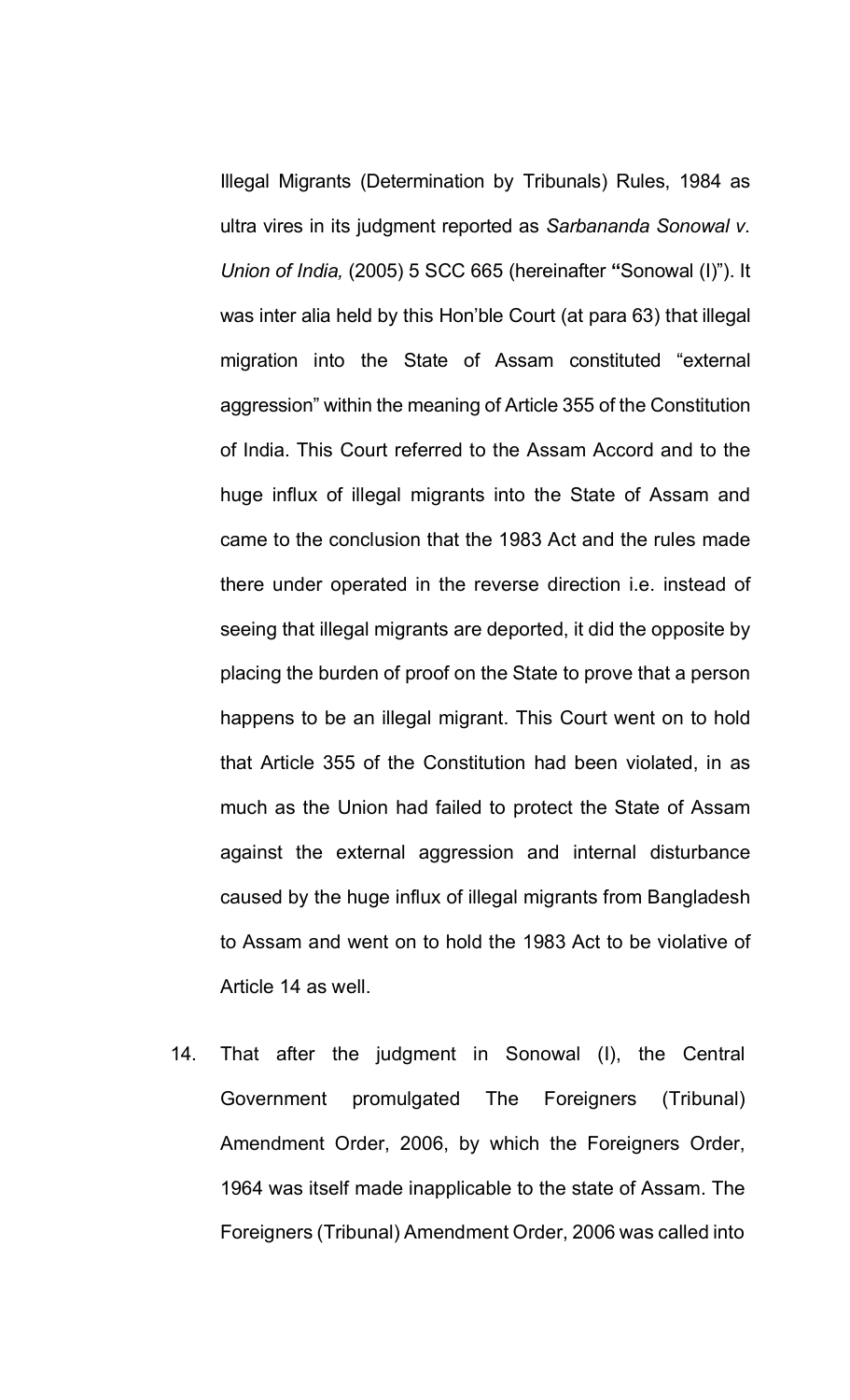Illegal Migrants (Determination by Tribunals) Rules, 1984 as ultra vires in its judgment reported as *Sarbananda Sonowal v. Union of India,* (2005) 5 SCC 665 (hereinafter **"**Sonowal (I)"). It was inter alia held by this Hon'ble Court (at para 63) that illegal migration into the State of Assam constituted "external aggression" within the meaning of Article 355 of the Constitution of India. This Court referred to the Assam Accord and to the huge influx of illegal migrants into the State of Assam and came to the conclusion that the 1983 Act and the rules made there under operated in the reverse direction i.e. instead of seeing that illegal migrants are deported, it did the opposite by placing the burden of proof on the State to prove that a person happens to be an illegal migrant. This Court went on to hold that Article 355 of the Constitution had been violated, in as much as the Union had failed to protect the State of Assam against the external aggression and internal disturbance caused by the huge influx of illegal migrants from Bangladesh to Assam and went on to hold the 1983 Act to be violative of Article 14 as well.

14. That after the judgment in Sonowal (I), the Central Government promulgated The Foreigners (Tribunal) Amendment Order, 2006, by which the Foreigners Order, 1964 was itself made inapplicable to the state of Assam. The Foreigners (Tribunal) Amendment Order, 2006 was called into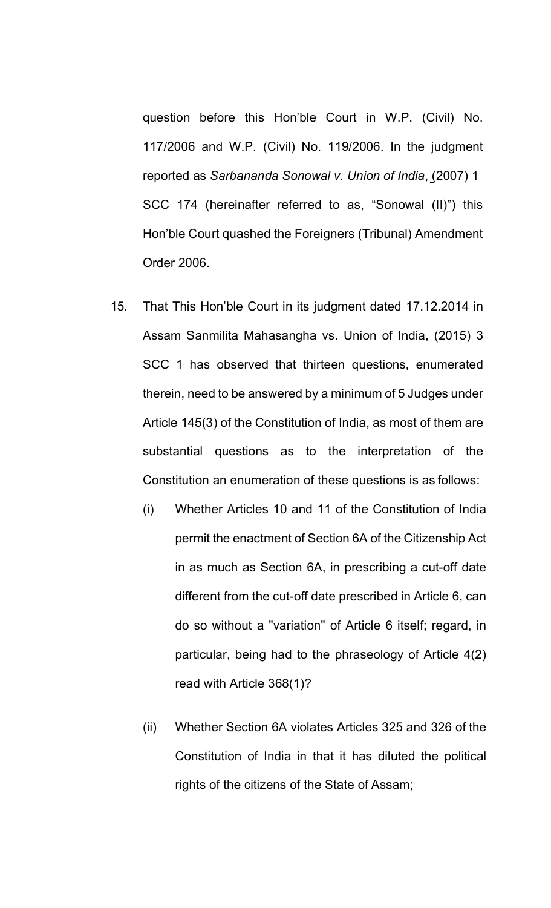question before this Hon'ble Court in W.P. (Civil) No. 117/2006 and W.P. (Civil) No. 119/2006. In the judgment reported as *Sarbananda Sonowal v. Union of India*, (2007) 1 SCC 174 (hereinafter referred to as, "Sonowal (II)") this Hon'ble Court quashed the Foreigners (Tribunal) Amendment Order 2006.

15. That This Hon'ble Court in its judgment dated 17.12.2014 in Assam Sanmilita Mahasangha vs. Union of India, (2015) 3 SCC 1 has observed that thirteen questions, enumerated therein, need to be answered by a minimum of 5 Judges under Article 145(3) of the Constitution of India, as most of them are substantial questions as to the interpretation of the Constitution an enumeration of these questions is as follows:

    (i) Whether Articles 10 and 11 of the Constitution of India permit the enactment of Section 6A of the Citizenship Act in as much as Section 6A, in prescribing a cut-off date different from the cut-off date prescribed in Article 6, can do so without a "variation" of Article 6 itself; regard, in particular, being had to the phraseology of Article 4(2) read with Article 368(1)?

    (ii) Whether Section 6A violates Articles 325 and 326 of the Constitution of India in that it has diluted the political rights of the citizens of the State of Assam;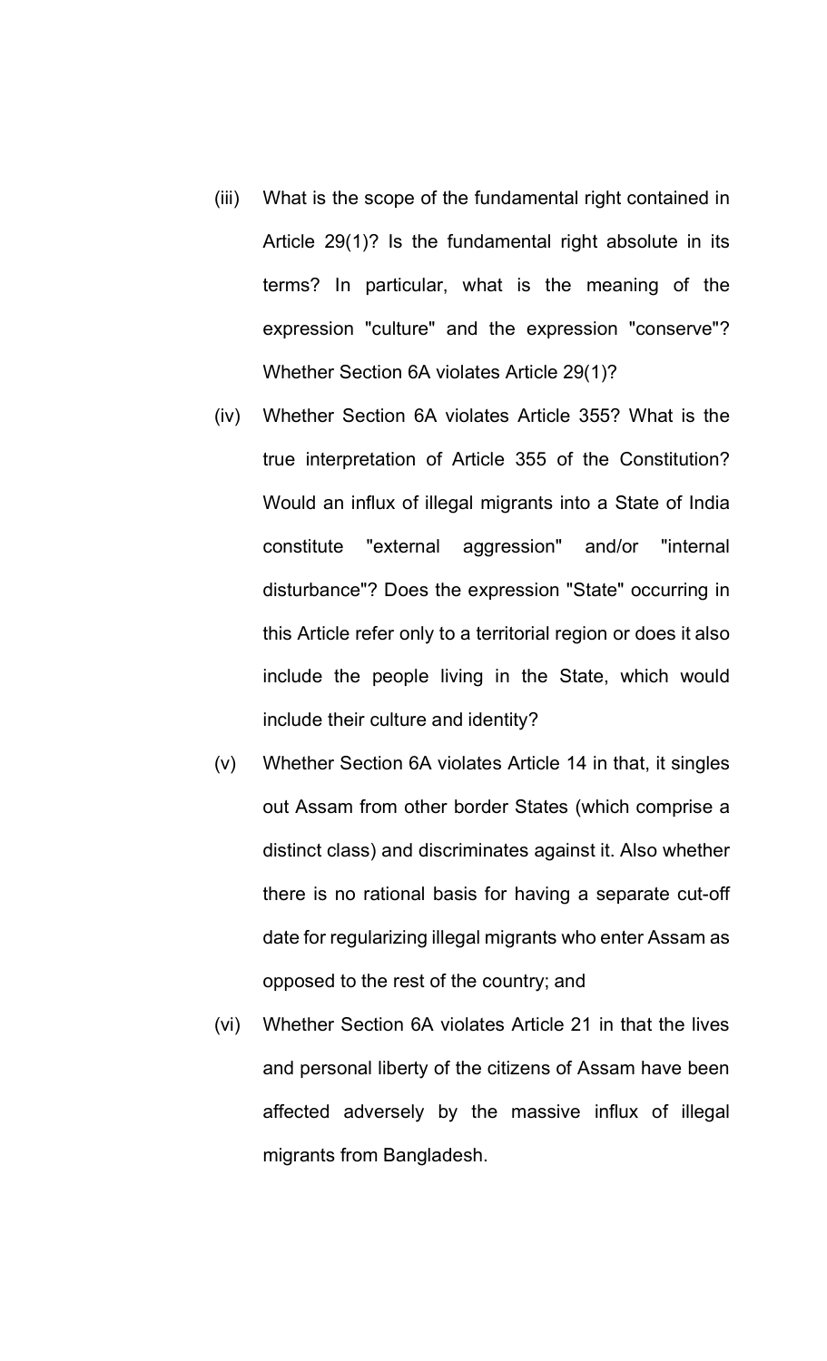(iii) What is the scope of the fundamental right contained in Article 29(1)? Is the fundamental right absolute in its terms? In particular, what is the meaning of the expression "culture" and the expression "conserve"? Whether Section 6A violates Article 29(1)?

(iv) Whether Section 6A violates Article 355? What is the true interpretation of Article 355 of the Constitution? Would an influx of illegal migrants into a State of India constitute "external aggression" and/or "internal disturbance"? Does the expression "State" occurring in this Article refer only to a territorial region or does it also include the people living in the State, which would include their culture and identity?

(v) Whether Section 6A violates Article 14 in that, it singles out Assam from other border States (which comprise a distinct class) and discriminates against it. Also whether there is no rational basis for having a separate cut-off date for regularizing illegal migrants who enter Assam as opposed to the rest of the country; and

(vi) Whether Section 6A violates Article 21 in that the lives and personal liberty of the citizens of Assam have been affected adversely by the massive influx of illegal migrants from Bangladesh.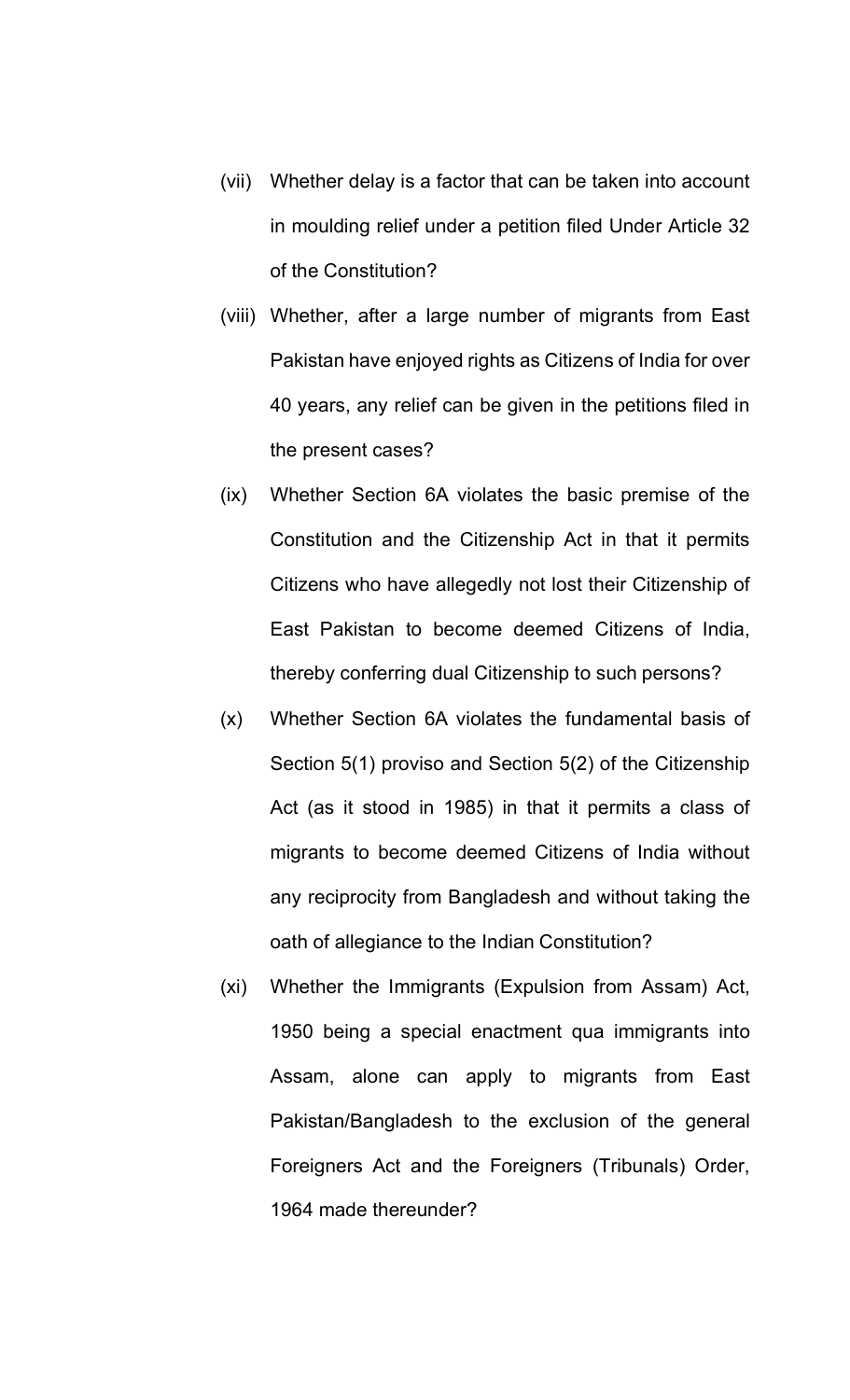(vii) Whether delay is a factor that can be taken into account in moulding relief under a petition filed Under Article 32 of the Constitution?

(viii) Whether, after a large number of migrants from East Pakistan have enjoyed rights as Citizens of India for over 40 years, any relief can be given in the petitions filed in the present cases?

(ix) Whether Section 6A violates the basic premise of the Constitution and the Citizenship Act in that it permits Citizens who have allegedly not lost their Citizenship of East Pakistan to become deemed Citizens of India, thereby conferring dual Citizenship to such persons?

(x) Whether Section 6A violates the fundamental basis of Section 5(1) proviso and Section 5(2) of the Citizenship Act (as it stood in 1985) in that it permits a class of migrants to become deemed Citizens of India without any reciprocity from Bangladesh and without taking the oath of allegiance to the Indian Constitution?

(xi) Whether the Immigrants (Expulsion from Assam) Act, 1950 being a special enactment qua immigrants into Assam, alone can apply to migrants from East Pakistan/Bangladesh to the exclusion of the general Foreigners Act and the Foreigners (Tribunals) Order, 1964 made thereunder?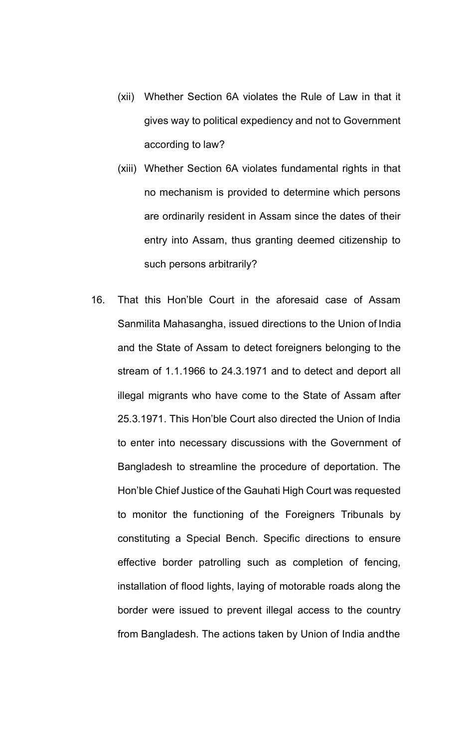(xii) Whether Section 6A violates the Rule of Law in that it gives way to political expediency and not to Government according to law?

(xiii) Whether Section 6A violates fundamental rights in that no mechanism is provided to determine which persons are ordinarily resident in Assam since the dates of their entry into Assam, thus granting deemed citizenship to such persons arbitrarily?

16. That this Hon'ble Court in the aforesaid case of Assam Sanmilita Mahasangha, issued directions to the Union of India and the State of Assam to detect foreigners belonging to the stream of 1.1.1966 to 24.3.1971 and to detect and deport all illegal migrants who have come to the State of Assam after 25.3.1971. This Hon'ble Court also directed the Union of India to enter into necessary discussions with the Government of Bangladesh to streamline the procedure of deportation. The Hon'ble Chief Justice of the Gauhati High Court was requested to monitor the functioning of the Foreigners Tribunals by constituting a Special Bench. Specific directions to ensure effective border patrolling such as completion of fencing, installation of flood lights, laying of motorable roads along the border were issued to prevent illegal access to the country from Bangladesh. The actions taken by Union of India andthe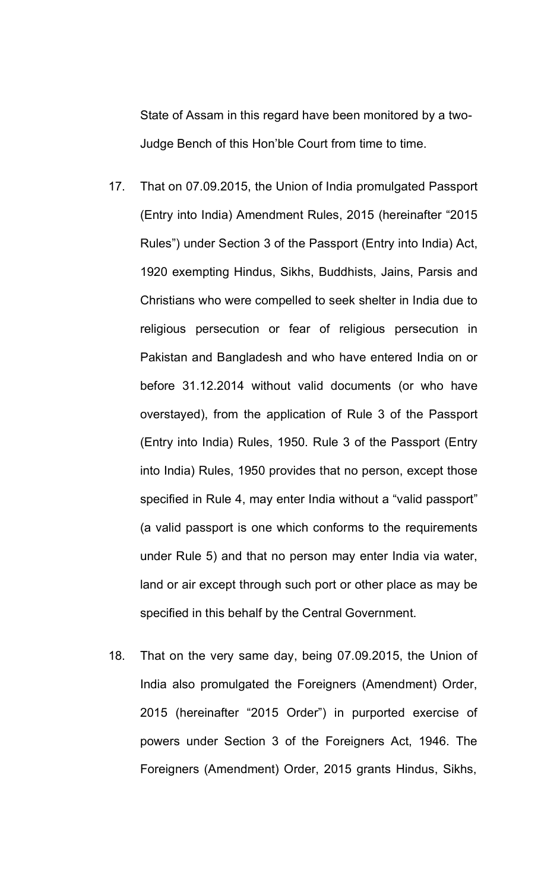State of Assam in this regard have been monitored by a two-Judge Bench of this Hon'ble Court from time to time.

17. That on 07.09.2015, the Union of India promulgated Passport (Entry into India) Amendment Rules, 2015 (hereinafter "2015 Rules") under Section 3 of the Passport (Entry into India) Act, 1920 exempting Hindus, Sikhs, Buddhists, Jains, Parsis and Christians who were compelled to seek shelter in India due to religious persecution or fear of religious persecution in Pakistan and Bangladesh and who have entered India on or before 31.12.2014 without valid documents (or who have overstayed), from the application of Rule 3 of the Passport (Entry into India) Rules, 1950. Rule 3 of the Passport (Entry into India) Rules, 1950 provides that no person, except those specified in Rule 4, may enter India without a "valid passport" (a valid passport is one which conforms to the requirements under Rule 5) and that no person may enter India via water, land or air except through such port or other place as may be specified in this behalf by the Central Government.

18. That on the very same day, being 07.09.2015, the Union of India also promulgated the Foreigners (Amendment) Order, 2015 (hereinafter "2015 Order") in purported exercise of powers under Section 3 of the Foreigners Act, 1946. The Foreigners (Amendment) Order, 2015 grants Hindus, Sikhs,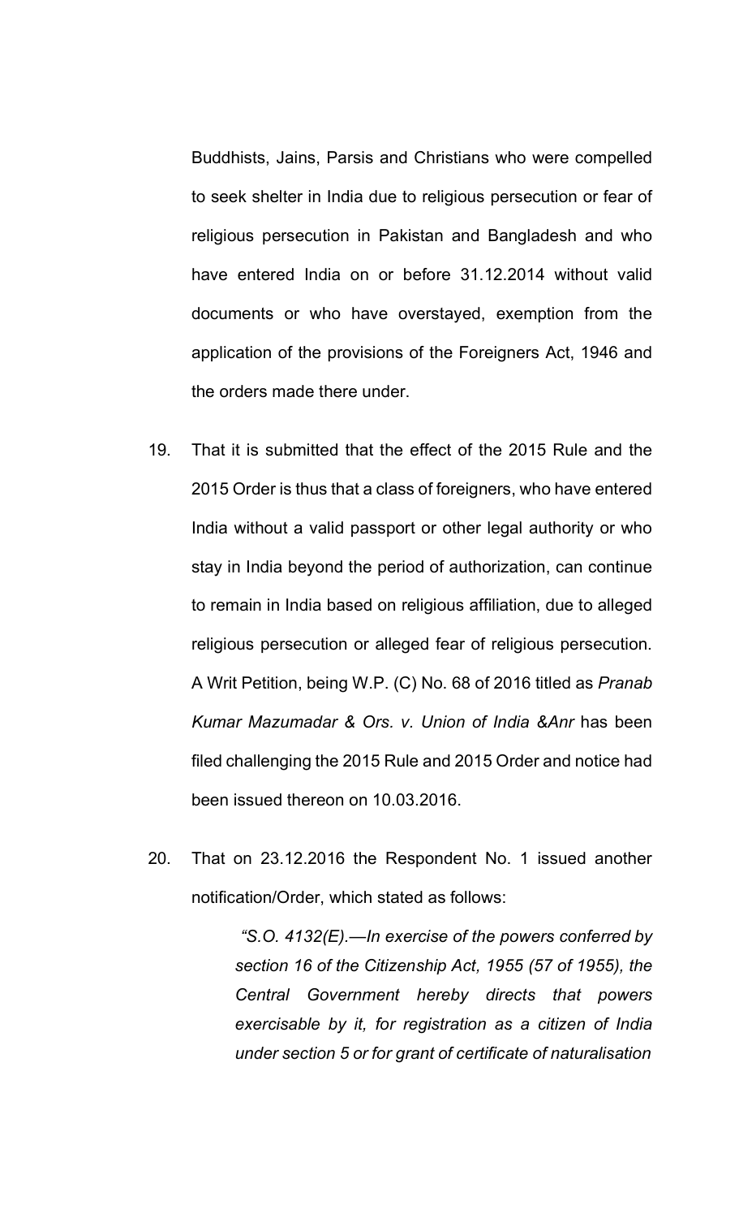Buddhists, Jains, Parsis and Christians who were compelled to seek shelter in India due to religious persecution or fear of religious persecution in Pakistan and Bangladesh and who have entered India on or before 31.12.2014 without valid documents or who have overstayed, exemption from the application of the provisions of the Foreigners Act, 1946 and the orders made there under.

19. That it is submitted that the effect of the 2015 Rule and the 2015 Order is thus that a class of foreigners, who have entered India without a valid passport or other legal authority or who stay in India beyond the period of authorization, can continue to remain in India based on religious affiliation, due to alleged religious persecution or alleged fear of religious persecution. A Writ Petition, being W.P. (C) No. 68 of 2016 titled as *Pranab Kumar Mazumadar & Ors. v. Union of India &Anr* has been filed challenging the 2015 Rule and 2015 Order and notice had been issued thereon on 10.03.2016.

20. That on 23.12.2016 the Respondent No. 1 issued another notification/Order, which stated as follows:

> *"S.O. 4132(E).—In exercise of the powers conferred by section 16 of the Citizenship Act, 1955 (57 of 1955), the Central Government hereby directs that powers exercisable by it, for registration as a citizen of India under section 5 or for grant of certificate of naturalisation*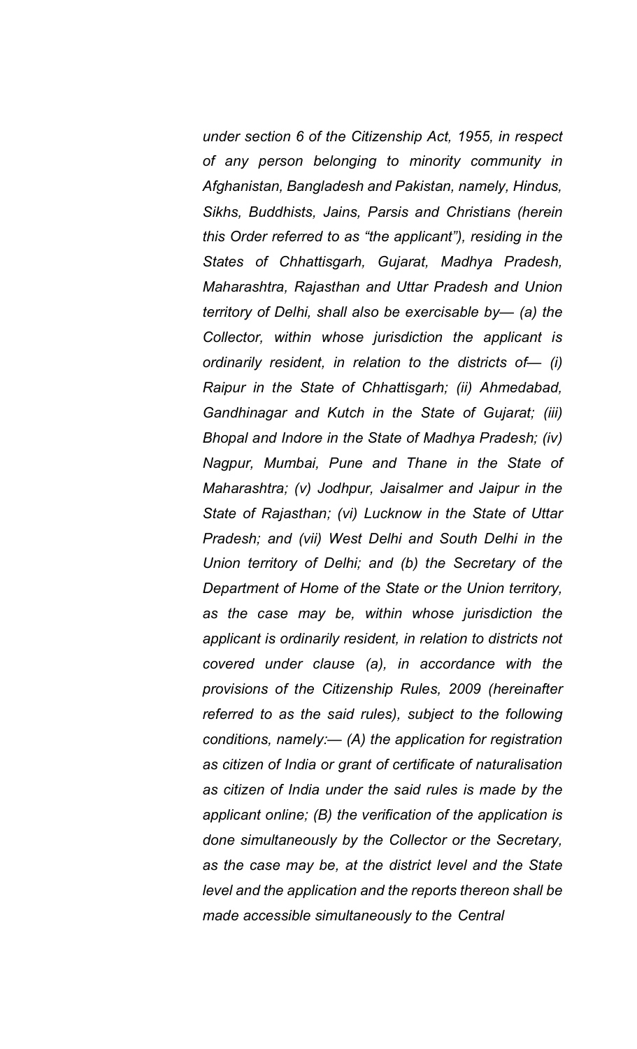*under section 6 of the Citizenship Act, 1955, in respect of any person belonging to minority community in Afghanistan, Bangladesh and Pakistan, namely, Hindus, Sikhs, Buddhists, Jains, Parsis and Christians (herein this Order referred to as "the applicant"), residing in the States of Chhattisgarh, Gujarat, Madhya Pradesh, Maharashtra, Rajasthan and Uttar Pradesh and Union territory of Delhi, shall also be exercisable by— (a) the Collector, within whose jurisdiction the applicant is ordinarily resident, in relation to the districts of— (i) Raipur in the State of Chhattisgarh; (ii) Ahmedabad, Gandhinagar and Kutch in the State of Gujarat; (iii) Bhopal and Indore in the State of Madhya Pradesh; (iv) Nagpur, Mumbai, Pune and Thane in the State of Maharashtra; (v) Jodhpur, Jaisalmer and Jaipur in the State of Rajasthan; (vi) Lucknow in the State of Uttar Pradesh; and (vii) West Delhi and South Delhi in the Union territory of Delhi; and (b) the Secretary of the Department of Home of the State or the Union territory, as the case may be, within whose jurisdiction the applicant is ordinarily resident, in relation to districts not covered under clause (a), in accordance with the provisions of the Citizenship Rules, 2009 (hereinafter referred to as the said rules), subject to the following conditions, namely:— (A) the application for registration as citizen of India or grant of certificate of naturalisation as citizen of India under the said rules is made by the applicant online; (B) the verification of the application is done simultaneously by the Collector or the Secretary, as the case may be, at the district level and the State level and the application and the reports thereon shall be made accessible simultaneously to the Central*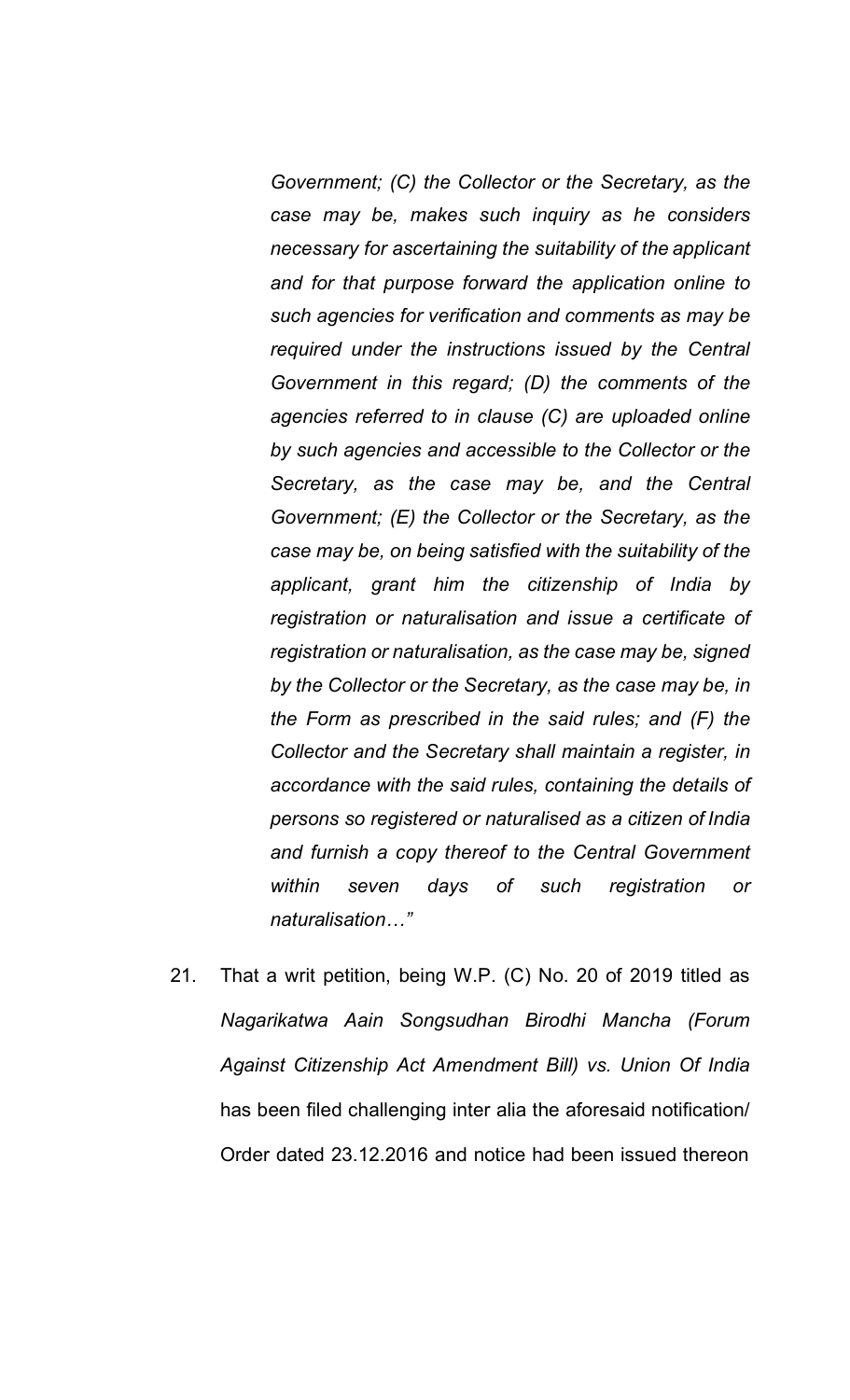*Government; (C) the Collector or the Secretary, as the case may be, makes such inquiry as he considers necessary for ascertaining the suitability of the applicant and for that purpose forward the application online to such agencies for verification and comments as may be required under the instructions issued by the Central Government in this regard; (D) the comments of the agencies referred to in clause (C) are uploaded online by such agencies and accessible to the Collector or the Secretary, as the case may be, and the Central Government; (E) the Collector or the Secretary, as the case may be, on being satisfied with the suitability of the applicant, grant him the citizenship of India by registration or naturalisation and issue a certificate of registration or naturalisation, as the case may be, signed by the Collector or the Secretary, as the case may be, in the Form as prescribed in the said rules; and (F) the Collector and the Secretary shall maintain a register, in accordance with the said rules, containing the details of persons so registered or naturalised as a citizen of India and furnish a copy thereof to the Central Government within seven days of such registration or naturalisation…"*

21. That a writ petition, being W.P. (C) No. 20 of 2019 titled as *Nagarikatwa Aain Songsudhan Birodhi Mancha (Forum Against Citizenship Act Amendment Bill) vs. Union Of India* has been filed challenging inter alia the aforesaid notification/ Order dated 23.12.2016 and notice had been issued thereon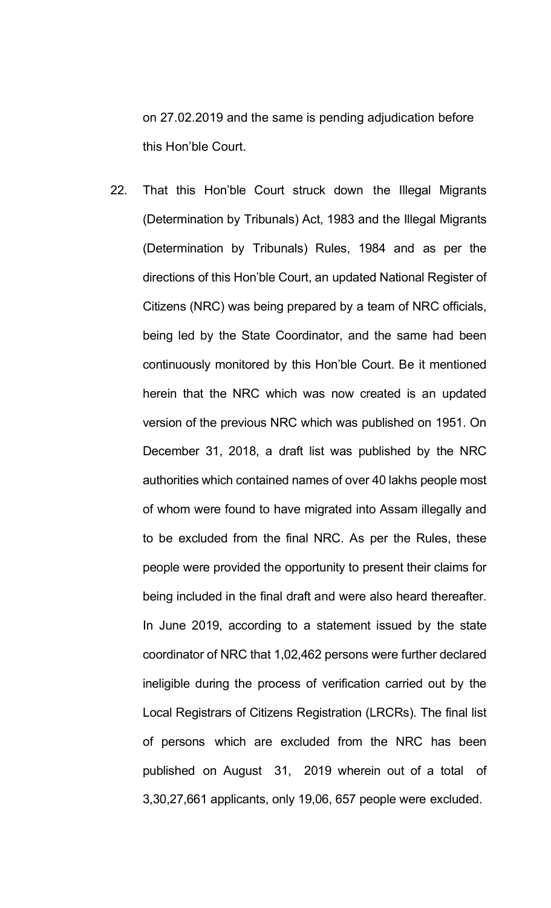on 27.02.2019 and the same is pending adjudication before this Hon'ble Court.

22. That this Hon'ble Court struck down the Illegal Migrants (Determination by Tribunals) Act, 1983 and the Illegal Migrants (Determination by Tribunals) Rules, 1984 and as per the directions of this Hon'ble Court, an updated National Register of Citizens (NRC) was being prepared by a team of NRC officials, being led by the State Coordinator, and the same had been continuously monitored by this Hon'ble Court. Be it mentioned herein that the NRC which was now created is an updated version of the previous NRC which was published on 1951. On December 31, 2018, a draft list was published by the NRC authorities which contained names of over 40 lakhs people most of whom were found to have migrated into Assam illegally and to be excluded from the final NRC. As per the Rules, these people were provided the opportunity to present their claims for being included in the final draft and were also heard thereafter. In June 2019, according to a statement issued by the state coordinator of NRC that 1,02,462 persons were further declared ineligible during the process of verification carried out by the Local Registrars of Citizens Registration (LRCRs). The final list of persons which are excluded from the NRC has been published on August 31, 2019 wherein out of a total of 3,30,27,661 applicants, only 19,06, 657 people were excluded.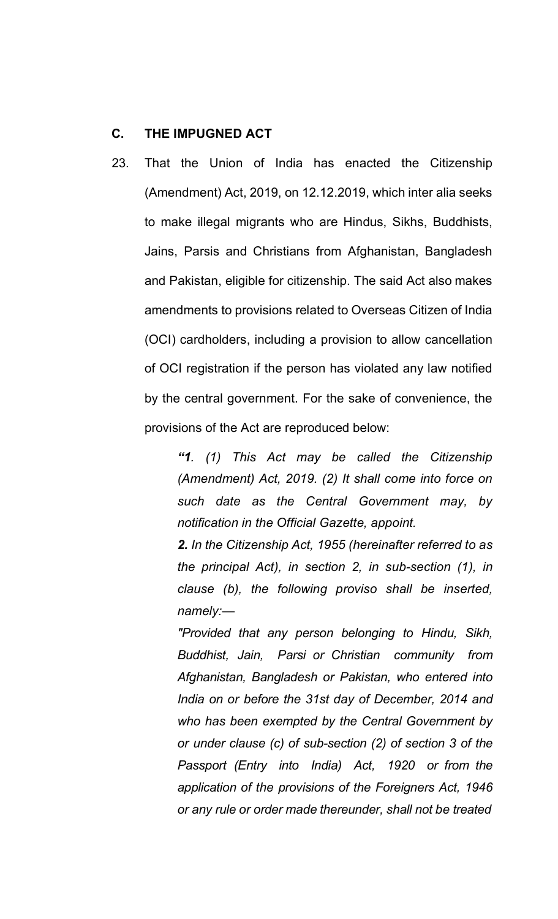## C. THE IMPUGNED ACT

23. That the Union of India has enacted the Citizenship (Amendment) Act, 2019, on 12.12.2019, which inter alia seeks to make illegal migrants who are Hindus, Sikhs, Buddhists, Jains, Parsis and Christians from Afghanistan, Bangladesh and Pakistan, eligible for citizenship. The said Act also makes amendments to provisions related to Overseas Citizen of India (OCI) cardholders, including a provision to allow cancellation of OCI registration if the person has violated any law notified by the central government. For the sake of convenience, the provisions of the Act are reproduced below:

> *"**1**. (1) This Act may be called the Citizenship (Amendment) Act, 2019. (2) It shall come into force on such date as the Central Government may, by notification in the Official Gazette, appoint.*
>
> ***2.** In the Citizenship Act, 1955 (hereinafter referred to as the principal Act), in section 2, in sub-section (1), in clause (b), the following proviso shall be inserted, namely:—*
>
> *"Provided that any person belonging to Hindu, Sikh, Buddhist, Jain, Parsi or Christian community from Afghanistan, Bangladesh or Pakistan, who entered into India on or before the 31st day of December, 2014 and who has been exempted by the Central Government by or under clause (c) of sub-section (2) of section 3 of the Passport (Entry into India) Act, 1920 or from the application of the provisions of the Foreigners Act, 1946 or any rule or order made thereunder, shall not be treated*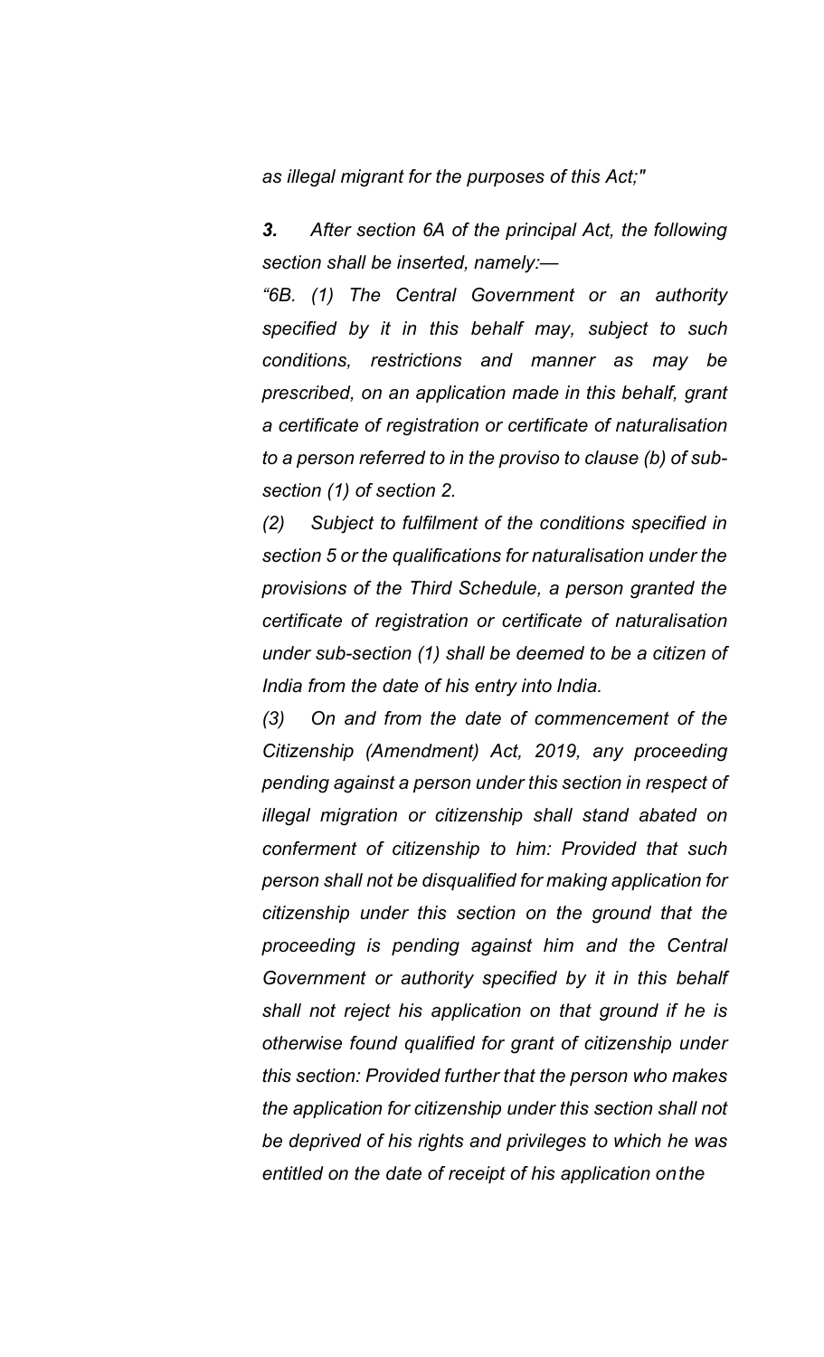*as illegal migrant for the purposes of this Act;"*

***3.*** *After section 6A of the principal Act, the following section shall be inserted, namely:—*

*"6B. (1) The Central Government or an authority specified by it in this behalf may, subject to such conditions, restrictions and manner as may be prescribed, on an application made in this behalf, grant a certificate of registration or certificate of naturalisation to a person referred to in the proviso to clause (b) of sub-section (1) of section 2.*

*(2) Subject to fulfilment of the conditions specified in section 5 or the qualifications for naturalisation under the provisions of the Third Schedule, a person granted the certificate of registration or certificate of naturalisation under sub-section (1) shall be deemed to be a citizen of India from the date of his entry into India.*

*(3) On and from the date of commencement of the Citizenship (Amendment) Act, 2019, any proceeding pending against a person under this section in respect of illegal migration or citizenship shall stand abated on conferment of citizenship to him: Provided that such person shall not be disqualified for making application for citizenship under this section on the ground that the proceeding is pending against him and the Central Government or authority specified by it in this behalf shall not reject his application on that ground if he is otherwise found qualified for grant of citizenship under this section: Provided further that the person who makes the application for citizenship under this section shall not be deprived of his rights and privileges to which he was entitled on the date of receipt of his application on the*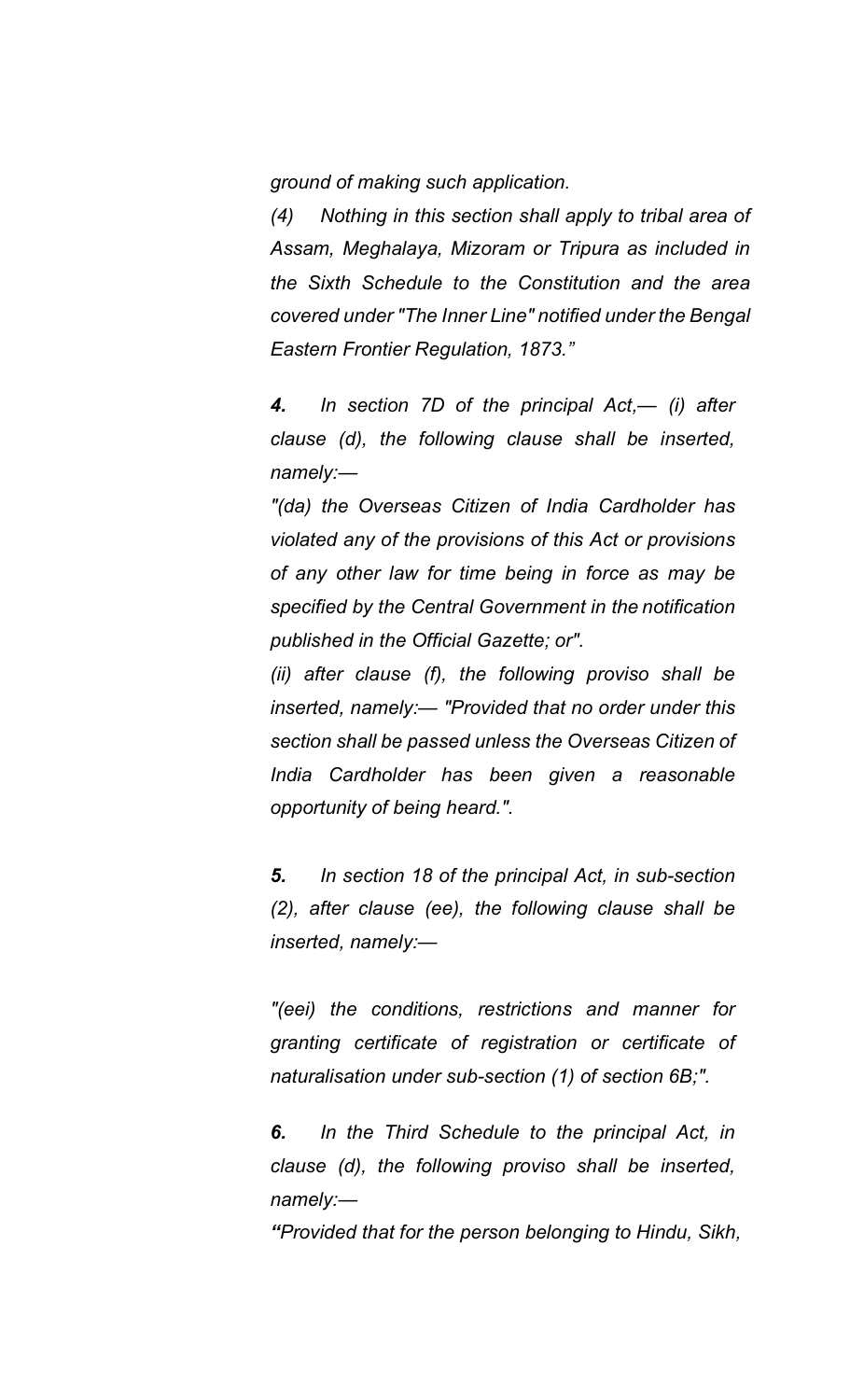*ground of making such application.*

*(4) Nothing in this section shall apply to tribal area of Assam, Meghalaya, Mizoram or Tripura as included in the Sixth Schedule to the Constitution and the area covered under "The Inner Line" notified under the Bengal Eastern Frontier Regulation, 1873."*

***4.*** *In section 7D of the principal Act,— (i) after clause (d), the following clause shall be inserted, namely:—*

*"(da) the Overseas Citizen of India Cardholder has violated any of the provisions of this Act or provisions of any other law for time being in force as may be specified by the Central Government in the notification published in the Official Gazette; or".*

*(ii) after clause (f), the following proviso shall be inserted, namely:— "Provided that no order under this section shall be passed unless the Overseas Citizen of India Cardholder has been given a reasonable opportunity of being heard.".*

***5.*** *In section 18 of the principal Act, in sub-section (2), after clause (ee), the following clause shall be inserted, namely:—*

*"(eei) the conditions, restrictions and manner for granting certificate of registration or certificate of naturalisation under sub-section (1) of section 6B;".*

***6.*** *In the Third Schedule to the principal Act, in clause (d), the following proviso shall be inserted, namely:—*

***"****Provided that for the person belonging to Hindu, Sikh,*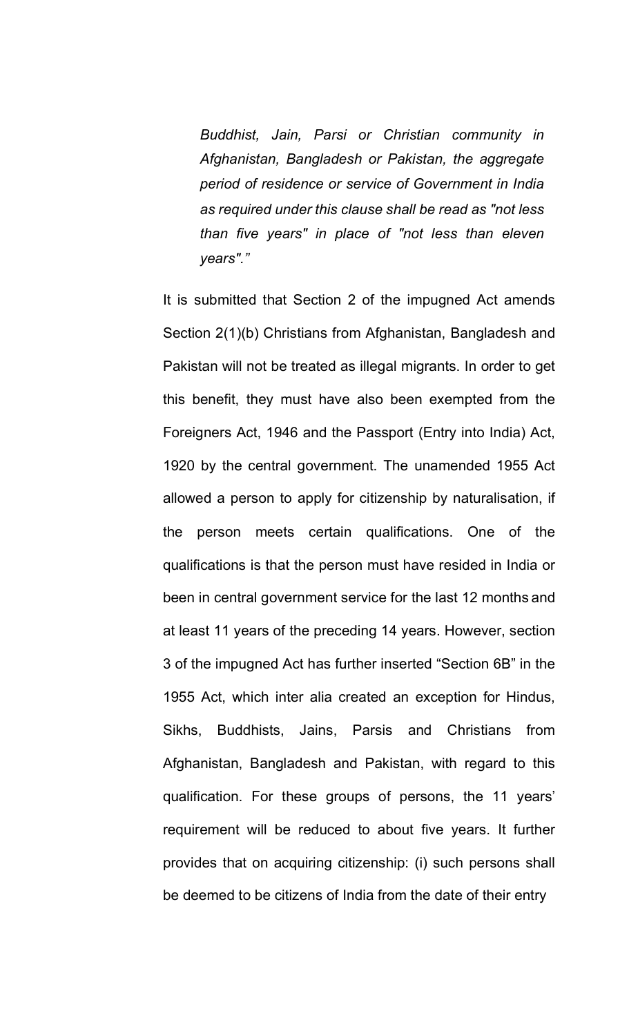*Buddhist, Jain, Parsi or Christian community in Afghanistan, Bangladesh or Pakistan, the aggregate period of residence or service of Government in India as required under this clause shall be read as "not less than five years" in place of "not less than eleven years"."*

It is submitted that Section 2 of the impugned Act amends Section 2(1)(b) Christians from Afghanistan, Bangladesh and Pakistan will not be treated as illegal migrants. In order to get this benefit, they must have also been exempted from the Foreigners Act, 1946 and the Passport (Entry into India) Act, 1920 by the central government. The unamended 1955 Act allowed a person to apply for citizenship by naturalisation, if the person meets certain qualifications. One of the qualifications is that the person must have resided in India or been in central government service for the last 12 months and at least 11 years of the preceding 14 years. However, section 3 of the impugned Act has further inserted "Section 6B" in the 1955 Act, which inter alia created an exception for Hindus, Sikhs, Buddhists, Jains, Parsis and Christians from Afghanistan, Bangladesh and Pakistan, with regard to this qualification. For these groups of persons, the 11 years' requirement will be reduced to about five years. It further provides that on acquiring citizenship: (i) such persons shall be deemed to be citizens of India from the date of their entry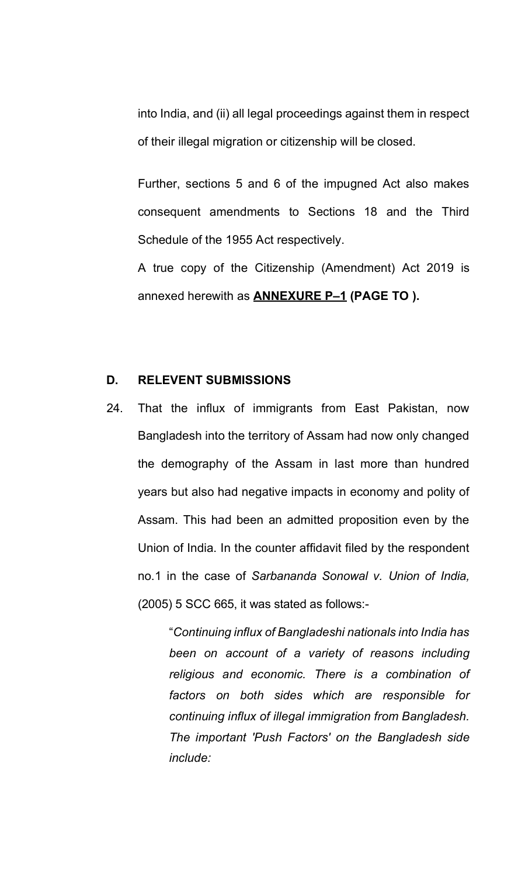into India, and (ii) all legal proceedings against them in respect of their illegal migration or citizenship will be closed.

Further, sections 5 and 6 of the impugned Act also makes consequent amendments to Sections 18 and the Third Schedule of the 1955 Act respectively.

A true copy of the Citizenship (Amendment) Act 2019 is annexed herewith as **ANNEXURE P–1** **(PAGE TO ).**

## D. RELEVENT SUBMISSIONS

24. That the influx of immigrants from East Pakistan, now Bangladesh into the territory of Assam had now only changed the demography of the Assam in last more than hundred years but also had negative impacts in economy and polity of Assam. This had been an admitted proposition even by the Union of India. In the counter affidavit filed by the respondent no.1 in the case of *Sarbananda Sonowal v. Union of India,* (2005) 5 SCC 665, it was stated as follows:-

> "*Continuing influx of Bangladeshi nationals into India has been on account of a variety of reasons including religious and economic. There is a combination of factors on both sides which are responsible for continuing influx of illegal immigration from Bangladesh. The important 'Push Factors' on the Bangladesh side include:*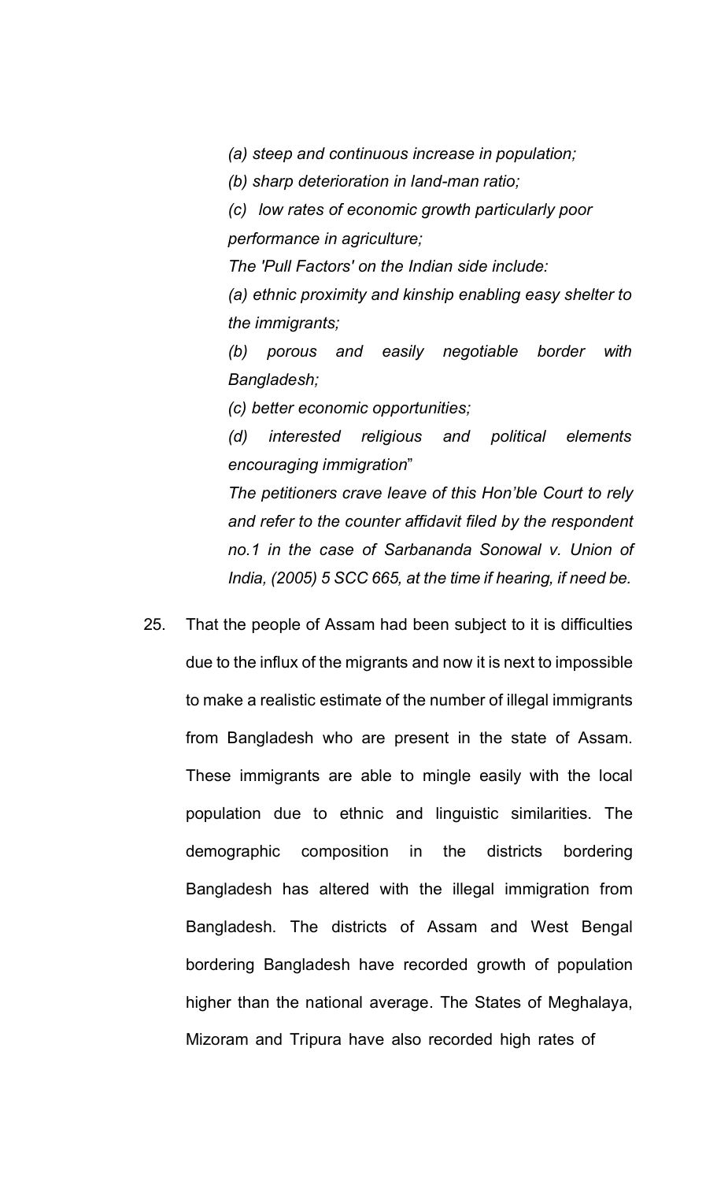*(a) steep and continuous increase in population;*

*(b) sharp deterioration in land-man ratio;*

*(c) low rates of economic growth particularly poor performance in agriculture;*

*The 'Pull Factors' on the Indian side include:*

*(a) ethnic proximity and kinship enabling easy shelter to the immigrants;*

*(b) porous and easily negotiable border with Bangladesh;*

*(c) better economic opportunities;*

*(d) interested religious and political elements encouraging immigration*"

*The petitioners crave leave of this Hon'ble Court to rely and refer to the counter affidavit filed by the respondent no.1 in the case of Sarbananda Sonowal v. Union of India, (2005) 5 SCC 665, at the time if hearing, if need be.*

25. That the people of Assam had been subject to it is difficulties due to the influx of the migrants and now it is next to impossible to make a realistic estimate of the number of illegal immigrants from Bangladesh who are present in the state of Assam. These immigrants are able to mingle easily with the local population due to ethnic and linguistic similarities. The demographic composition in the districts bordering Bangladesh has altered with the illegal immigration from Bangladesh. The districts of Assam and West Bengal bordering Bangladesh have recorded growth of population higher than the national average. The States of Meghalaya, Mizoram and Tripura have also recorded high rates of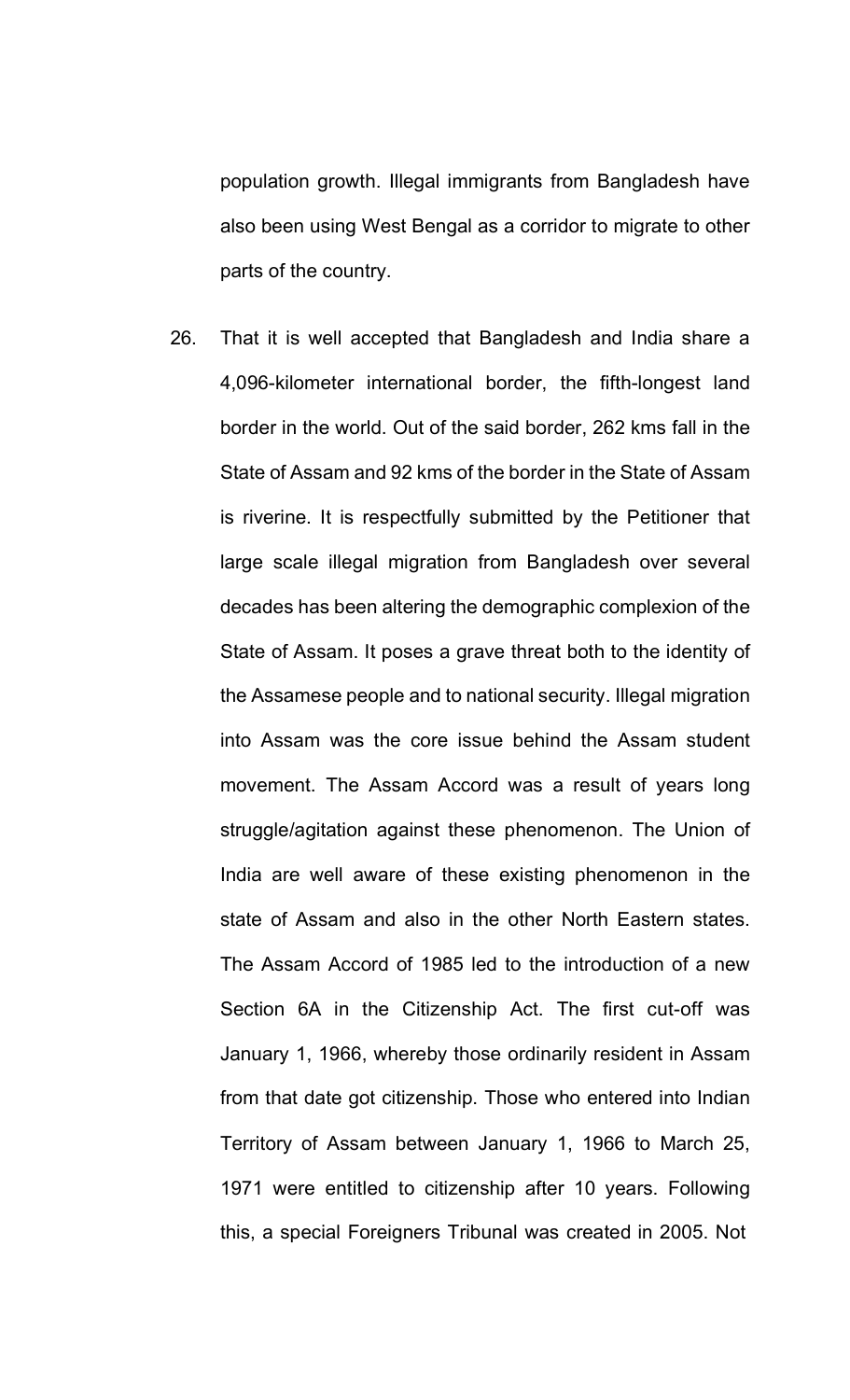population growth. Illegal immigrants from Bangladesh have also been using West Bengal as a corridor to migrate to other parts of the country.

26. That it is well accepted that Bangladesh and India share a 4,096-kilometer international border, the fifth-longest land border in the world. Out of the said border, 262 kms fall in the State of Assam and 92 kms of the border in the State of Assam is riverine. It is respectfully submitted by the Petitioner that large scale illegal migration from Bangladesh over several decades has been altering the demographic complexion of the State of Assam. It poses a grave threat both to the identity of the Assamese people and to national security. Illegal migration into Assam was the core issue behind the Assam student movement. The Assam Accord was a result of years long struggle/agitation against these phenomenon. The Union of India are well aware of these existing phenomenon in the state of Assam and also in the other North Eastern states. The Assam Accord of 1985 led to the introduction of a new Section 6A in the Citizenship Act. The first cut-off was January 1, 1966, whereby those ordinarily resident in Assam from that date got citizenship. Those who entered into Indian Territory of Assam between January 1, 1966 to March 25, 1971 were entitled to citizenship after 10 years. Following this, a special Foreigners Tribunal was created in 2005. Not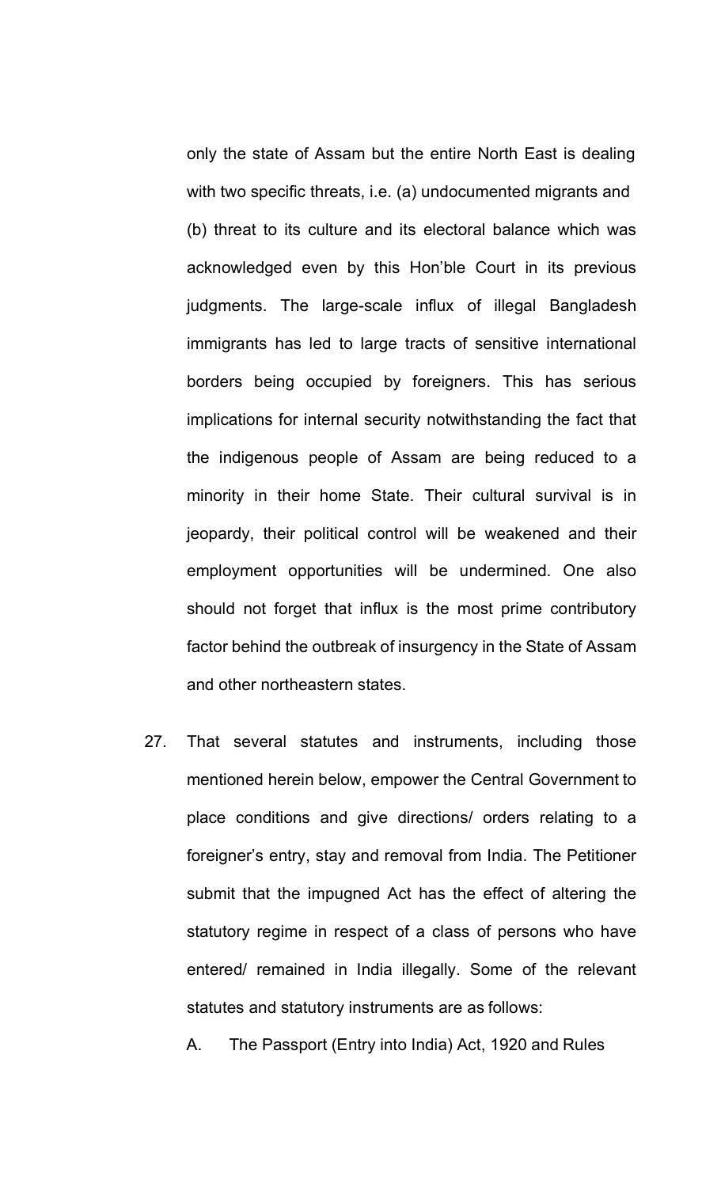only the state of Assam but the entire North East is dealing with two specific threats, i.e. (a) undocumented migrants and (b) threat to its culture and its electoral balance which was acknowledged even by this Hon'ble Court in its previous judgments. The large-scale influx of illegal Bangladesh immigrants has led to large tracts of sensitive international borders being occupied by foreigners. This has serious implications for internal security notwithstanding the fact that the indigenous people of Assam are being reduced to a minority in their home State. Their cultural survival is in jeopardy, their political control will be weakened and their employment opportunities will be undermined. One also should not forget that influx is the most prime contributory factor behind the outbreak of insurgency in the State of Assam and other northeastern states.

27. That several statutes and instruments, including those mentioned herein below, empower the Central Government to place conditions and give directions/ orders relating to a foreigner's entry, stay and removal from India. The Petitioner submit that the impugned Act has the effect of altering the statutory regime in respect of a class of persons who have entered/ remained in India illegally. Some of the relevant statutes and statutory instruments are as follows:

    A. The Passport (Entry into India) Act, 1920 and Rules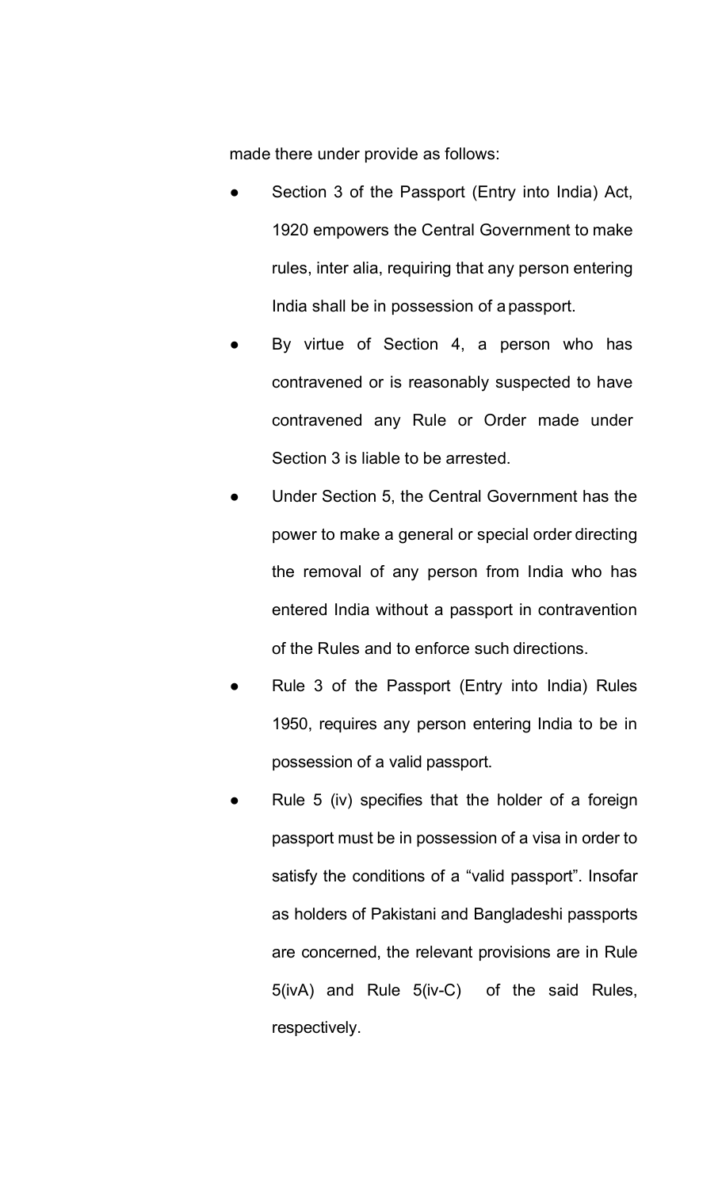made there under provide as follows:

- Section 3 of the Passport (Entry into India) Act, 1920 empowers the Central Government to make rules, inter alia, requiring that any person entering India shall be in possession of a passport.
- By virtue of Section 4, a person who has contravened or is reasonably suspected to have contravened any Rule or Order made under Section 3 is liable to be arrested.
- Under Section 5, the Central Government has the power to make a general or special order directing the removal of any person from India who has entered India without a passport in contravention of the Rules and to enforce such directions.
- Rule 3 of the Passport (Entry into India) Rules 1950, requires any person entering India to be in possession of a valid passport.
- Rule 5 (iv) specifies that the holder of a foreign passport must be in possession of a visa in order to satisfy the conditions of a "valid passport". Insofar as holders of Pakistani and Bangladeshi passports are concerned, the relevant provisions are in Rule 5(ivA) and Rule 5(iv-C) of the said Rules, respectively.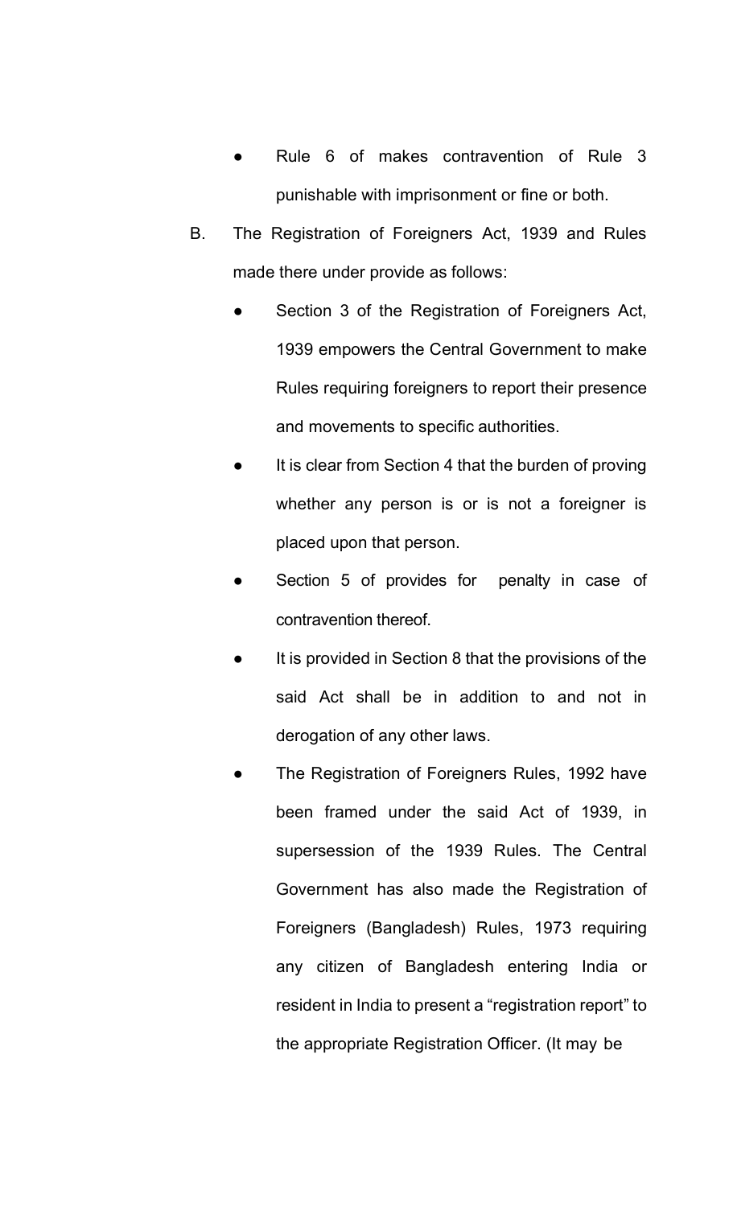- Rule 6 of makes contravention of Rule 3 punishable with imprisonment or fine or both.

B. The Registration of Foreigners Act, 1939 and Rules made there under provide as follows:

- Section 3 of the Registration of Foreigners Act, 1939 empowers the Central Government to make Rules requiring foreigners to report their presence and movements to specific authorities.
- It is clear from Section 4 that the burden of proving whether any person is or is not a foreigner is placed upon that person.
- Section 5 of provides for penalty in case of contravention thereof.
- It is provided in Section 8 that the provisions of the said Act shall be in addition to and not in derogation of any other laws.
- The Registration of Foreigners Rules, 1992 have been framed under the said Act of 1939, in supersession of the 1939 Rules. The Central Government has also made the Registration of Foreigners (Bangladesh) Rules, 1973 requiring any citizen of Bangladesh entering India or resident in India to present a "registration report" to the appropriate Registration Officer. (It may be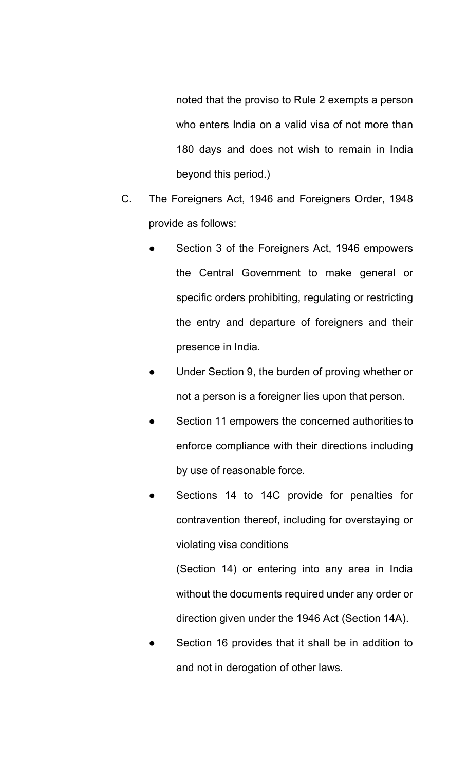noted that the proviso to Rule 2 exempts a person who enters India on a valid visa of not more than 180 days and does not wish to remain in India beyond this period.)

C. The Foreigners Act, 1946 and Foreigners Order, 1948 provide as follows:

- Section 3 of the Foreigners Act, 1946 empowers the Central Government to make general or specific orders prohibiting, regulating or restricting the entry and departure of foreigners and their presence in India.
- Under Section 9, the burden of proving whether or not a person is a foreigner lies upon that person.
- Section 11 empowers the concerned authorities to enforce compliance with their directions including by use of reasonable force.
- Sections 14 to 14C provide for penalties for contravention thereof, including for overstaying or violating visa conditions

  (Section 14) or entering into any area in India without the documents required under any order or direction given under the 1946 Act (Section 14A).
- Section 16 provides that it shall be in addition to and not in derogation of other laws.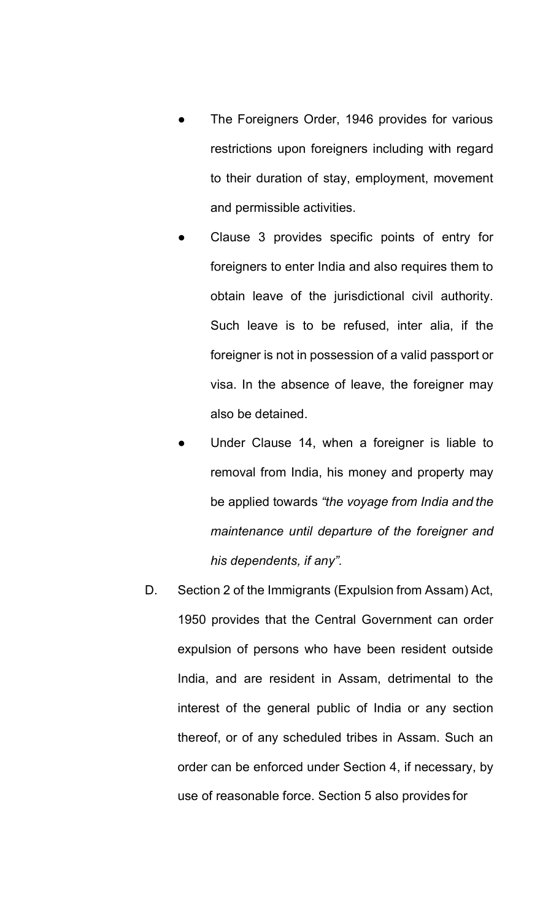- The Foreigners Order, 1946 provides for various restrictions upon foreigners including with regard to their duration of stay, employment, movement and permissible activities.
- Clause 3 provides specific points of entry for foreigners to enter India and also requires them to obtain leave of the jurisdictional civil authority. Such leave is to be refused, inter alia, if the foreigner is not in possession of a valid passport or visa. In the absence of leave, the foreigner may also be detained.
- Under Clause 14, when a foreigner is liable to removal from India, his money and property may be applied towards *"the voyage from India and the maintenance until departure of the foreigner and his dependents, if any".*

D. Section 2 of the Immigrants (Expulsion from Assam) Act, 1950 provides that the Central Government can order expulsion of persons who have been resident outside India, and are resident in Assam, detrimental to the interest of the general public of India or any section thereof, or of any scheduled tribes in Assam. Such an order can be enforced under Section 4, if necessary, by use of reasonable force. Section 5 also provides for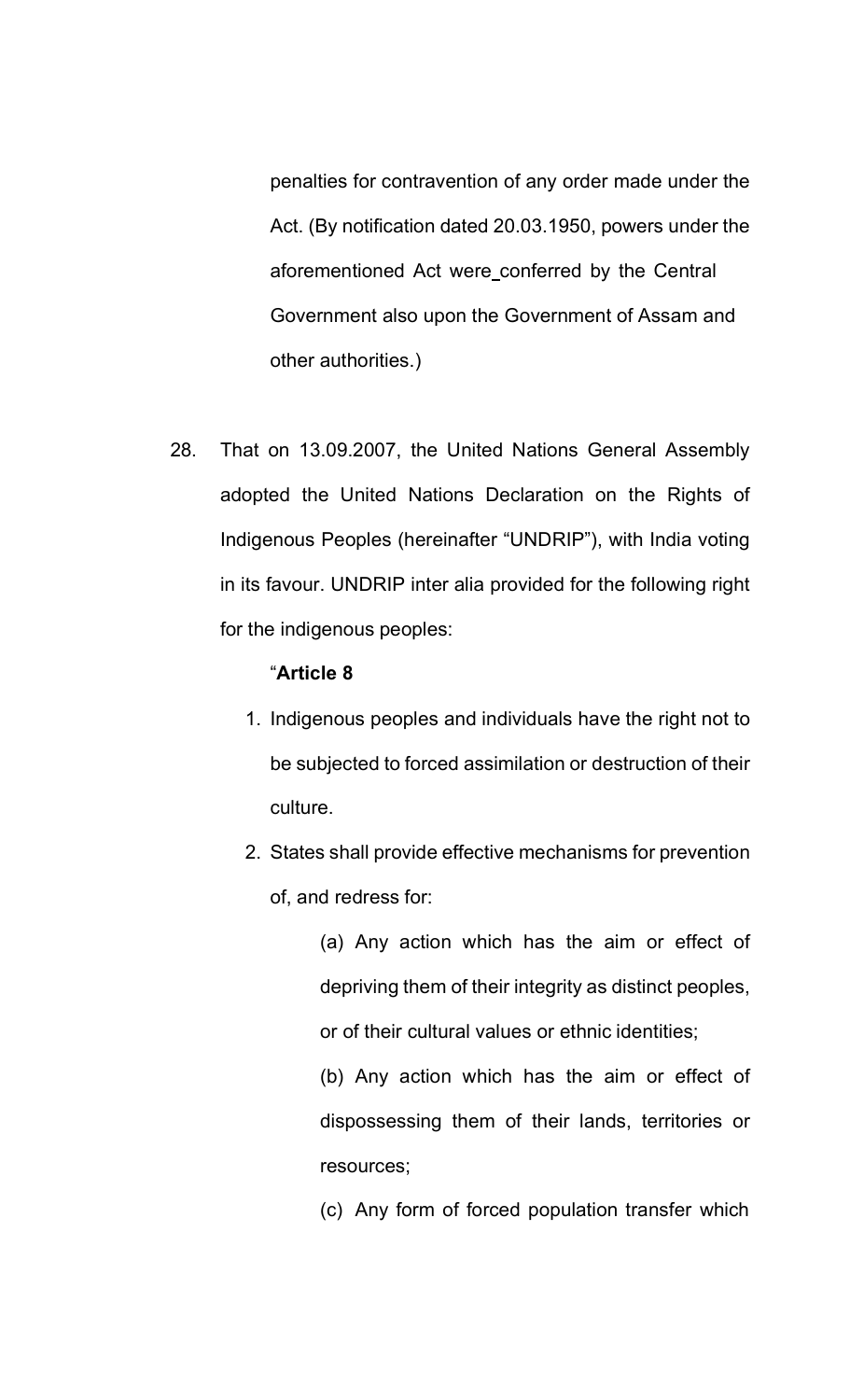penalties for contravention of any order made under the Act. (By notification dated 20.03.1950, powers under the aforementioned Act were conferred by the Central Government also upon the Government of Assam and other authorities.)

28. That on 13.09.2007, the United Nations General Assembly adopted the United Nations Declaration on the Rights of Indigenous Peoples (hereinafter "UNDRIP"), with India voting in its favour. UNDRIP inter alia provided for the following right for the indigenous peoples:

   "**Article 8**

   1. Indigenous peoples and individuals have the right not to be subjected to forced assimilation or destruction of their culture.
   2. States shall provide effective mechanisms for prevention of, and redress for:

      (a) Any action which has the aim or effect of depriving them of their integrity as distinct peoples, or of their cultural values or ethnic identities;

      (b) Any action which has the aim or effect of dispossessing them of their lands, territories or resources;

      (c) Any form of forced population transfer which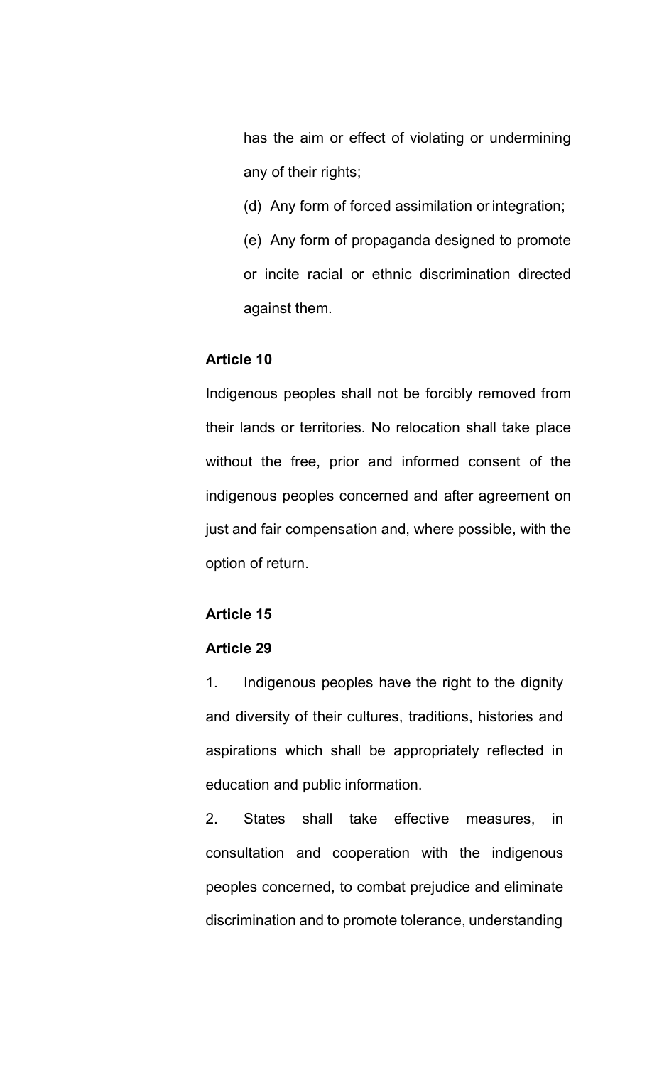has the aim or effect of violating or undermining any of their rights;

(d) Any form of forced assimilation or integration;

(e) Any form of propaganda designed to promote or incite racial or ethnic discrimination directed against them.

**Article 10**

Indigenous peoples shall not be forcibly removed from their lands or territories. No relocation shall take place without the free, prior and informed consent of the indigenous peoples concerned and after agreement on just and fair compensation and, where possible, with the option of return.

**Article 15**

**Article 29**

1. Indigenous peoples have the right to the dignity and diversity of their cultures, traditions, histories and aspirations which shall be appropriately reflected in education and public information.

2. States shall take effective measures, in consultation and cooperation with the indigenous peoples concerned, to combat prejudice and eliminate discrimination and to promote tolerance, understanding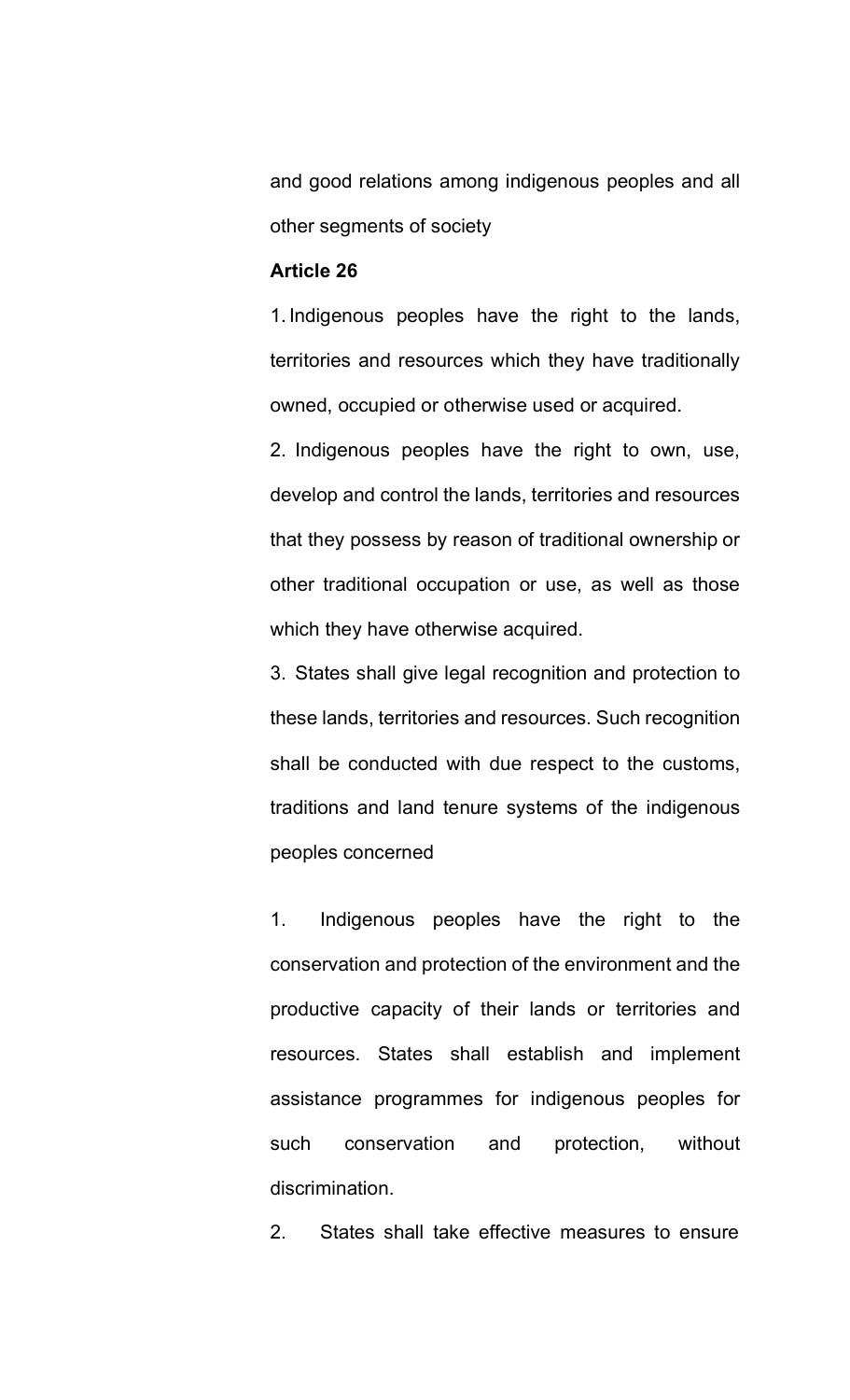and good relations among indigenous peoples and all other segments of society

**Article 26**

1. Indigenous peoples have the right to the lands, territories and resources which they have traditionally owned, occupied or otherwise used or acquired.

2. Indigenous peoples have the right to own, use, develop and control the lands, territories and resources that they possess by reason of traditional ownership or other traditional occupation or use, as well as those which they have otherwise acquired.

3. States shall give legal recognition and protection to these lands, territories and resources. Such recognition shall be conducted with due respect to the customs, traditions and land tenure systems of the indigenous peoples concerned

1. Indigenous peoples have the right to the conservation and protection of the environment and the productive capacity of their lands or territories and resources. States shall establish and implement assistance programmes for indigenous peoples for such conservation and protection, without discrimination.

2. States shall take effective measures to ensure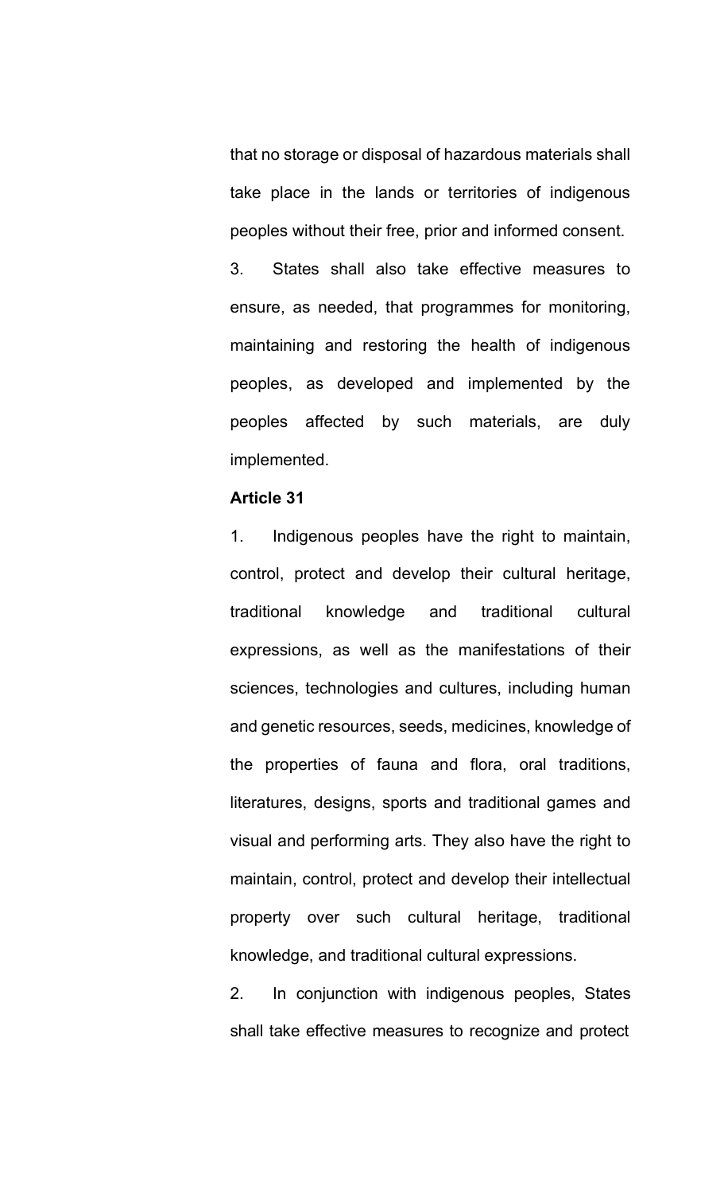that no storage or disposal of hazardous materials shall take place in the lands or territories of indigenous peoples without their free, prior and informed consent.

3. States shall also take effective measures to ensure, as needed, that programmes for monitoring, maintaining and restoring the health of indigenous peoples, as developed and implemented by the peoples affected by such materials, are duly implemented.

**Article 31**

1. Indigenous peoples have the right to maintain, control, protect and develop their cultural heritage, traditional knowledge and traditional cultural expressions, as well as the manifestations of their sciences, technologies and cultures, including human and genetic resources, seeds, medicines, knowledge of the properties of fauna and flora, oral traditions, literatures, designs, sports and traditional games and visual and performing arts. They also have the right to maintain, control, protect and develop their intellectual property over such cultural heritage, traditional knowledge, and traditional cultural expressions.

2. In conjunction with indigenous peoples, States shall take effective measures to recognize and protect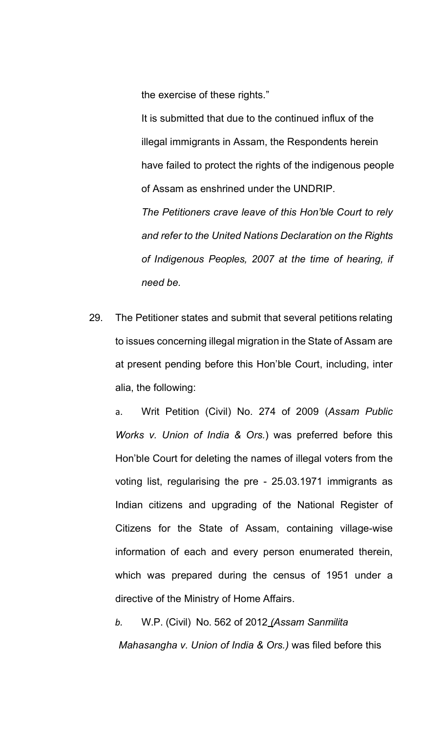the exercise of these rights."

It is submitted that due to the continued influx of the illegal immigrants in Assam, the Respondents herein have failed to protect the rights of the indigenous people of Assam as enshrined under the UNDRIP.

*The Petitioners crave leave of this Hon'ble Court to rely and refer to the United Nations Declaration on the Rights of Indigenous Peoples, 2007 at the time of hearing, if need be.*

29. The Petitioner states and submit that several petitions relating to issues concerning illegal migration in the State of Assam are at present pending before this Hon'ble Court, including, inter alia, the following:

   a. Writ Petition (Civil) No. 274 of 2009 (*Assam Public Works v. Union of India & Ors.*) was preferred before this Hon'ble Court for deleting the names of illegal voters from the voting list, regularising the pre - 25.03.1971 immigrants as Indian citizens and upgrading of the National Register of Citizens for the State of Assam, containing village-wise information of each and every person enumerated therein, which was prepared during the census of 1951 under a directive of the Ministry of Home Affairs.

   *b.* W.P. (Civil) No. 562 of 2012 *(Assam Sanmilita Mahasangha v. Union of India & Ors.)* was filed before this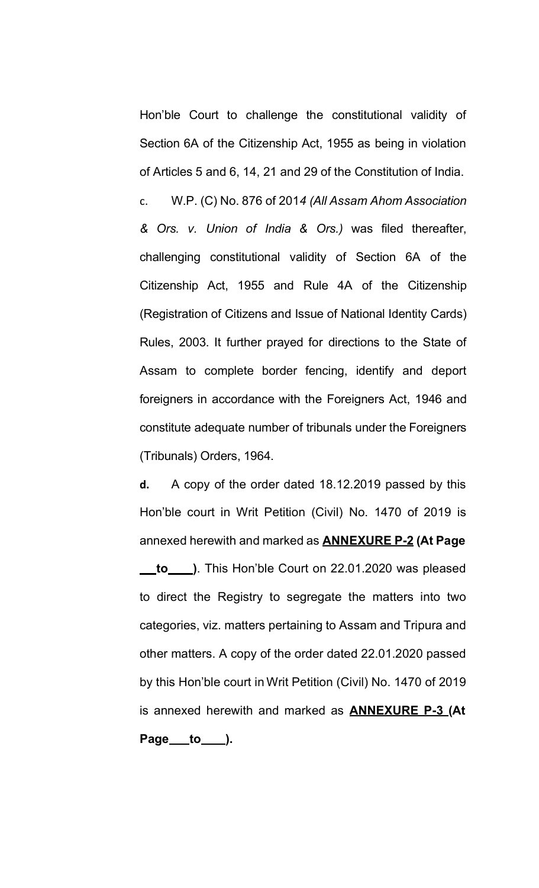Hon'ble Court to challenge the constitutional validity of Section 6A of the Citizenship Act, 1955 as being in violation of Articles 5 and 6, 14, 21 and 29 of the Constitution of India.

c. W.P. (C) No. 876 of 2014 *(All Assam Ahom Association & Ors. v. Union of India & Ors.)* was filed thereafter, challenging constitutional validity of Section 6A of the Citizenship Act, 1955 and Rule 4A of the Citizenship (Registration of Citizens and Issue of National Identity Cards) Rules, 2003. It further prayed for directions to the State of Assam to complete border fencing, identify and deport foreigners in accordance with the Foreigners Act, 1946 and constitute adequate number of tribunals under the Foreigners (Tribunals) Orders, 1964.

**d.** A copy of the order dated 18.12.2019 passed by this Hon'ble court in Writ Petition (Civil) No. 1470 of 2019 is annexed herewith and marked as **ANNEXURE P-2 (At Page \_\_to\_\_\_)**. This Hon'ble Court on 22.01.2020 was pleased to direct the Registry to segregate the matters into two categories, viz. matters pertaining to Assam and Tripura and other matters. A copy of the order dated 22.01.2020 passed by this Hon'ble court in Writ Petition (Civil) No. 1470 of 2019 is annexed herewith and marked as **ANNEXURE P-3 (At Page\_\_\_to\_\_\_).**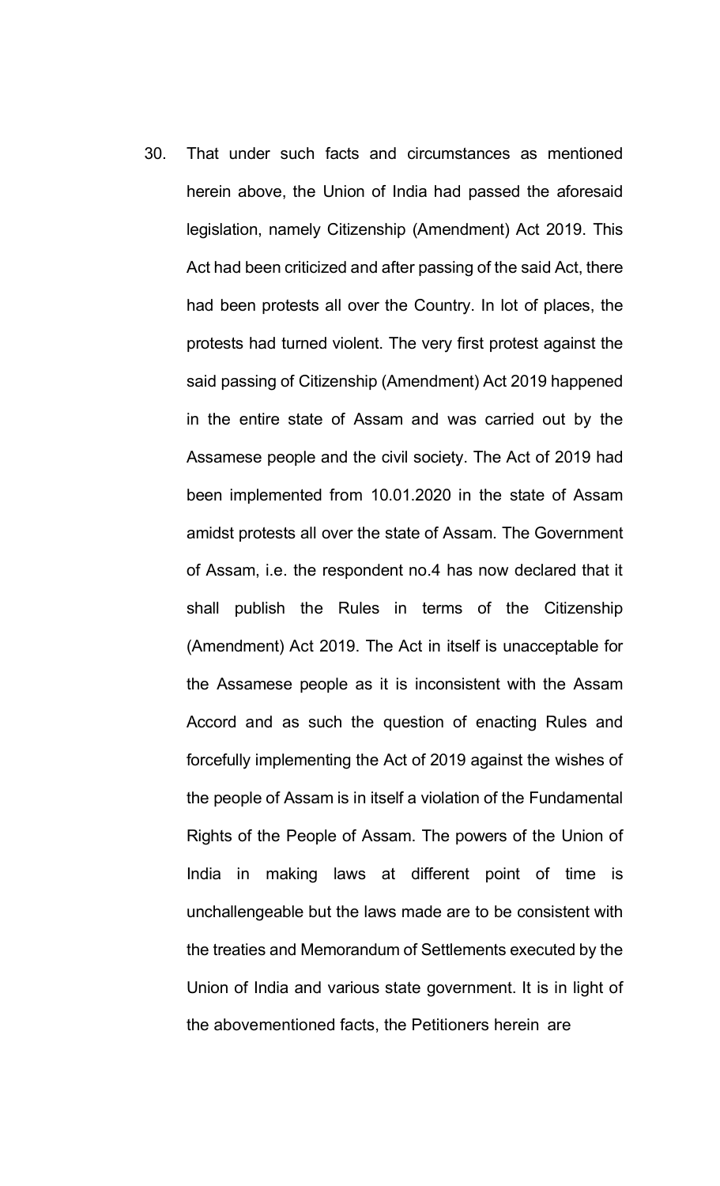30. That under such facts and circumstances as mentioned herein above, the Union of India had passed the aforesaid legislation, namely Citizenship (Amendment) Act 2019. This Act had been criticized and after passing of the said Act, there had been protests all over the Country. In lot of places, the protests had turned violent. The very first protest against the said passing of Citizenship (Amendment) Act 2019 happened in the entire state of Assam and was carried out by the Assamese people and the civil society. The Act of 2019 had been implemented from 10.01.2020 in the state of Assam amidst protests all over the state of Assam. The Government of Assam, i.e. the respondent no.4 has now declared that it shall publish the Rules in terms of the Citizenship (Amendment) Act 2019. The Act in itself is unacceptable for the Assamese people as it is inconsistent with the Assam Accord and as such the question of enacting Rules and forcefully implementing the Act of 2019 against the wishes of the people of Assam is in itself a violation of the Fundamental Rights of the People of Assam. The powers of the Union of India in making laws at different point of time is unchallengeable but the laws made are to be consistent with the treaties and Memorandum of Settlements executed by the Union of India and various state government. It is in light of the abovementioned facts, the Petitioners herein are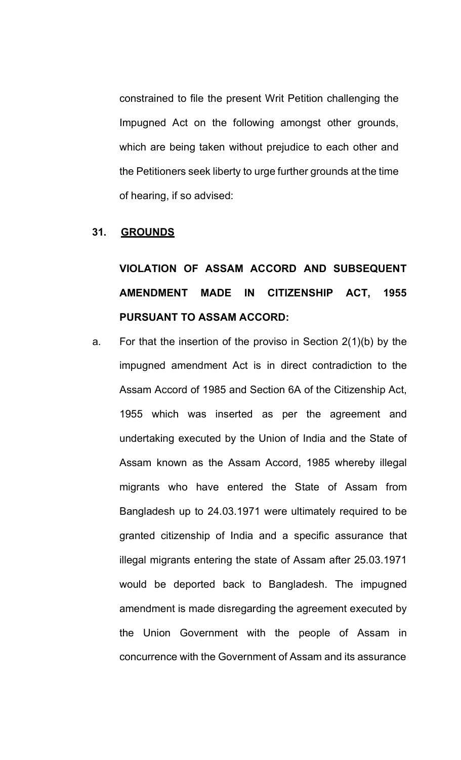constrained to file the present Writ Petition challenging the Impugned Act on the following amongst other grounds, which are being taken without prejudice to each other and the Petitioners seek liberty to urge further grounds at the time of hearing, if so advised:

**31. <u>GROUNDS</u>**

**VIOLATION OF ASSAM ACCORD AND SUBSEQUENT AMENDMENT MADE IN CITIZENSHIP ACT, 1955 PURSUANT TO ASSAM ACCORD:**

a. For that the insertion of the proviso in Section 2(1)(b) by the impugned amendment Act is in direct contradiction to the Assam Accord of 1985 and Section 6A of the Citizenship Act, 1955 which was inserted as per the agreement and undertaking executed by the Union of India and the State of Assam known as the Assam Accord, 1985 whereby illegal migrants who have entered the State of Assam from Bangladesh up to 24.03.1971 were ultimately required to be granted citizenship of India and a specific assurance that illegal migrants entering the state of Assam after 25.03.1971 would be deported back to Bangladesh. The impugned amendment is made disregarding the agreement executed by the Union Government with the people of Assam in concurrence with the Government of Assam and its assurance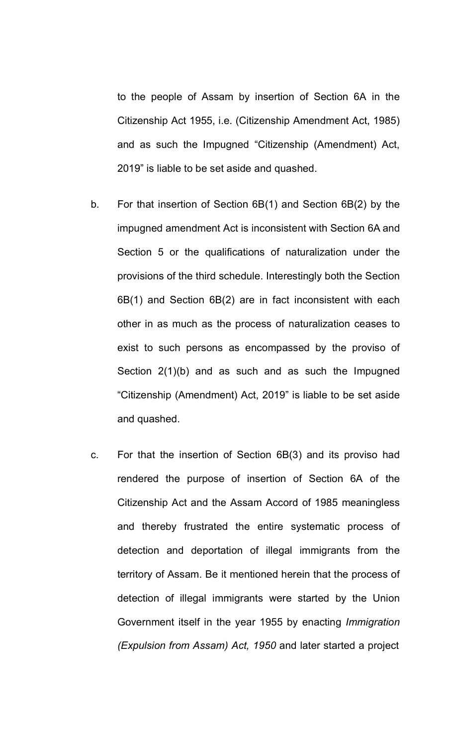to the people of Assam by insertion of Section 6A in the Citizenship Act 1955, i.e. (Citizenship Amendment Act, 1985) and as such the Impugned "Citizenship (Amendment) Act, 2019" is liable to be set aside and quashed.

b. For that insertion of Section 6B(1) and Section 6B(2) by the impugned amendment Act is inconsistent with Section 6A and Section 5 or the qualifications of naturalization under the provisions of the third schedule. Interestingly both the Section 6B(1) and Section 6B(2) are in fact inconsistent with each other in as much as the process of naturalization ceases to exist to such persons as encompassed by the proviso of Section 2(1)(b) and as such and as such the Impugned "Citizenship (Amendment) Act, 2019" is liable to be set aside and quashed.

c. For that the insertion of Section 6B(3) and its proviso had rendered the purpose of insertion of Section 6A of the Citizenship Act and the Assam Accord of 1985 meaningless and thereby frustrated the entire systematic process of detection and deportation of illegal immigrants from the territory of Assam. Be it mentioned herein that the process of detection of illegal immigrants were started by the Union Government itself in the year 1955 by enacting *Immigration (Expulsion from Assam) Act, 1950* and later started a project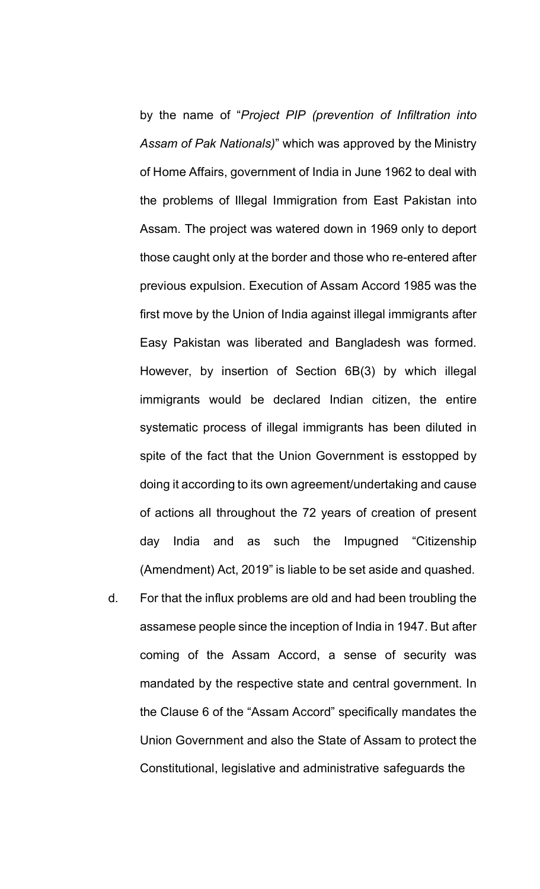by the name of "*Project PIP (prevention of Infiltration into Assam of Pak Nationals)*" which was approved by the Ministry of Home Affairs, government of India in June 1962 to deal with the problems of Illegal Immigration from East Pakistan into Assam. The project was watered down in 1969 only to deport those caught only at the border and those who re-entered after previous expulsion. Execution of Assam Accord 1985 was the first move by the Union of India against illegal immigrants after Easy Pakistan was liberated and Bangladesh was formed. However, by insertion of Section 6B(3) by which illegal immigrants would be declared Indian citizen, the entire systematic process of illegal immigrants has been diluted in spite of the fact that the Union Government is esstopped by doing it according to its own agreement/undertaking and cause of actions all throughout the 72 years of creation of present day India and as such the Impugned "Citizenship (Amendment) Act, 2019" is liable to be set aside and quashed.

d. For that the influx problems are old and had been troubling the assamese people since the inception of India in 1947. But after coming of the Assam Accord, a sense of security was mandated by the respective state and central government. In the Clause 6 of the "Assam Accord" specifically mandates the Union Government and also the State of Assam to protect the Constitutional, legislative and administrative safeguards the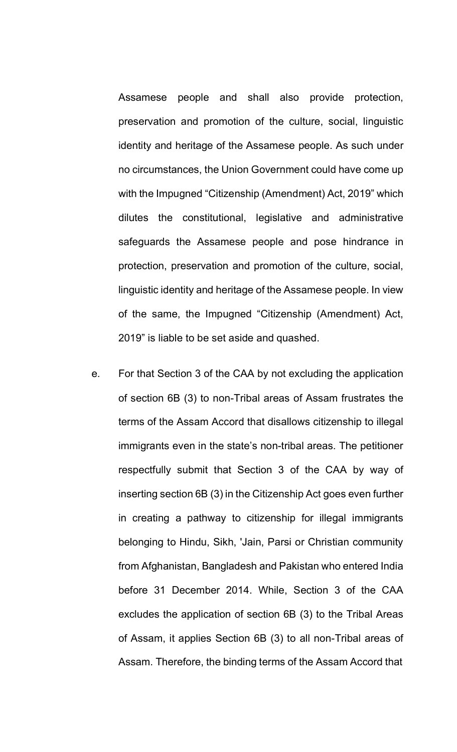Assamese people and shall also provide protection, preservation and promotion of the culture, social, linguistic identity and heritage of the Assamese people. As such under no circumstances, the Union Government could have come up with the Impugned "Citizenship (Amendment) Act, 2019" which dilutes the constitutional, legislative and administrative safeguards the Assamese people and pose hindrance in protection, preservation and promotion of the culture, social, linguistic identity and heritage of the Assamese people. In view of the same, the Impugned "Citizenship (Amendment) Act, 2019" is liable to be set aside and quashed.

e. For that Section 3 of the CAA by not excluding the application of section 6B (3) to non-Tribal areas of Assam frustrates the terms of the Assam Accord that disallows citizenship to illegal immigrants even in the state's non-tribal areas. The petitioner respectfully submit that Section 3 of the CAA by way of inserting section 6B (3) in the Citizenship Act goes even further in creating a pathway to citizenship for illegal immigrants belonging to Hindu, Sikh, 'Jain, Parsi or Christian community from Afghanistan, Bangladesh and Pakistan who entered India before 31 December 2014. While, Section 3 of the CAA excludes the application of section 6B (3) to the Tribal Areas of Assam, it applies Section 6B (3) to all non-Tribal areas of Assam. Therefore, the binding terms of the Assam Accord that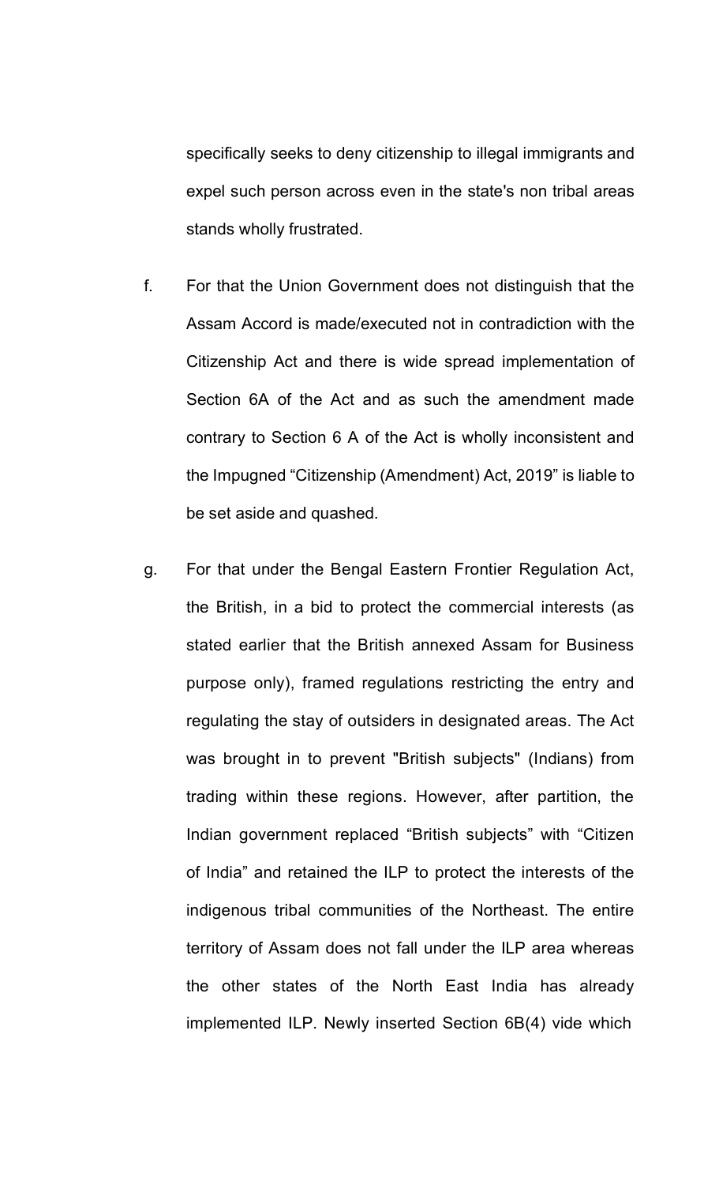specifically seeks to deny citizenship to illegal immigrants and expel such person across even in the state's non tribal areas stands wholly frustrated.

f. For that the Union Government does not distinguish that the Assam Accord is made/executed not in contradiction with the Citizenship Act and there is wide spread implementation of Section 6A of the Act and as such the amendment made contrary to Section 6 A of the Act is wholly inconsistent and the Impugned "Citizenship (Amendment) Act, 2019" is liable to be set aside and quashed.

g. For that under the Bengal Eastern Frontier Regulation Act, the British, in a bid to protect the commercial interests (as stated earlier that the British annexed Assam for Business purpose only), framed regulations restricting the entry and regulating the stay of outsiders in designated areas. The Act was brought in to prevent "British subjects" (Indians) from trading within these regions. However, after partition, the Indian government replaced "British subjects" with "Citizen of India" and retained the ILP to protect the interests of the indigenous tribal communities of the Northeast. The entire territory of Assam does not fall under the ILP area whereas the other states of the North East India has already implemented ILP. Newly inserted Section 6B(4) vide which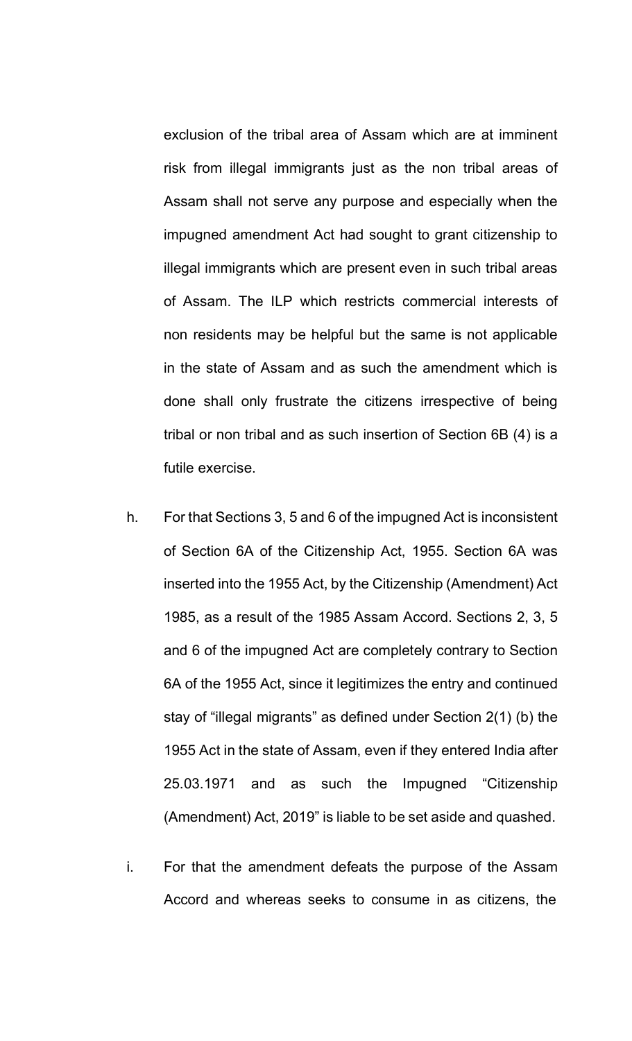exclusion of the tribal area of Assam which are at imminent risk from illegal immigrants just as the non tribal areas of Assam shall not serve any purpose and especially when the impugned amendment Act had sought to grant citizenship to illegal immigrants which are present even in such tribal areas of Assam. The ILP which restricts commercial interests of non residents may be helpful but the same is not applicable in the state of Assam and as such the amendment which is done shall only frustrate the citizens irrespective of being tribal or non tribal and as such insertion of Section 6B (4) is a futile exercise.

h. For that Sections 3, 5 and 6 of the impugned Act is inconsistent of Section 6A of the Citizenship Act, 1955. Section 6A was inserted into the 1955 Act, by the Citizenship (Amendment) Act 1985, as a result of the 1985 Assam Accord. Sections 2, 3, 5 and 6 of the impugned Act are completely contrary to Section 6A of the 1955 Act, since it legitimizes the entry and continued stay of "illegal migrants" as defined under Section 2(1) (b) the 1955 Act in the state of Assam, even if they entered India after 25.03.1971 and as such the Impugned "Citizenship (Amendment) Act, 2019" is liable to be set aside and quashed.

i. For that the amendment defeats the purpose of the Assam Accord and whereas seeks to consume in as citizens, the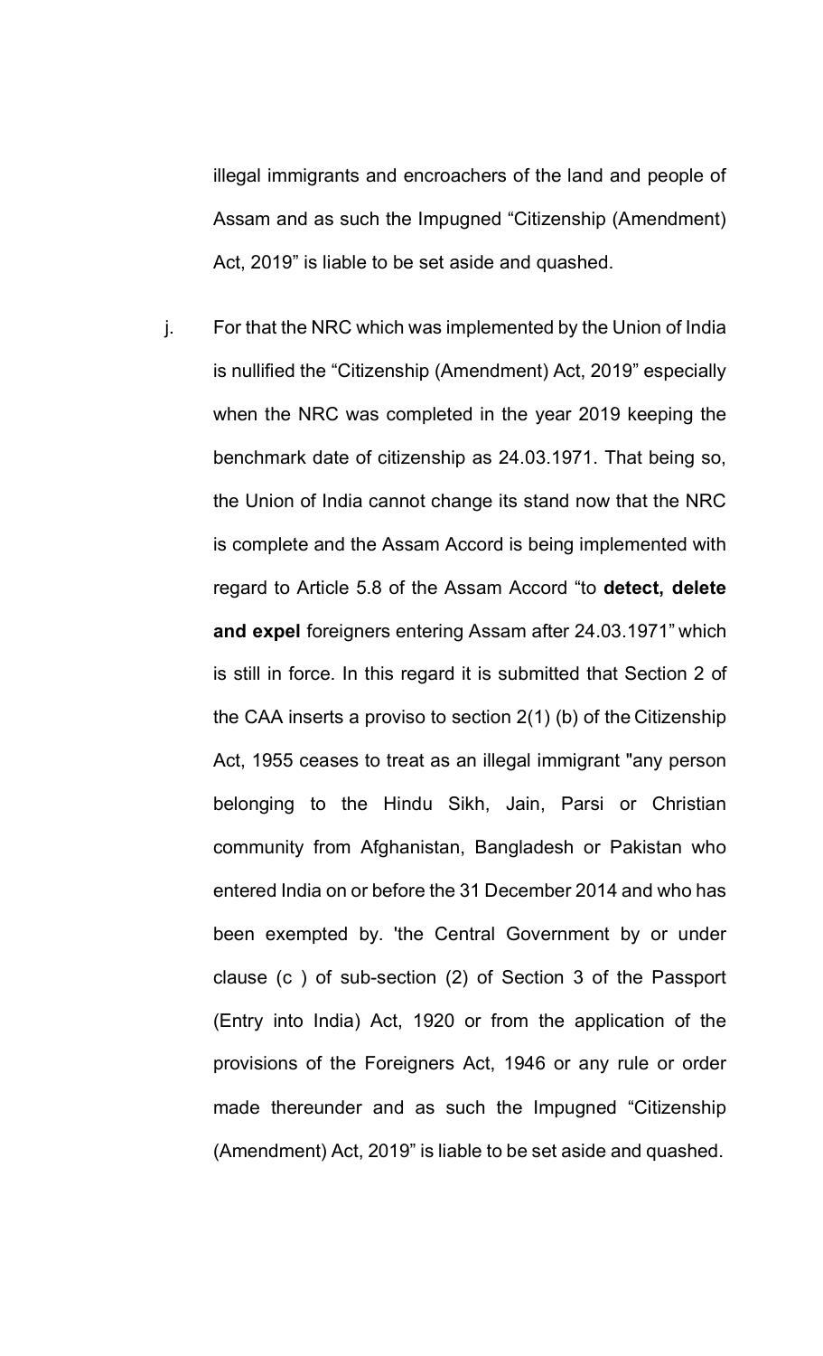illegal immigrants and encroachers of the land and people of Assam and as such the Impugned "Citizenship (Amendment) Act, 2019" is liable to be set aside and quashed.

j. For that the NRC which was implemented by the Union of India is nullified the "Citizenship (Amendment) Act, 2019" especially when the NRC was completed in the year 2019 keeping the benchmark date of citizenship as 24.03.1971. That being so, the Union of India cannot change its stand now that the NRC is complete and the Assam Accord is being implemented with regard to Article 5.8 of the Assam Accord "to **detect, delete and expel** foreigners entering Assam after 24.03.1971" which is still in force. In this regard it is submitted that Section 2 of the CAA inserts a proviso to section 2(1) (b) of the Citizenship Act, 1955 ceases to treat as an illegal immigrant "any person belonging to the Hindu Sikh, Jain, Parsi or Christian community from Afghanistan, Bangladesh or Pakistan who entered India on or before the 31 December 2014 and who has been exempted by. 'the Central Government by or under clause (c ) of sub-section (2) of Section 3 of the Passport (Entry into India) Act, 1920 or from the application of the provisions of the Foreigners Act, 1946 or any rule or order made thereunder and as such the Impugned "Citizenship (Amendment) Act, 2019" is liable to be set aside and quashed.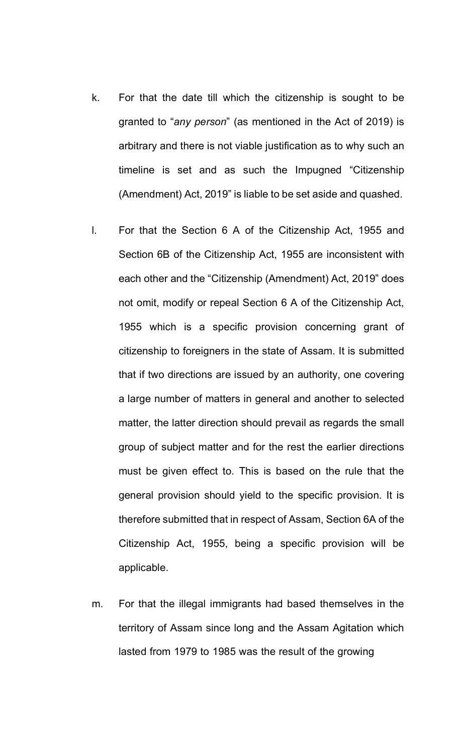k. For that the date till which the citizenship is sought to be granted to "*any person*" (as mentioned in the Act of 2019) is arbitrary and there is not viable justification as to why such an timeline is set and as such the Impugned "Citizenship (Amendment) Act, 2019" is liable to be set aside and quashed.

l. For that the Section 6 A of the Citizenship Act, 1955 and Section 6B of the Citizenship Act, 1955 are inconsistent with each other and the "Citizenship (Amendment) Act, 2019" does not omit, modify or repeal Section 6 A of the Citizenship Act, 1955 which is a specific provision concerning grant of citizenship to foreigners in the state of Assam. It is submitted that if two directions are issued by an authority, one covering a large number of matters in general and another to selected matter, the latter direction should prevail as regards the small group of subject matter and for the rest the earlier directions must be given effect to. This is based on the rule that the general provision should yield to the specific provision. It is therefore submitted that in respect of Assam, Section 6A of the Citizenship Act, 1955, being a specific provision will be applicable.

m. For that the illegal immigrants had based themselves in the territory of Assam since long and the Assam Agitation which lasted from 1979 to 1985 was the result of the growing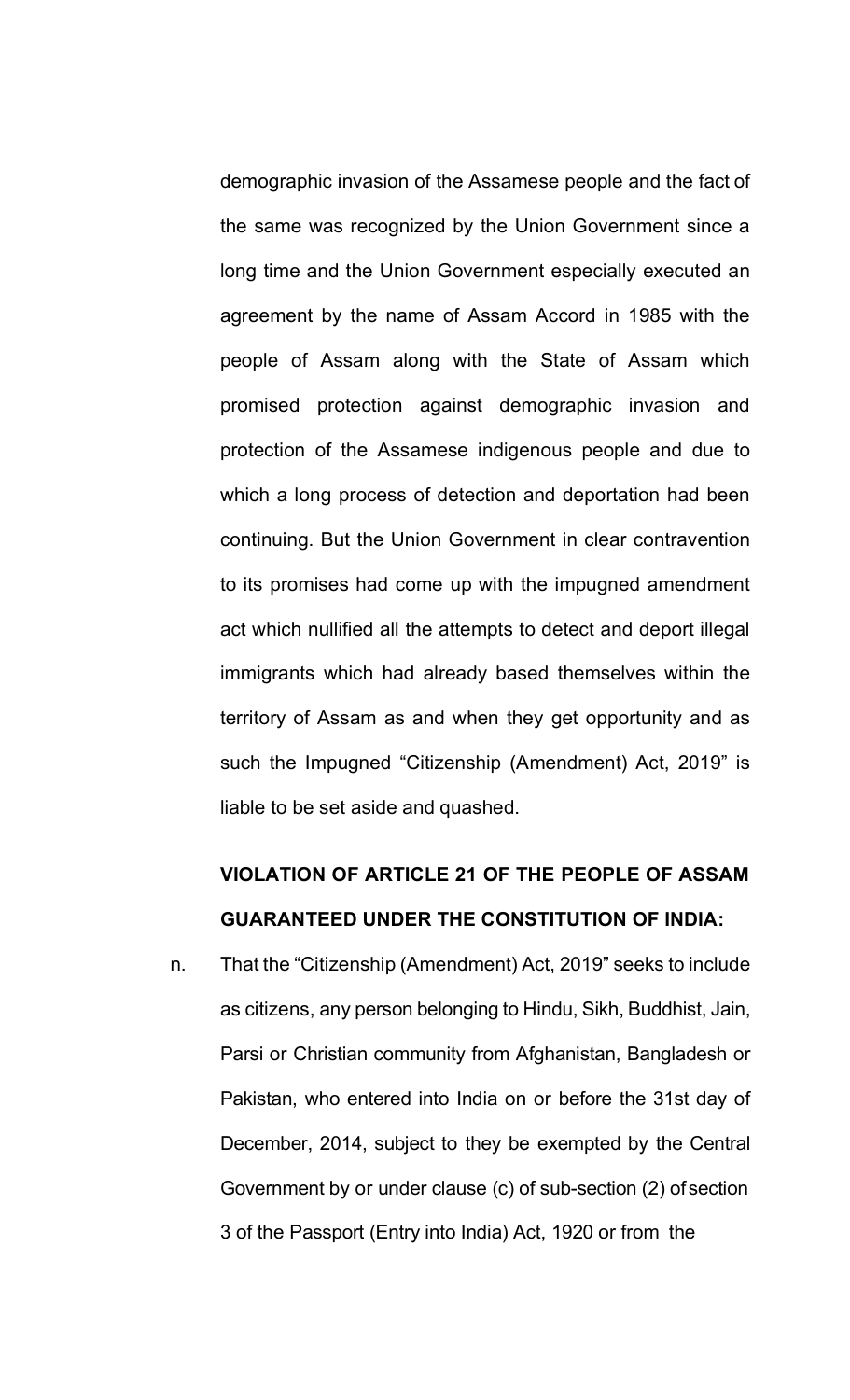demographic invasion of the Assamese people and the fact of the same was recognized by the Union Government since a long time and the Union Government especially executed an agreement by the name of Assam Accord in 1985 with the people of Assam along with the State of Assam which promised protection against demographic invasion and protection of the Assamese indigenous people and due to which a long process of detection and deportation had been continuing. But the Union Government in clear contravention to its promises had come up with the impugned amendment act which nullified all the attempts to detect and deport illegal immigrants which had already based themselves within the territory of Assam as and when they get opportunity and as such the Impugned "Citizenship (Amendment) Act, 2019" is liable to be set aside and quashed.

**VIOLATION OF ARTICLE 21 OF THE PEOPLE OF ASSAM GUARANTEED UNDER THE CONSTITUTION OF INDIA:**

n. That the "Citizenship (Amendment) Act, 2019" seeks to include as citizens, any person belonging to Hindu, Sikh, Buddhist, Jain, Parsi or Christian community from Afghanistan, Bangladesh or Pakistan, who entered into India on or before the 31st day of December, 2014, subject to they be exempted by the Central Government by or under clause (c) of sub-section (2) of section 3 of the Passport (Entry into India) Act, 1920 or from the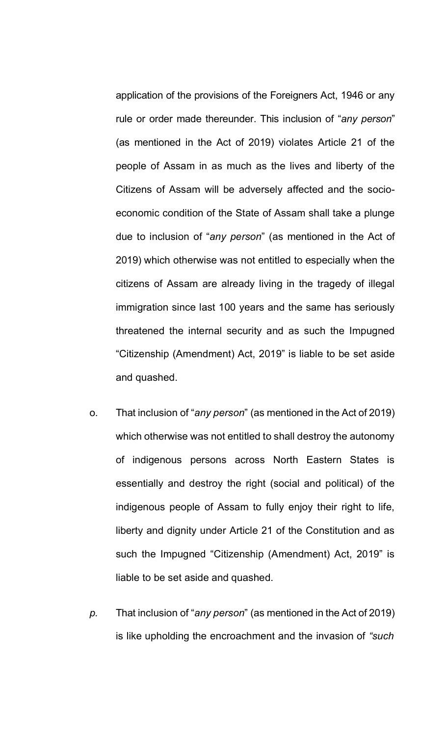application of the provisions of the Foreigners Act, 1946 or any rule or order made thereunder. This inclusion of "*any person*" (as mentioned in the Act of 2019) violates Article 21 of the people of Assam in as much as the lives and liberty of the Citizens of Assam will be adversely affected and the socio-economic condition of the State of Assam shall take a plunge due to inclusion of "*any person*" (as mentioned in the Act of 2019) which otherwise was not entitled to especially when the citizens of Assam are already living in the tragedy of illegal immigration since last 100 years and the same has seriously threatened the internal security and as such the Impugned "Citizenship (Amendment) Act, 2019" is liable to be set aside and quashed.

o. That inclusion of "*any person*" (as mentioned in the Act of 2019) which otherwise was not entitled to shall destroy the autonomy of indigenous persons across North Eastern States is essentially and destroy the right (social and political) of the indigenous people of Assam to fully enjoy their right to life, liberty and dignity under Article 21 of the Constitution and as such the Impugned "Citizenship (Amendment) Act, 2019" is liable to be set aside and quashed.

*p.* That inclusion of "*any person*" (as mentioned in the Act of 2019) is like upholding the encroachment and the invasion of *"such*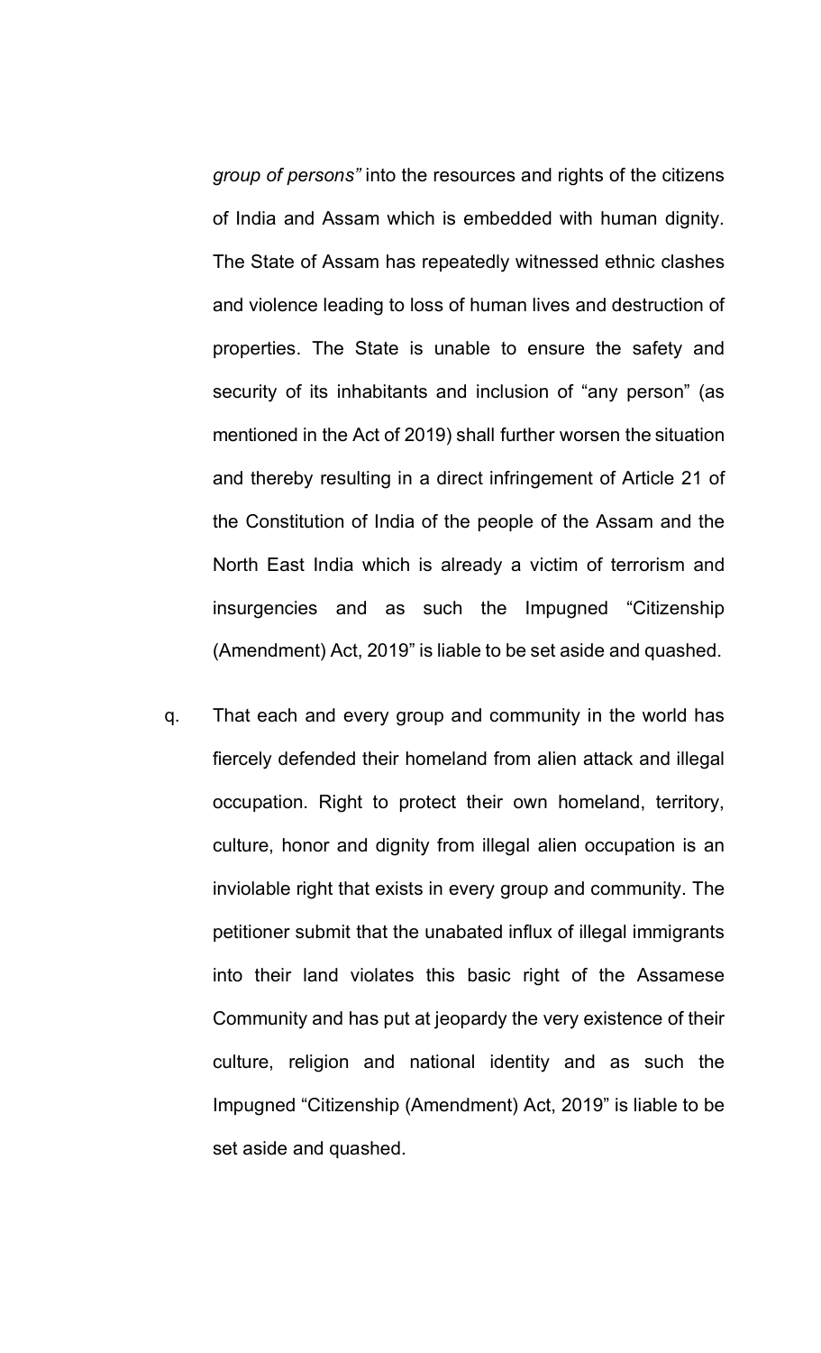*group of persons"* into the resources and rights of the citizens of India and Assam which is embedded with human dignity. The State of Assam has repeatedly witnessed ethnic clashes and violence leading to loss of human lives and destruction of properties. The State is unable to ensure the safety and security of its inhabitants and inclusion of "any person" (as mentioned in the Act of 2019) shall further worsen the situation and thereby resulting in a direct infringement of Article 21 of the Constitution of India of the people of the Assam and the North East India which is already a victim of terrorism and insurgencies and as such the Impugned "Citizenship (Amendment) Act, 2019" is liable to be set aside and quashed.

q. That each and every group and community in the world has fiercely defended their homeland from alien attack and illegal occupation. Right to protect their own homeland, territory, culture, honor and dignity from illegal alien occupation is an inviolable right that exists in every group and community. The petitioner submit that the unabated influx of illegal immigrants into their land violates this basic right of the Assamese Community and has put at jeopardy the very existence of their culture, religion and national identity and as such the Impugned "Citizenship (Amendment) Act, 2019" is liable to be set aside and quashed.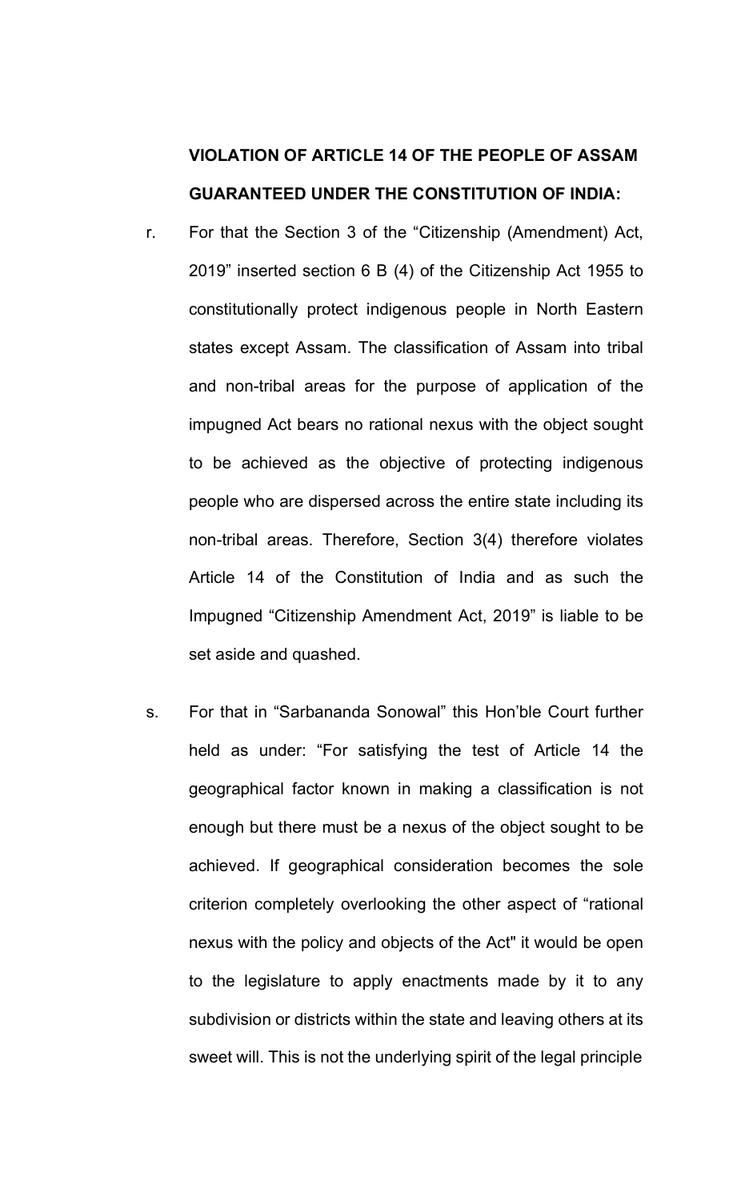**VIOLATION OF ARTICLE 14 OF THE PEOPLE OF ASSAM GUARANTEED UNDER THE CONSTITUTION OF INDIA:**

r. For that the Section 3 of the “Citizenship (Amendment) Act, 2019” inserted section 6 B (4) of the Citizenship Act 1955 to constitutionally protect indigenous people in North Eastern states except Assam. The classification of Assam into tribal and non-tribal areas for the purpose of application of the impugned Act bears no rational nexus with the object sought to be achieved as the objective of protecting indigenous people who are dispersed across the entire state including its non-tribal areas. Therefore, Section 3(4) therefore violates Article 14 of the Constitution of India and as such the Impugned “Citizenship Amendment Act, 2019” is liable to be set aside and quashed.

s. For that in “Sarbananda Sonowal” this Hon’ble Court further held as under: “For satisfying the test of Article 14 the geographical factor known in making a classification is not enough but there must be a nexus of the object sought to be achieved. If geographical consideration becomes the sole criterion completely overlooking the other aspect of “rational nexus with the policy and objects of the Act" it would be open to the legislature to apply enactments made by it to any subdivision or districts within the state and leaving others at its sweet will. This is not the underlying spirit of the legal principle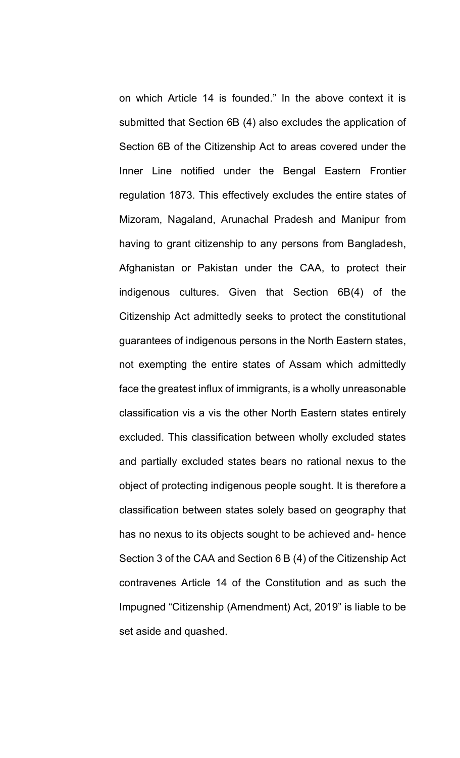on which Article 14 is founded." In the above context it is submitted that Section 6B (4) also excludes the application of Section 6B of the Citizenship Act to areas covered under the Inner Line notified under the Bengal Eastern Frontier regulation 1873. This effectively excludes the entire states of Mizoram, Nagaland, Arunachal Pradesh and Manipur from having to grant citizenship to any persons from Bangladesh, Afghanistan or Pakistan under the CAA, to protect their indigenous cultures. Given that Section 6B(4) of the Citizenship Act admittedly seeks to protect the constitutional guarantees of indigenous persons in the North Eastern states, not exempting the entire states of Assam which admittedly face the greatest influx of immigrants, is a wholly unreasonable classification vis a vis the other North Eastern states entirely excluded. This classification between wholly excluded states and partially excluded states bears no rational nexus to the object of protecting indigenous people sought. It is therefore a classification between states solely based on geography that has no nexus to its objects sought to be achieved and- hence Section 3 of the CAA and Section 6 B (4) of the Citizenship Act contravenes Article 14 of the Constitution and as such the Impugned "Citizenship (Amendment) Act, 2019" is liable to be set aside and quashed.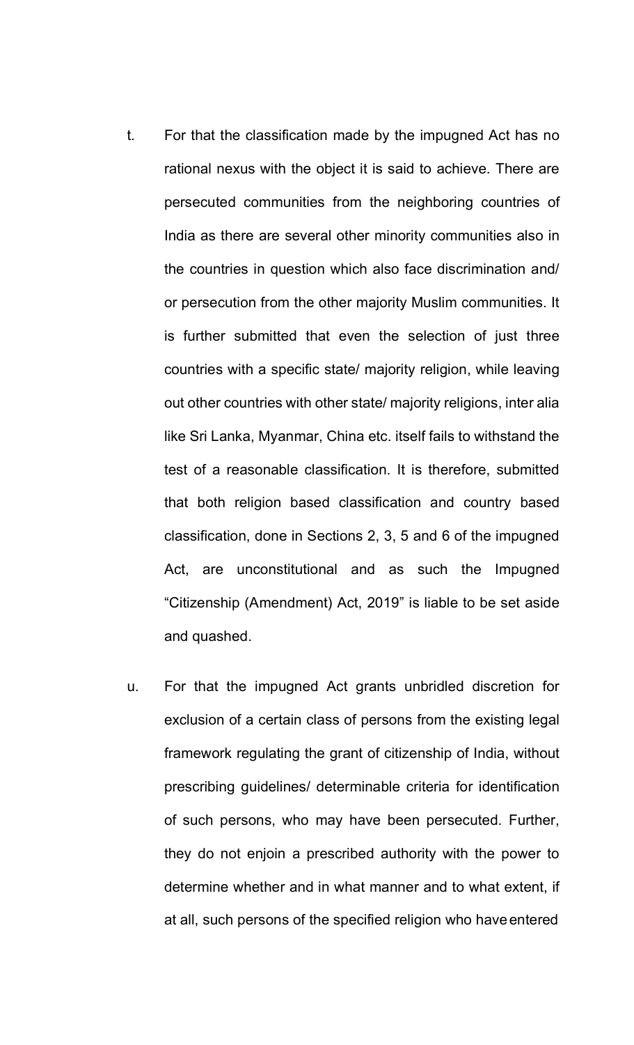t. For that the classification made by the impugned Act has no rational nexus with the object it is said to achieve. There are persecuted communities from the neighboring countries of India as there are several other minority communities also in the countries in question which also face discrimination and/ or persecution from the other majority Muslim communities. It is further submitted that even the selection of just three countries with a specific state/ majority religion, while leaving out other countries with other state/ majority religions, inter alia like Sri Lanka, Myanmar, China etc. itself fails to withstand the test of a reasonable classification. It is therefore, submitted that both religion based classification and country based classification, done in Sections 2, 3, 5 and 6 of the impugned Act, are unconstitutional and as such the Impugned "Citizenship (Amendment) Act, 2019" is liable to be set aside and quashed.

u. For that the impugned Act grants unbridled discretion for exclusion of a certain class of persons from the existing legal framework regulating the grant of citizenship of India, without prescribing guidelines/ determinable criteria for identification of such persons, who may have been persecuted. Further, they do not enjoin a prescribed authority with the power to determine whether and in what manner and to what extent, if at all, such persons of the specified religion who have entered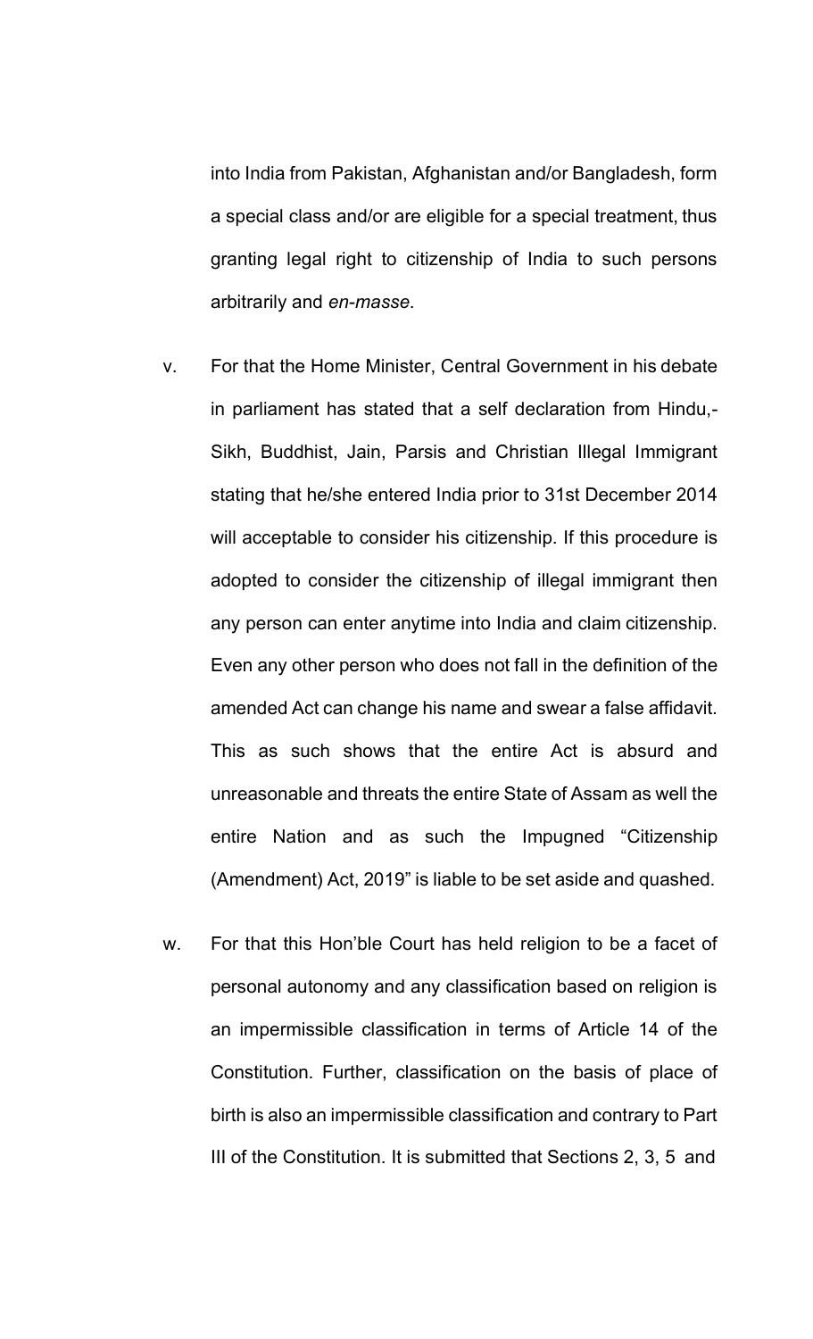into India from Pakistan, Afghanistan and/or Bangladesh, form a special class and/or are eligible for a special treatment, thus granting legal right to citizenship of India to such persons arbitrarily and *en-masse*.

v. For that the Home Minister, Central Government in his debate in parliament has stated that a self declaration from Hindu,- Sikh, Buddhist, Jain, Parsis and Christian Illegal Immigrant stating that he/she entered India prior to 31st December 2014 will acceptable to consider his citizenship. If this procedure is adopted to consider the citizenship of illegal immigrant then any person can enter anytime into India and claim citizenship. Even any other person who does not fall in the definition of the amended Act can change his name and swear a false affidavit. This as such shows that the entire Act is absurd and unreasonable and threats the entire State of Assam as well the entire Nation and as such the Impugned "Citizenship (Amendment) Act, 2019" is liable to be set aside and quashed.

w. For that this Hon'ble Court has held religion to be a facet of personal autonomy and any classification based on religion is an impermissible classification in terms of Article 14 of the Constitution. Further, classification on the basis of place of birth is also an impermissible classification and contrary to Part III of the Constitution. It is submitted that Sections 2, 3, 5 and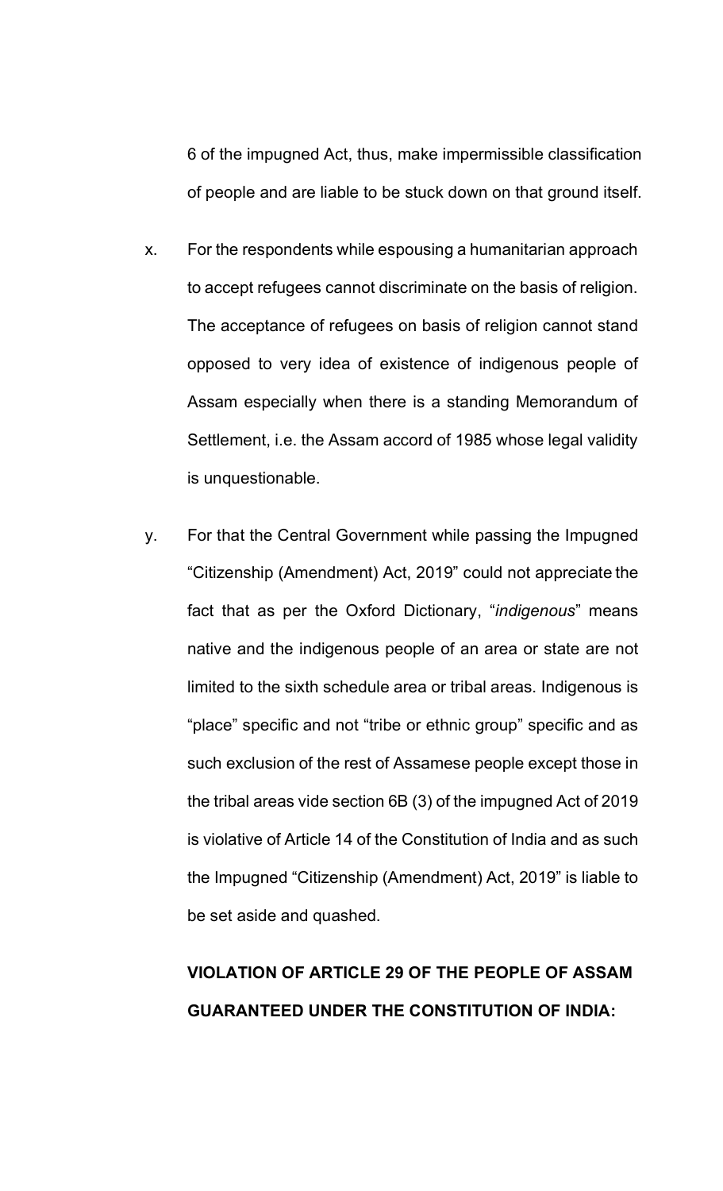6 of the impugned Act, thus, make impermissible classification of people and are liable to be stuck down on that ground itself.

x. For the respondents while espousing a humanitarian approach to accept refugees cannot discriminate on the basis of religion. The acceptance of refugees on basis of religion cannot stand opposed to very idea of existence of indigenous people of Assam especially when there is a standing Memorandum of Settlement, i.e. the Assam accord of 1985 whose legal validity is unquestionable.

y. For that the Central Government while passing the Impugned "Citizenship (Amendment) Act, 2019" could not appreciate the fact that as per the Oxford Dictionary, "*indigenous*" means native and the indigenous people of an area or state are not limited to the sixth schedule area or tribal areas. Indigenous is "place" specific and not "tribe or ethnic group" specific and as such exclusion of the rest of Assamese people except those in the tribal areas vide section 6B (3) of the impugned Act of 2019 is violative of Article 14 of the Constitution of India and as such the Impugned "Citizenship (Amendment) Act, 2019" is liable to be set aside and quashed.

**VIOLATION OF ARTICLE 29 OF THE PEOPLE OF ASSAM GUARANTEED UNDER THE CONSTITUTION OF INDIA:**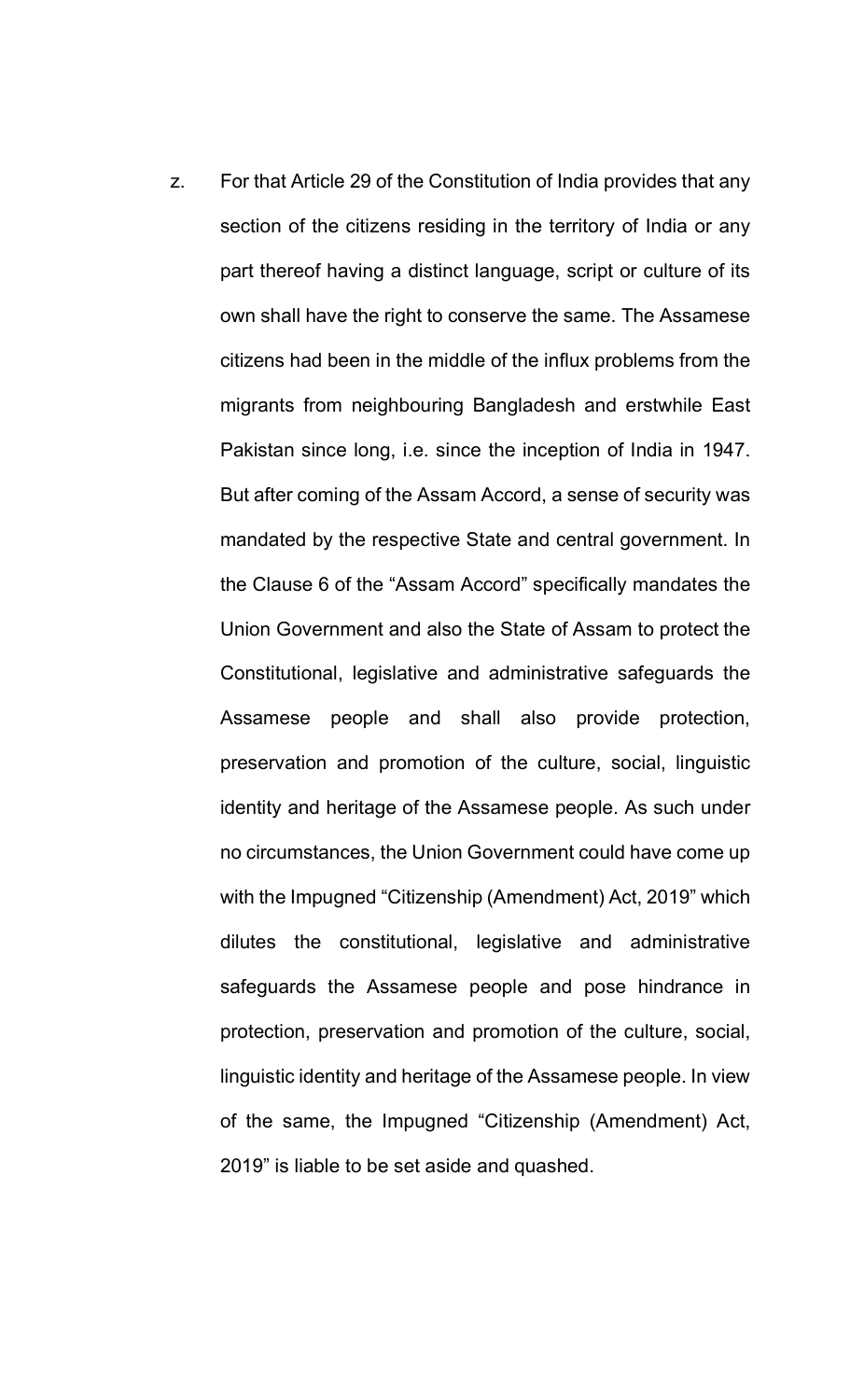z. For that Article 29 of the Constitution of India provides that any section of the citizens residing in the territory of India or any part thereof having a distinct language, script or culture of its own shall have the right to conserve the same. The Assamese citizens had been in the middle of the influx problems from the migrants from neighbouring Bangladesh and erstwhile East Pakistan since long, i.e. since the inception of India in 1947. But after coming of the Assam Accord, a sense of security was mandated by the respective State and central government. In the Clause 6 of the "Assam Accord" specifically mandates the Union Government and also the State of Assam to protect the Constitutional, legislative and administrative safeguards the Assamese people and shall also provide protection, preservation and promotion of the culture, social, linguistic identity and heritage of the Assamese people. As such under no circumstances, the Union Government could have come up with the Impugned "Citizenship (Amendment) Act, 2019" which dilutes the constitutional, legislative and administrative safeguards the Assamese people and pose hindrance in protection, preservation and promotion of the culture, social, linguistic identity and heritage of the Assamese people. In view of the same, the Impugned "Citizenship (Amendment) Act, 2019" is liable to be set aside and quashed.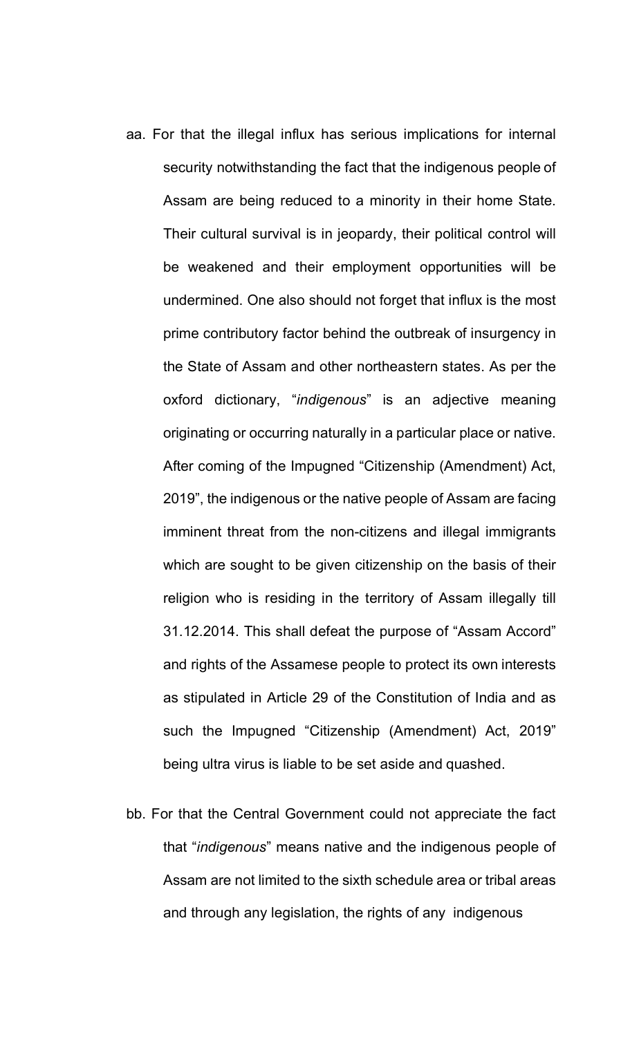aa. For that the illegal influx has serious implications for internal security notwithstanding the fact that the indigenous people of Assam are being reduced to a minority in their home State. Their cultural survival is in jeopardy, their political control will be weakened and their employment opportunities will be undermined. One also should not forget that influx is the most prime contributory factor behind the outbreak of insurgency in the State of Assam and other northeastern states. As per the oxford dictionary, "*indigenous*" is an adjective meaning originating or occurring naturally in a particular place or native. After coming of the Impugned "Citizenship (Amendment) Act, 2019", the indigenous or the native people of Assam are facing imminent threat from the non-citizens and illegal immigrants which are sought to be given citizenship on the basis of their religion who is residing in the territory of Assam illegally till 31.12.2014. This shall defeat the purpose of "Assam Accord" and rights of the Assamese people to protect its own interests as stipulated in Article 29 of the Constitution of India and as such the Impugned "Citizenship (Amendment) Act, 2019" being ultra virus is liable to be set aside and quashed.

bb. For that the Central Government could not appreciate the fact that "*indigenous*" means native and the indigenous people of Assam are not limited to the sixth schedule area or tribal areas and through any legislation, the rights of any indigenous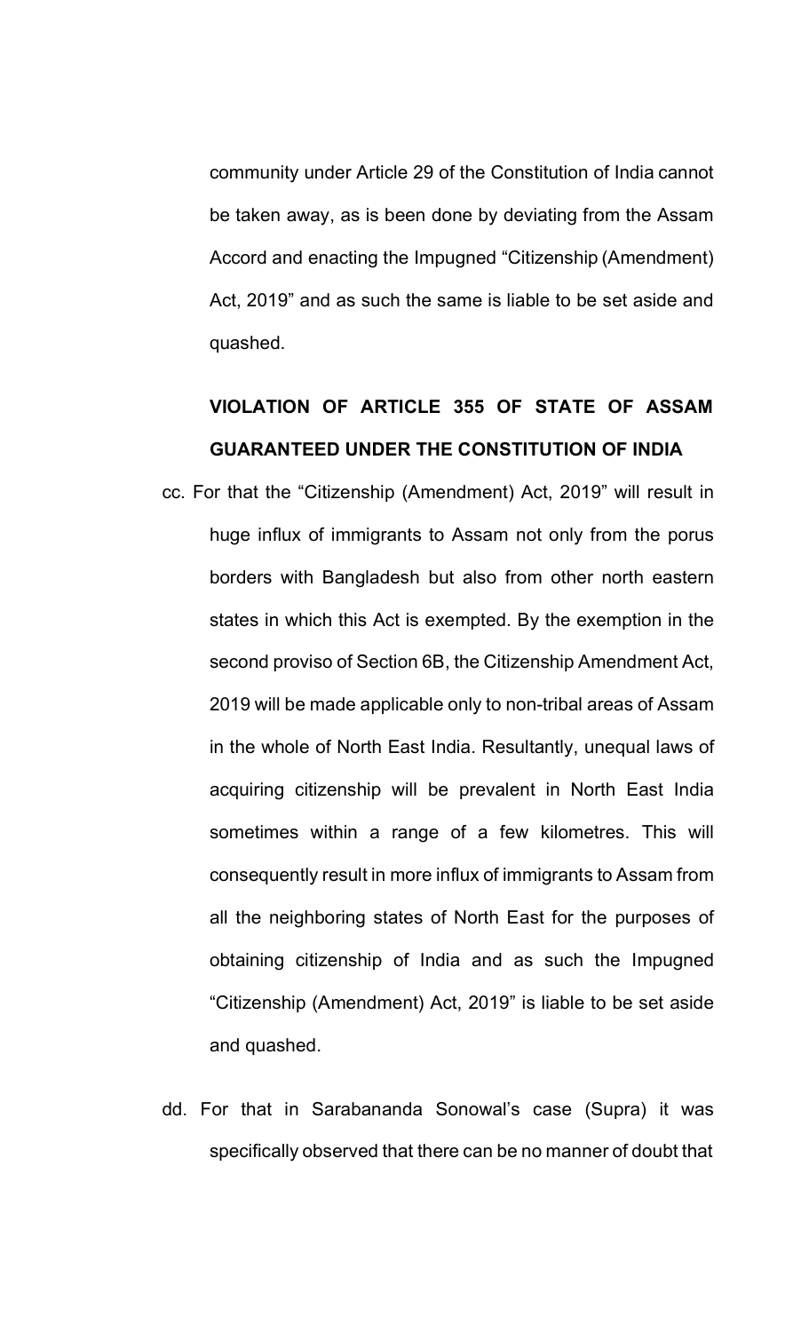community under Article 29 of the Constitution of India cannot be taken away, as is been done by deviating from the Assam Accord and enacting the Impugned "Citizenship (Amendment) Act, 2019" and as such the same is liable to be set aside and quashed.

**VIOLATION OF ARTICLE 355 OF STATE OF ASSAM GUARANTEED UNDER THE CONSTITUTION OF INDIA**

cc. For that the "Citizenship (Amendment) Act, 2019" will result in huge influx of immigrants to Assam not only from the porus borders with Bangladesh but also from other north eastern states in which this Act is exempted. By the exemption in the second proviso of Section 6B, the Citizenship Amendment Act, 2019 will be made applicable only to non-tribal areas of Assam in the whole of North East India. Resultantly, unequal laws of acquiring citizenship will be prevalent in North East India sometimes within a range of a few kilometres. This will consequently result in more influx of immigrants to Assam from all the neighboring states of North East for the purposes of obtaining citizenship of India and as such the Impugned "Citizenship (Amendment) Act, 2019" is liable to be set aside and quashed.

dd. For that in Sarabananda Sonowal's case (Supra) it was specifically observed that there can be no manner of doubt that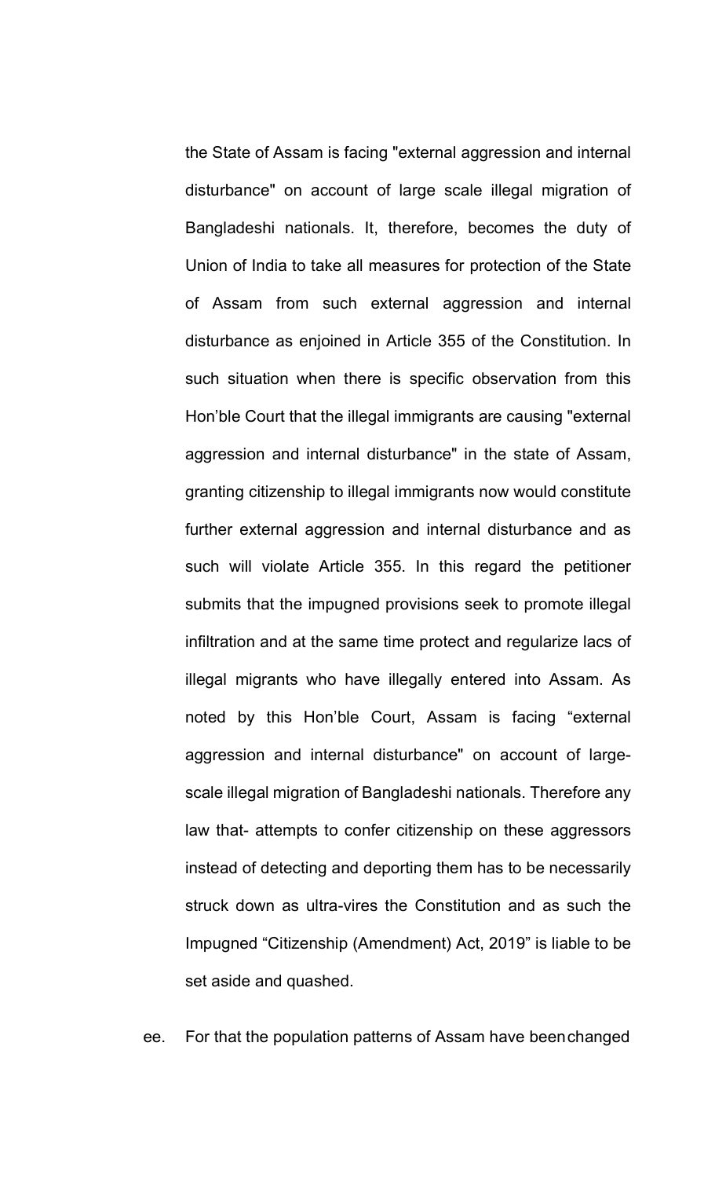the State of Assam is facing "external aggression and internal disturbance" on account of large scale illegal migration of Bangladeshi nationals. It, therefore, becomes the duty of Union of India to take all measures for protection of the State of Assam from such external aggression and internal disturbance as enjoined in Article 355 of the Constitution. In such situation when there is specific observation from this Hon'ble Court that the illegal immigrants are causing "external aggression and internal disturbance" in the state of Assam, granting citizenship to illegal immigrants now would constitute further external aggression and internal disturbance and as such will violate Article 355. In this regard the petitioner submits that the impugned provisions seek to promote illegal infiltration and at the same time protect and regularize lacs of illegal migrants who have illegally entered into Assam. As noted by this Hon'ble Court, Assam is facing "external aggression and internal disturbance" on account of large-scale illegal migration of Bangladeshi nationals. Therefore any law that- attempts to confer citizenship on these aggressors instead of detecting and deporting them has to be necessarily struck down as ultra-vires the Constitution and as such the Impugned "Citizenship (Amendment) Act, 2019" is liable to be set aside and quashed.

ee. For that the population patterns of Assam have been changed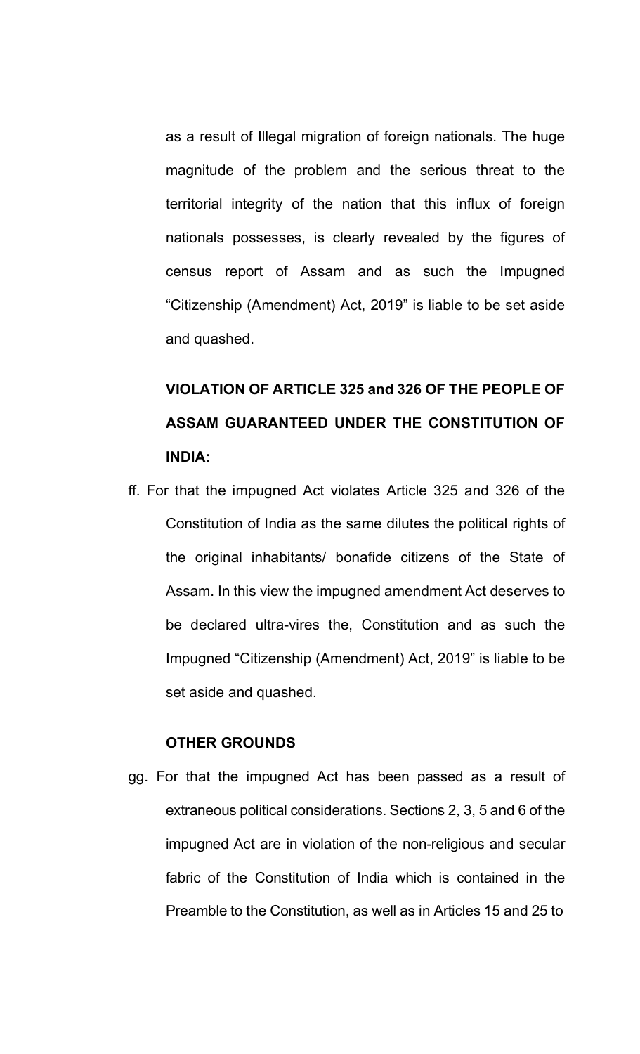as a result of Illegal migration of foreign nationals. The huge magnitude of the problem and the serious threat to the territorial integrity of the nation that this influx of foreign nationals possesses, is clearly revealed by the figures of census report of Assam and as such the Impugned "Citizenship (Amendment) Act, 2019" is liable to be set aside and quashed.

**VIOLATION OF ARTICLE 325 and 326 OF THE PEOPLE OF ASSAM GUARANTEED UNDER THE CONSTITUTION OF INDIA:**

ff. For that the impugned Act violates Article 325 and 326 of the Constitution of India as the same dilutes the political rights of the original inhabitants/ bonafide citizens of the State of Assam. In this view the impugned amendment Act deserves to be declared ultra-vires the, Constitution and as such the Impugned "Citizenship (Amendment) Act, 2019" is liable to be set aside and quashed.

**OTHER GROUNDS**

gg. For that the impugned Act has been passed as a result of extraneous political considerations. Sections 2, 3, 5 and 6 of the impugned Act are in violation of the non-religious and secular fabric of the Constitution of India which is contained in the Preamble to the Constitution, as well as in Articles 15 and 25 to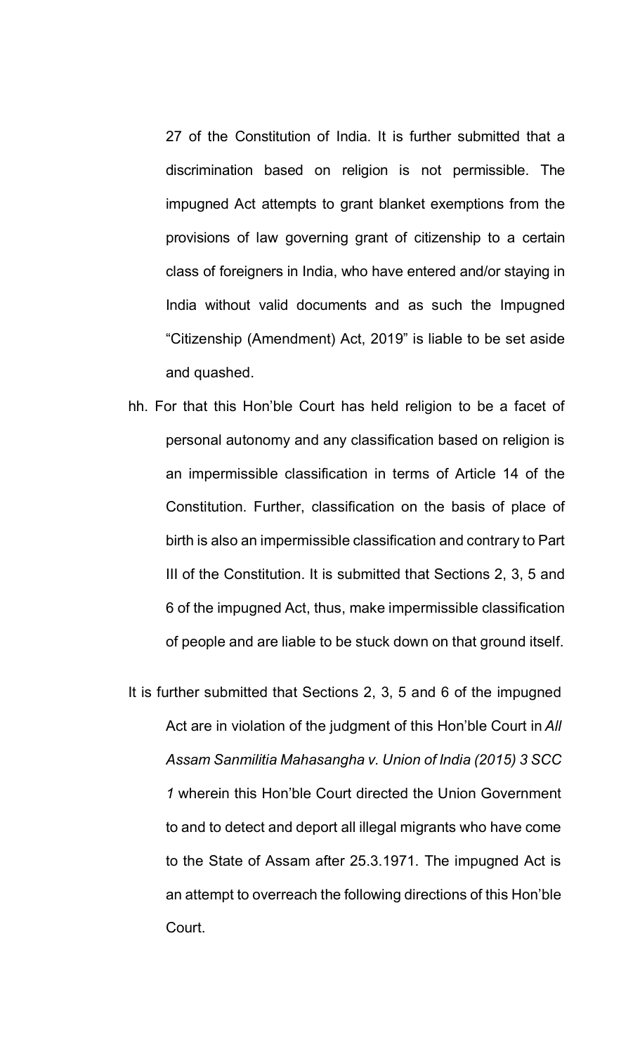27 of the Constitution of India. It is further submitted that a discrimination based on religion is not permissible. The impugned Act attempts to grant blanket exemptions from the provisions of law governing grant of citizenship to a certain class of foreigners in India, who have entered and/or staying in India without valid documents and as such the Impugned "Citizenship (Amendment) Act, 2019" is liable to be set aside and quashed.

hh. For that this Hon'ble Court has held religion to be a facet of personal autonomy and any classification based on religion is an impermissible classification in terms of Article 14 of the Constitution. Further, classification on the basis of place of birth is also an impermissible classification and contrary to Part III of the Constitution. It is submitted that Sections 2, 3, 5 and 6 of the impugned Act, thus, make impermissible classification of people and are liable to be stuck down on that ground itself.

It is further submitted that Sections 2, 3, 5 and 6 of the impugned Act are in violation of the judgment of this Hon'ble Court in *All Assam Sanmilitia Mahasangha v. Union of India (2015) 3 SCC 1* wherein this Hon'ble Court directed the Union Government to and to detect and deport all illegal migrants who have come to the State of Assam after 25.3.1971. The impugned Act is an attempt to overreach the following directions of this Hon'ble Court.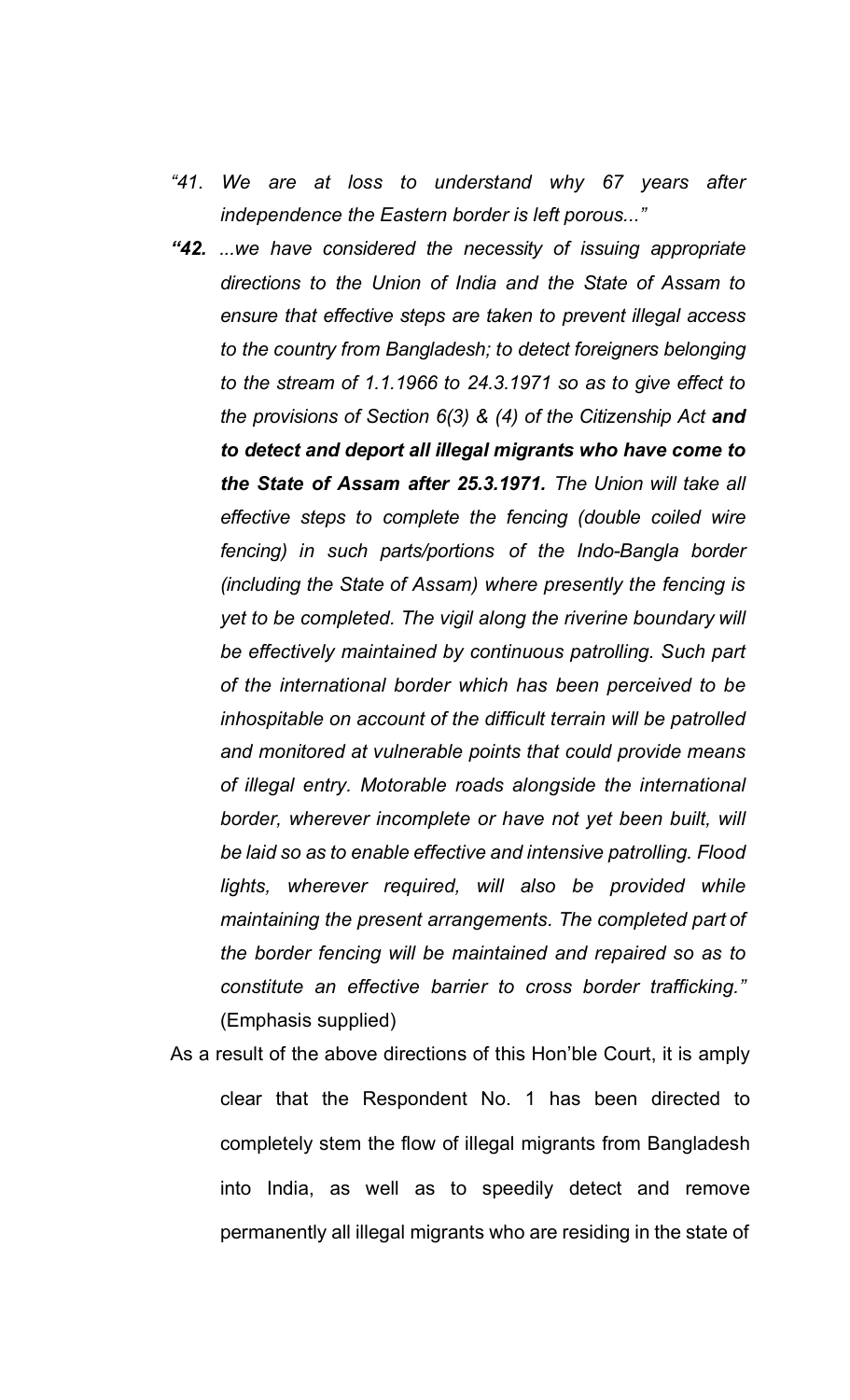*"41. We are at loss to understand why 67 years after independence the Eastern border is left porous..."*

***"42.** ...we have considered the necessity of issuing appropriate directions to the Union of India and the State of Assam to ensure that effective steps are taken to prevent illegal access to the country from Bangladesh; to detect foreigners belonging to the stream of 1.1.1966 to 24.3.1971 so as to give effect to the provisions of Section 6(3) & (4) of the Citizenship Act **and to detect and deport all illegal migrants who have come to the State of Assam after 25.3.1971.** The Union will take all effective steps to complete the fencing (double coiled wire fencing) in such parts/portions of the Indo-Bangla border (including the State of Assam) where presently the fencing is yet to be completed. The vigil along the riverine boundary will be effectively maintained by continuous patrolling. Such part of the international border which has been perceived to be inhospitable on account of the difficult terrain will be patrolled and monitored at vulnerable points that could provide means of illegal entry. Motorable roads alongside the international border, wherever incomplete or have not yet been built, will be laid so as to enable effective and intensive patrolling. Flood lights, wherever required, will also be provided while maintaining the present arrangements. The completed part of the border fencing will be maintained and repaired so as to constitute an effective barrier to cross border trafficking."* (Emphasis supplied)

As a result of the above directions of this Hon'ble Court, it is amply clear that the Respondent No. 1 has been directed to completely stem the flow of illegal migrants from Bangladesh into India, as well as to speedily detect and remove permanently all illegal migrants who are residing in the state of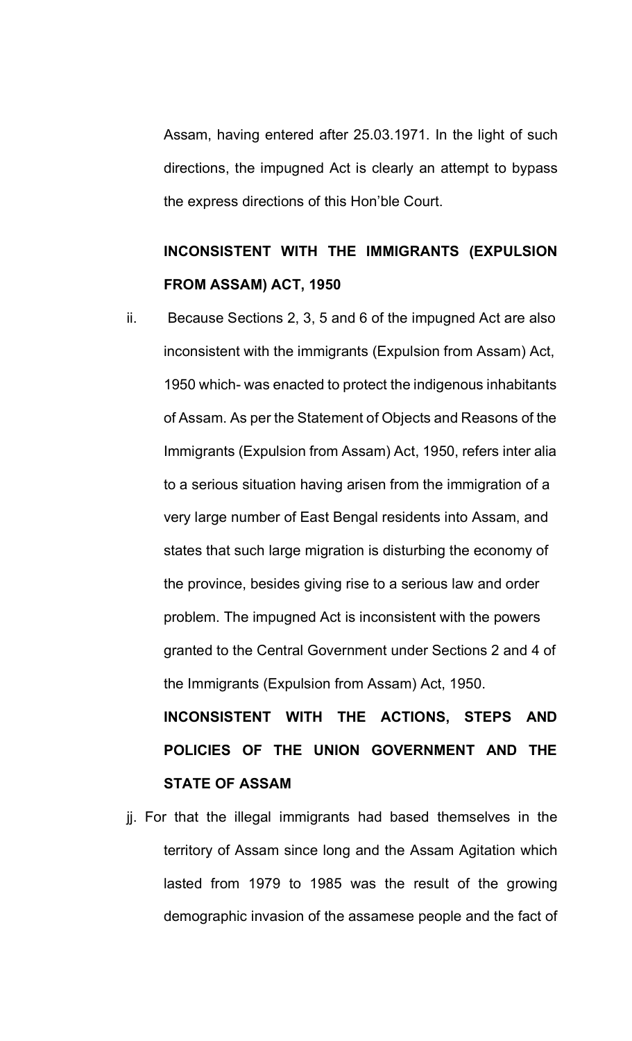Assam, having entered after 25.03.1971. In the light of such directions, the impugned Act is clearly an attempt to bypass the express directions of this Hon'ble Court.

**INCONSISTENT WITH THE IMMIGRANTS (EXPULSION FROM ASSAM) ACT, 1950**

ii. Because Sections 2, 3, 5 and 6 of the impugned Act are also inconsistent with the immigrants (Expulsion from Assam) Act, 1950 which- was enacted to protect the indigenous inhabitants of Assam. As per the Statement of Objects and Reasons of the Immigrants (Expulsion from Assam) Act, 1950, refers inter alia to a serious situation having arisen from the immigration of a very large number of East Bengal residents into Assam, and states that such large migration is disturbing the economy of the province, besides giving rise to a serious law and order problem. The impugned Act is inconsistent with the powers granted to the Central Government under Sections 2 and 4 of the Immigrants (Expulsion from Assam) Act, 1950.

**INCONSISTENT WITH THE ACTIONS, STEPS AND POLICIES OF THE UNION GOVERNMENT AND THE STATE OF ASSAM**

jj. For that the illegal immigrants had based themselves in the territory of Assam since long and the Assam Agitation which lasted from 1979 to 1985 was the result of the growing demographic invasion of the assamese people and the fact of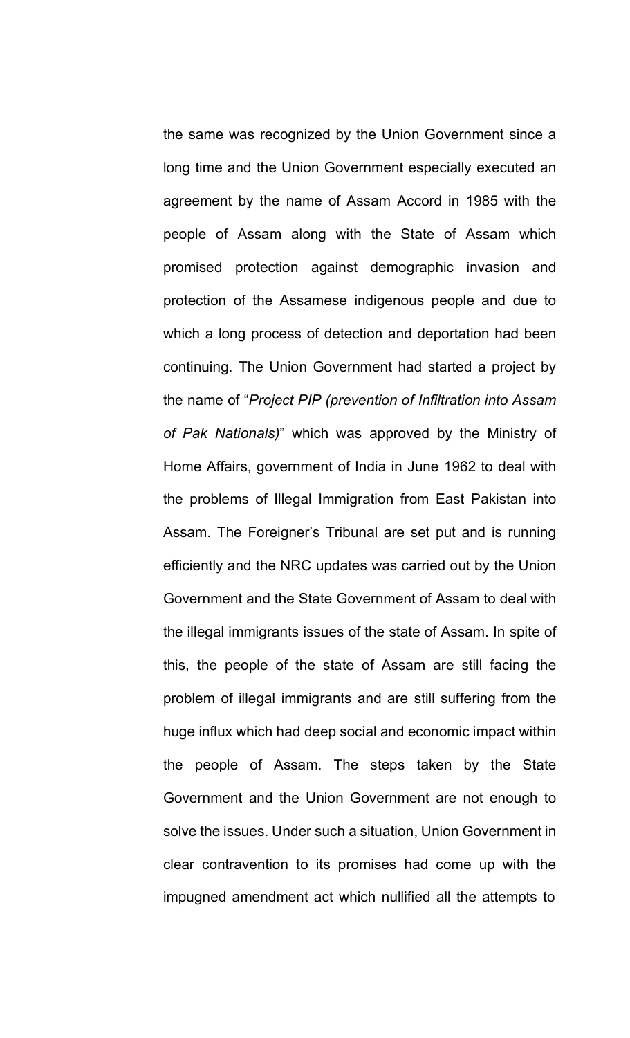the same was recognized by the Union Government since a long time and the Union Government especially executed an agreement by the name of Assam Accord in 1985 with the people of Assam along with the State of Assam which promised protection against demographic invasion and protection of the Assamese indigenous people and due to which a long process of detection and deportation had been continuing. The Union Government had started a project by the name of "*Project PIP (prevention of Infiltration into Assam of Pak Nationals)*" which was approved by the Ministry of Home Affairs, government of India in June 1962 to deal with the problems of Illegal Immigration from East Pakistan into Assam. The Foreigner's Tribunal are set put and is running efficiently and the NRC updates was carried out by the Union Government and the State Government of Assam to deal with the illegal immigrants issues of the state of Assam. In spite of this, the people of the state of Assam are still facing the problem of illegal immigrants and are still suffering from the huge influx which had deep social and economic impact within the people of Assam. The steps taken by the State Government and the Union Government are not enough to solve the issues. Under such a situation, Union Government in clear contravention to its promises had come up with the impugned amendment act which nullified all the attempts to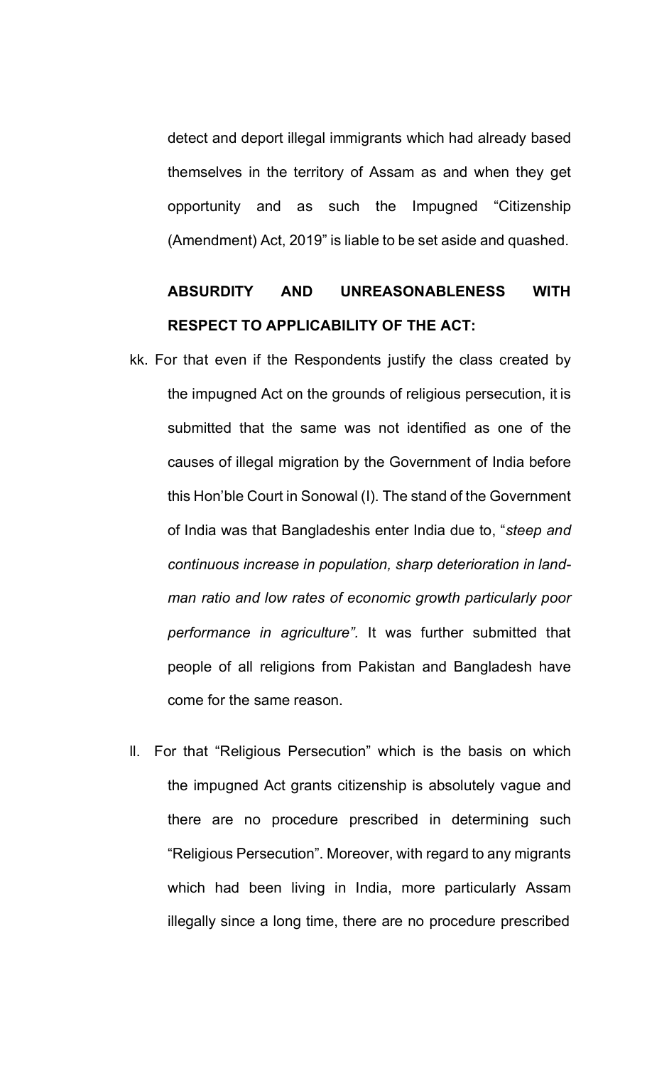detect and deport illegal immigrants which had already based themselves in the territory of Assam as and when they get opportunity and as such the Impugned "Citizenship (Amendment) Act, 2019" is liable to be set aside and quashed.

**ABSURDITY AND UNREASONABLENESS WITH RESPECT TO APPLICABILITY OF THE ACT:**

kk. For that even if the Respondents justify the class created by the impugned Act on the grounds of religious persecution, it is submitted that the same was not identified as one of the causes of illegal migration by the Government of India before this Hon'ble Court in Sonowal (I). The stand of the Government of India was that Bangladeshis enter India due to, "*steep and continuous increase in population, sharp deterioration in land-man ratio and low rates of economic growth particularly poor performance in agriculture".* It was further submitted that people of all religions from Pakistan and Bangladesh have come for the same reason.

ll. For that "Religious Persecution" which is the basis on which the impugned Act grants citizenship is absolutely vague and there are no procedure prescribed in determining such "Religious Persecution". Moreover, with regard to any migrants which had been living in India, more particularly Assam illegally since a long time, there are no procedure prescribed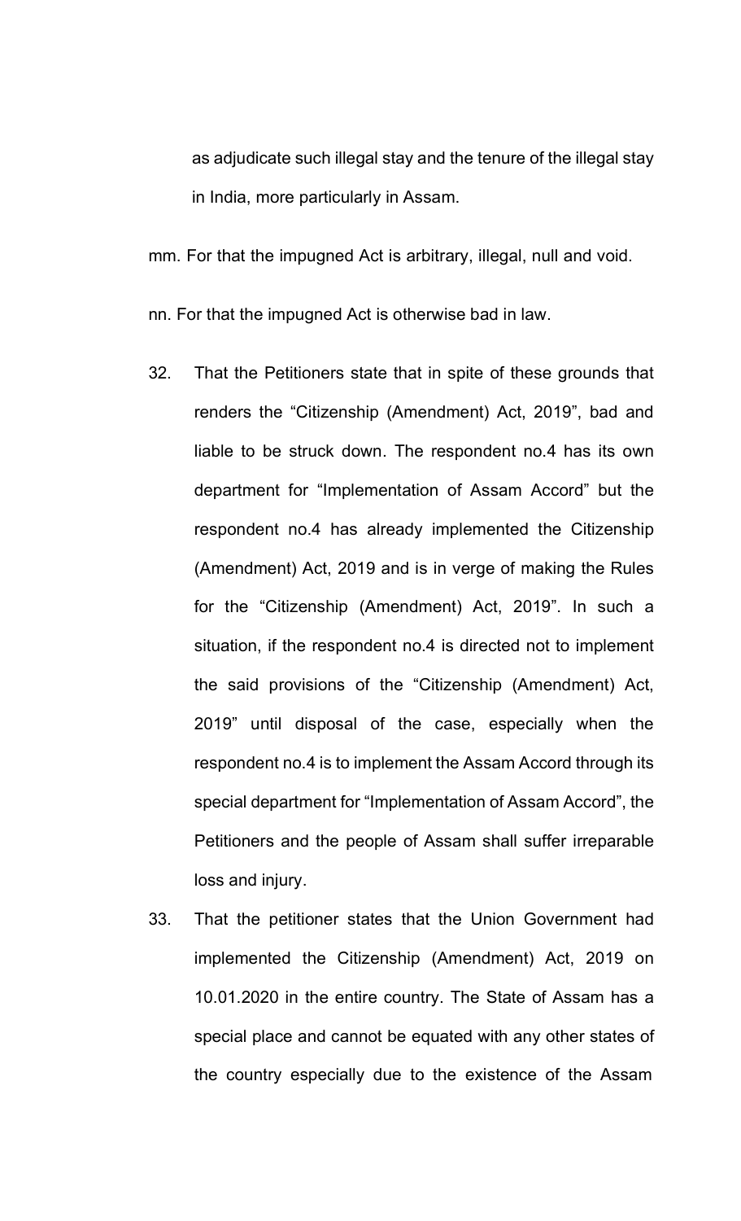as adjudicate such illegal stay and the tenure of the illegal stay in India, more particularly in Assam.

mm. For that the impugned Act is arbitrary, illegal, null and void.

nn. For that the impugned Act is otherwise bad in law.

32. That the Petitioners state that in spite of these grounds that renders the "Citizenship (Amendment) Act, 2019", bad and liable to be struck down. The respondent no.4 has its own department for "Implementation of Assam Accord" but the respondent no.4 has already implemented the Citizenship (Amendment) Act, 2019 and is in verge of making the Rules for the "Citizenship (Amendment) Act, 2019". In such a situation, if the respondent no.4 is directed not to implement the said provisions of the "Citizenship (Amendment) Act, 2019" until disposal of the case, especially when the respondent no.4 is to implement the Assam Accord through its special department for "Implementation of Assam Accord", the Petitioners and the people of Assam shall suffer irreparable loss and injury.

33. That the petitioner states that the Union Government had implemented the Citizenship (Amendment) Act, 2019 on 10.01.2020 in the entire country. The State of Assam has a special place and cannot be equated with any other states of the country especially due to the existence of the Assam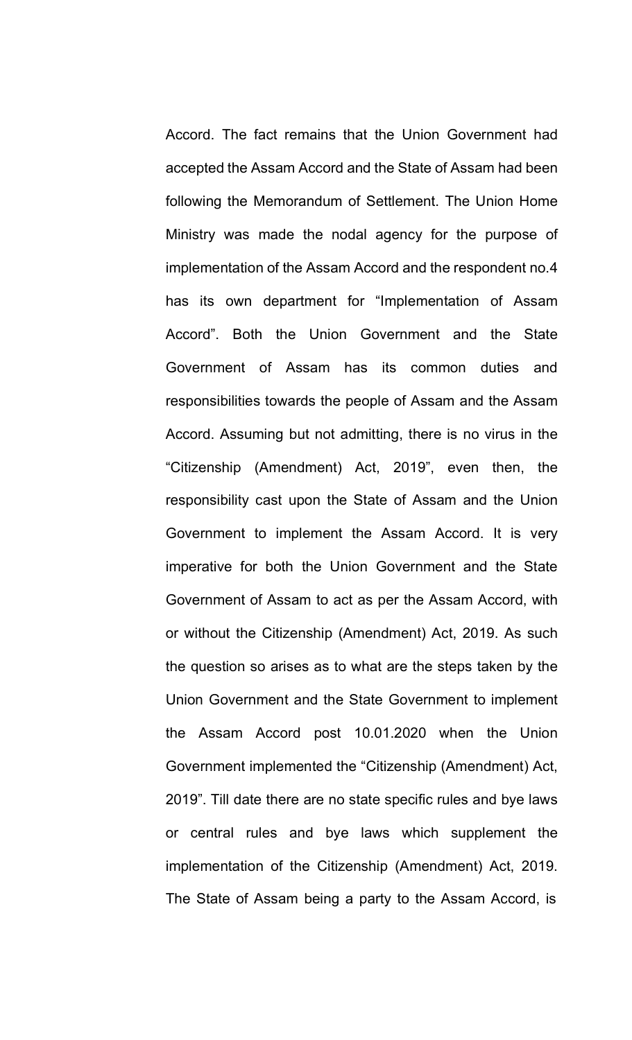Accord. The fact remains that the Union Government had accepted the Assam Accord and the State of Assam had been following the Memorandum of Settlement. The Union Home Ministry was made the nodal agency for the purpose of implementation of the Assam Accord and the respondent no.4 has its own department for "Implementation of Assam Accord". Both the Union Government and the State Government of Assam has its common duties and responsibilities towards the people of Assam and the Assam Accord. Assuming but not admitting, there is no virus in the "Citizenship (Amendment) Act, 2019", even then, the responsibility cast upon the State of Assam and the Union Government to implement the Assam Accord. It is very imperative for both the Union Government and the State Government of Assam to act as per the Assam Accord, with or without the Citizenship (Amendment) Act, 2019. As such the question so arises as to what are the steps taken by the Union Government and the State Government to implement the Assam Accord post 10.01.2020 when the Union Government implemented the "Citizenship (Amendment) Act, 2019". Till date there are no state specific rules and bye laws or central rules and bye laws which supplement the implementation of the Citizenship (Amendment) Act, 2019. The State of Assam being a party to the Assam Accord, is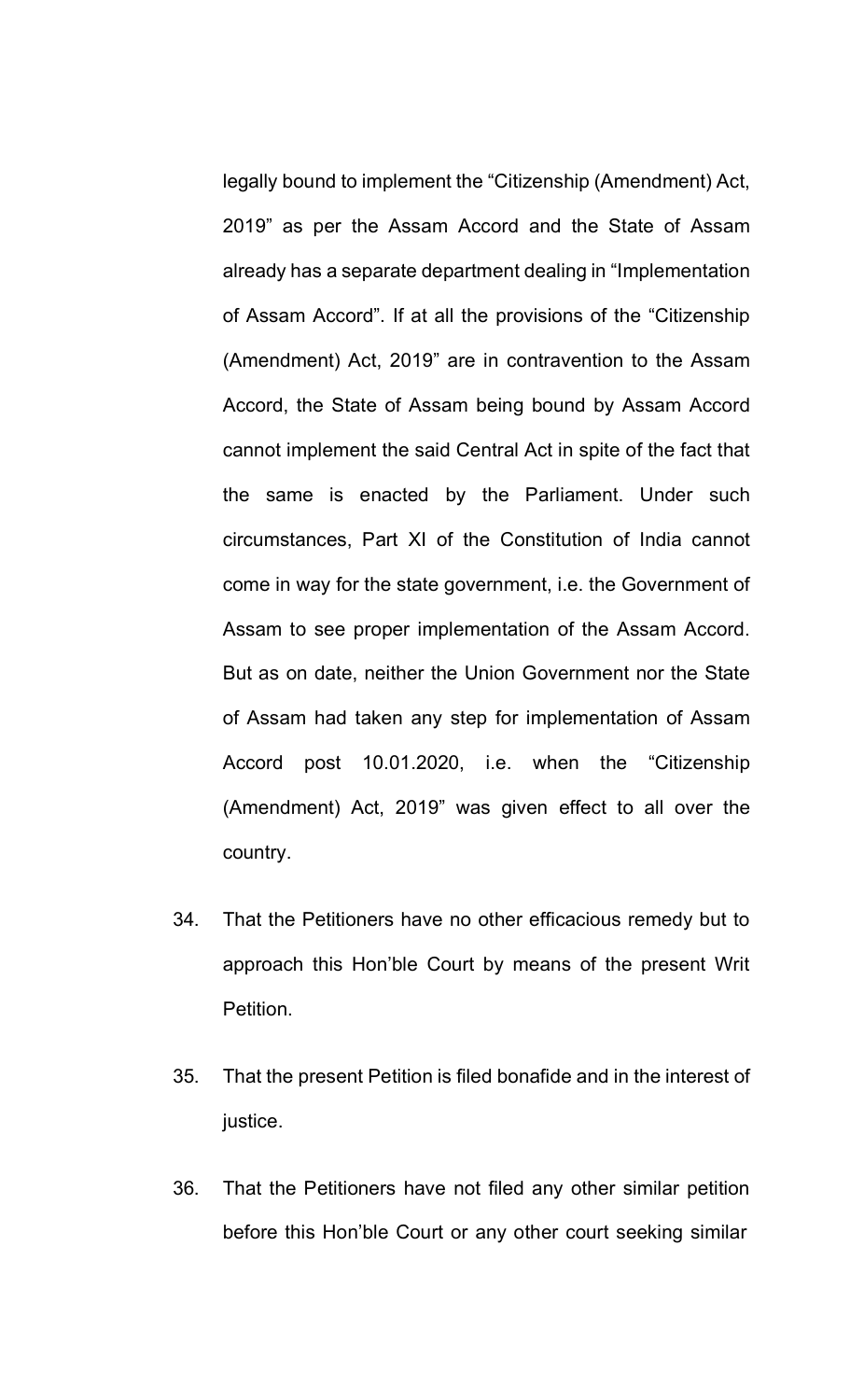legally bound to implement the “Citizenship (Amendment) Act, 2019” as per the Assam Accord and the State of Assam already has a separate department dealing in “Implementation of Assam Accord”. If at all the provisions of the “Citizenship (Amendment) Act, 2019” are in contravention to the Assam Accord, the State of Assam being bound by Assam Accord cannot implement the said Central Act in spite of the fact that the same is enacted by the Parliament. Under such circumstances, Part XI of the Constitution of India cannot come in way for the state government, i.e. the Government of Assam to see proper implementation of the Assam Accord. But as on date, neither the Union Government nor the State of Assam had taken any step for implementation of Assam Accord post 10.01.2020, i.e. when the “Citizenship (Amendment) Act, 2019” was given effect to all over the country.

34. That the Petitioners have no other efficacious remedy but to approach this Hon’ble Court by means of the present Writ Petition.

35. That the present Petition is filed bonafide and in the interest of justice.

36. That the Petitioners have not filed any other similar petition before this Hon’ble Court or any other court seeking similar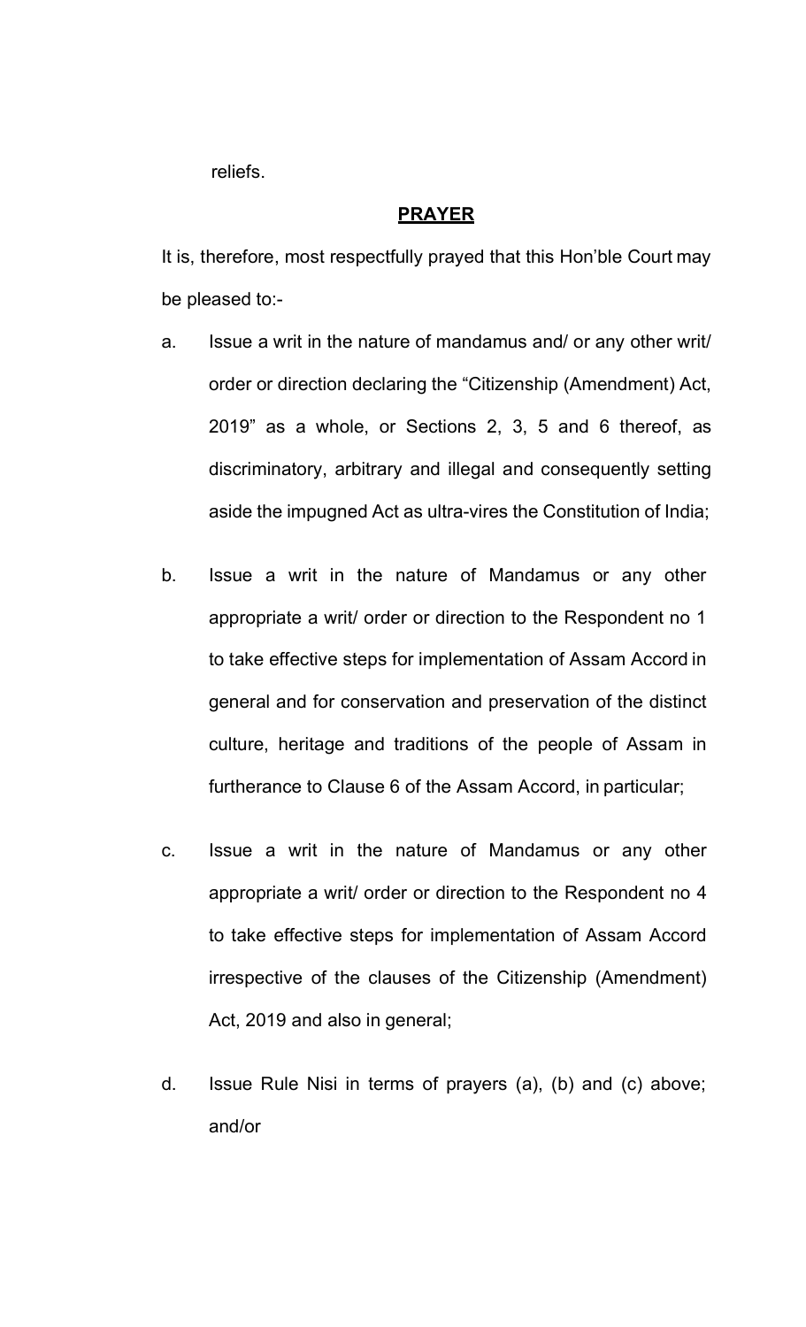reliefs.

## PRAYER

It is, therefore, most respectfully prayed that this Hon'ble Court may be pleased to:-

a. Issue a writ in the nature of mandamus and/ or any other writ/ order or direction declaring the "Citizenship (Amendment) Act, 2019" as a whole, or Sections 2, 3, 5 and 6 thereof, as discriminatory, arbitrary and illegal and consequently setting aside the impugned Act as ultra-vires the Constitution of India;

b. Issue a writ in the nature of Mandamus or any other appropriate a writ/ order or direction to the Respondent no 1 to take effective steps for implementation of Assam Accord in general and for conservation and preservation of the distinct culture, heritage and traditions of the people of Assam in furtherance to Clause 6 of the Assam Accord, in particular;

c. Issue a writ in the nature of Mandamus or any other appropriate a writ/ order or direction to the Respondent no 4 to take effective steps for implementation of Assam Accord irrespective of the clauses of the Citizenship (Amendment) Act, 2019 and also in general;

d. Issue Rule Nisi in terms of prayers (a), (b) and (c) above; and/or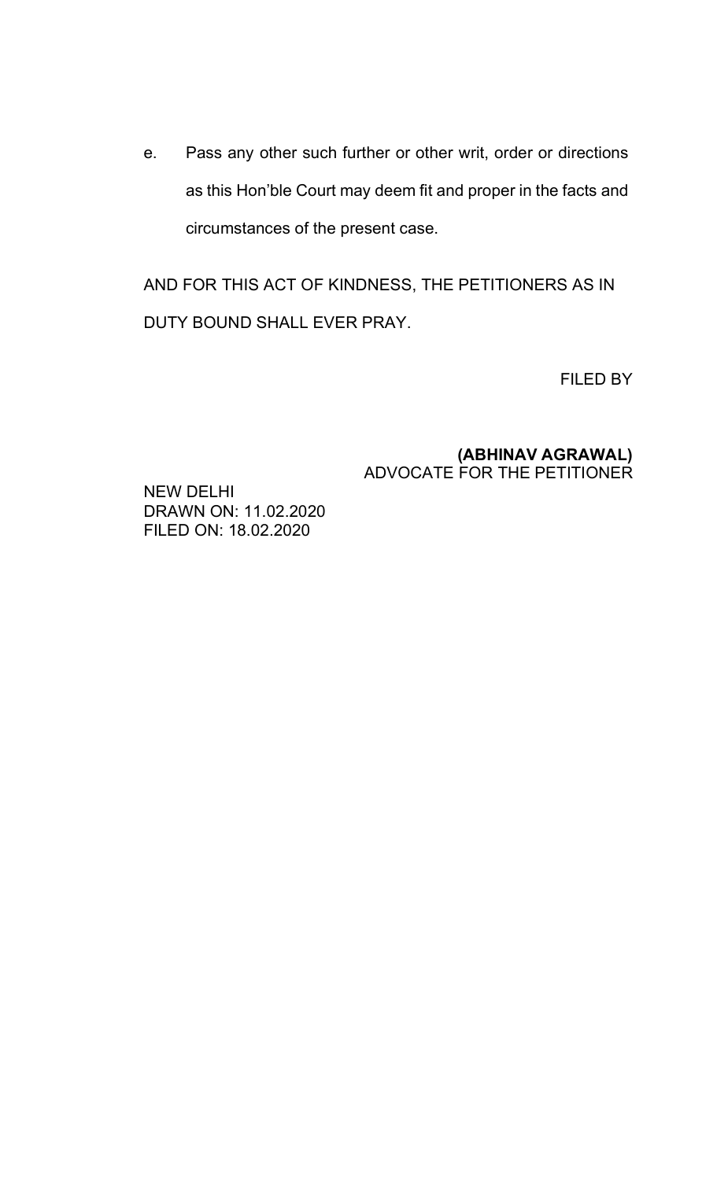e. Pass any other such further or other writ, order or directions as this Hon'ble Court may deem fit and proper in the facts and circumstances of the present case.

AND FOR THIS ACT OF KINDNESS, THE PETITIONERS AS IN DUTY BOUND SHALL EVER PRAY.

FILED BY

**(ABHINAV AGRAWAL)**
ADVOCATE FOR THE PETITIONER

NEW DELHI
DRAWN ON: 11.02.2020
FILED ON: 18.02.2020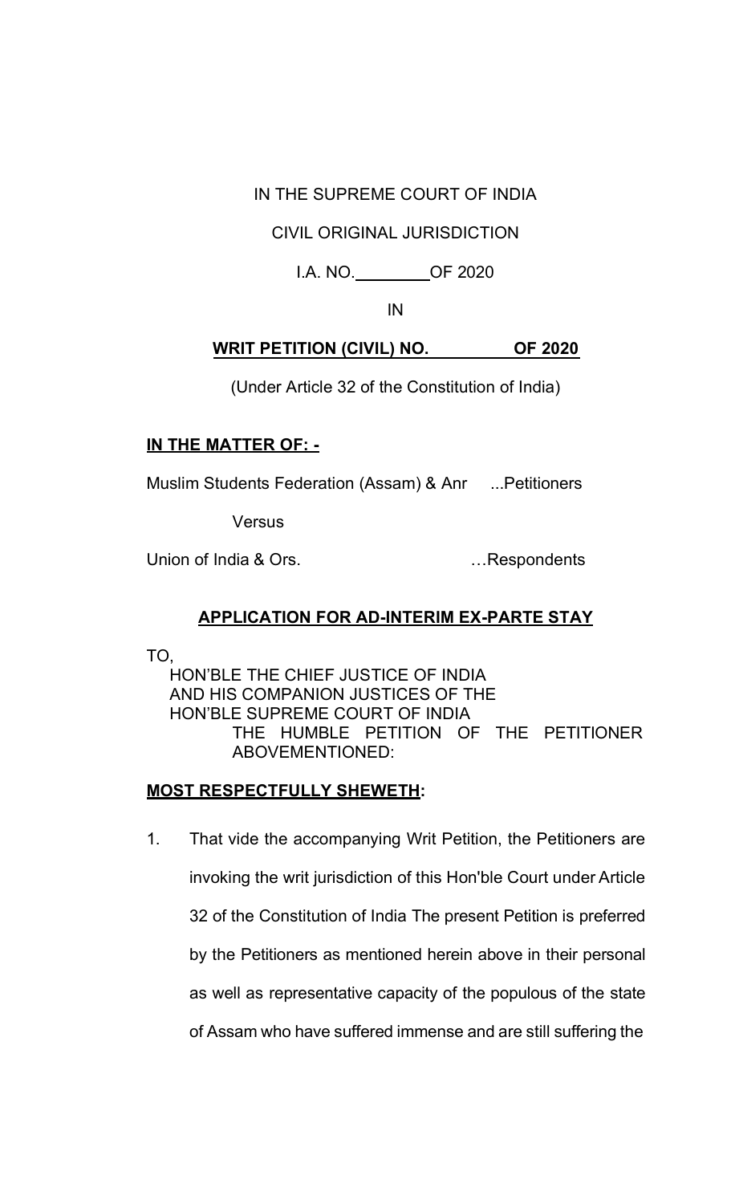IN THE SUPREME COURT OF INDIA

CIVIL ORIGINAL JURISDICTION

I.A. NO.\_\_\_\_\_\_\_\_ OF 2020

IN

**WRIT PETITION (CIVIL) NO. \_\_\_\_\_\_\_\_ OF 2020**

(Under Article 32 of the Constitution of India)

**IN THE MATTER OF: -**

Muslim Students Federation (Assam) & Anr ...Petitioners

Versus

Union of India & Ors. …Respondents

**APPLICATION FOR AD-INTERIM EX-PARTE STAY**

TO,
HON'BLE THE CHIEF JUSTICE OF INDIA
AND HIS COMPANION JUSTICES OF THE
HON'BLE SUPREME COURT OF INDIA
THE HUMBLE PETITION OF THE PETITIONER ABOVEMENTIONED:

**MOST RESPECTFULLY SHEWETH:**

1. That vide the accompanying Writ Petition, the Petitioners are invoking the writ jurisdiction of this Hon'ble Court under Article 32 of the Constitution of India The present Petition is preferred by the Petitioners as mentioned herein above in their personal as well as representative capacity of the populous of the state of Assam who have suffered immense and are still suffering the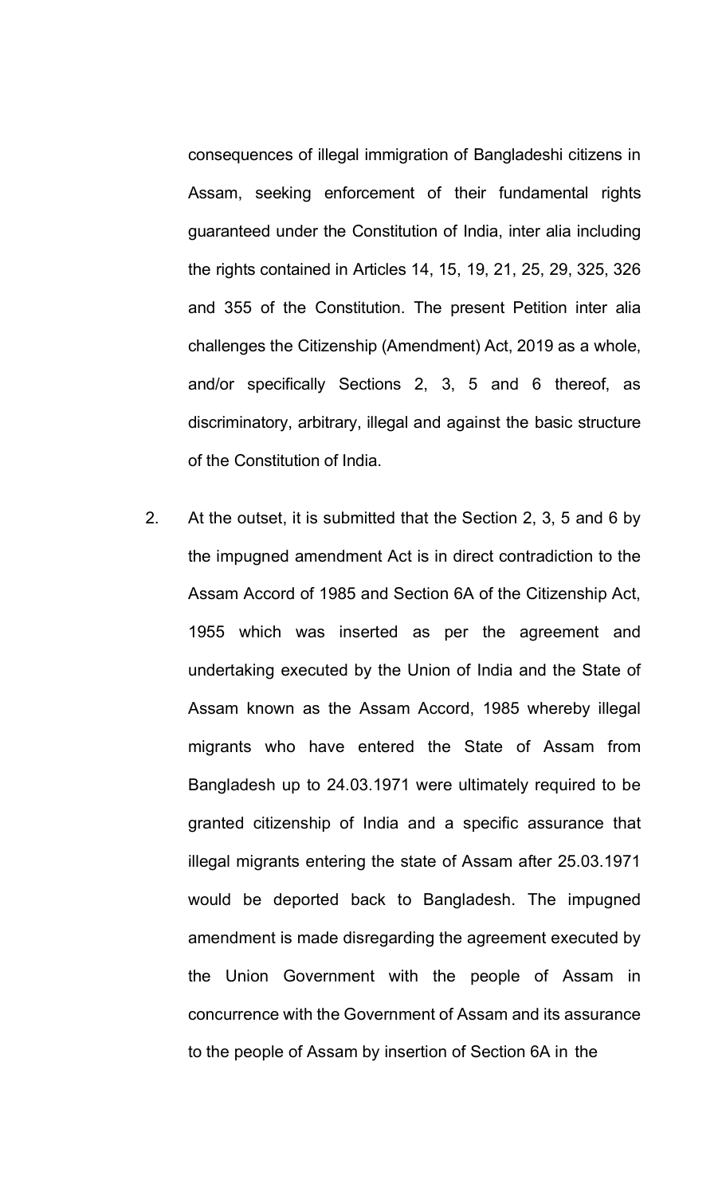consequences of illegal immigration of Bangladeshi citizens in Assam, seeking enforcement of their fundamental rights guaranteed under the Constitution of India, inter alia including the rights contained in Articles 14, 15, 19, 21, 25, 29, 325, 326 and 355 of the Constitution. The present Petition inter alia challenges the Citizenship (Amendment) Act, 2019 as a whole, and/or specifically Sections 2, 3, 5 and 6 thereof, as discriminatory, arbitrary, illegal and against the basic structure of the Constitution of India.

2. At the outset, it is submitted that the Section 2, 3, 5 and 6 by the impugned amendment Act is in direct contradiction to the Assam Accord of 1985 and Section 6A of the Citizenship Act, 1955 which was inserted as per the agreement and undertaking executed by the Union of India and the State of Assam known as the Assam Accord, 1985 whereby illegal migrants who have entered the State of Assam from Bangladesh up to 24.03.1971 were ultimately required to be granted citizenship of India and a specific assurance that illegal migrants entering the state of Assam after 25.03.1971 would be deported back to Bangladesh. The impugned amendment is made disregarding the agreement executed by the Union Government with the people of Assam in concurrence with the Government of Assam and its assurance to the people of Assam by insertion of Section 6A in the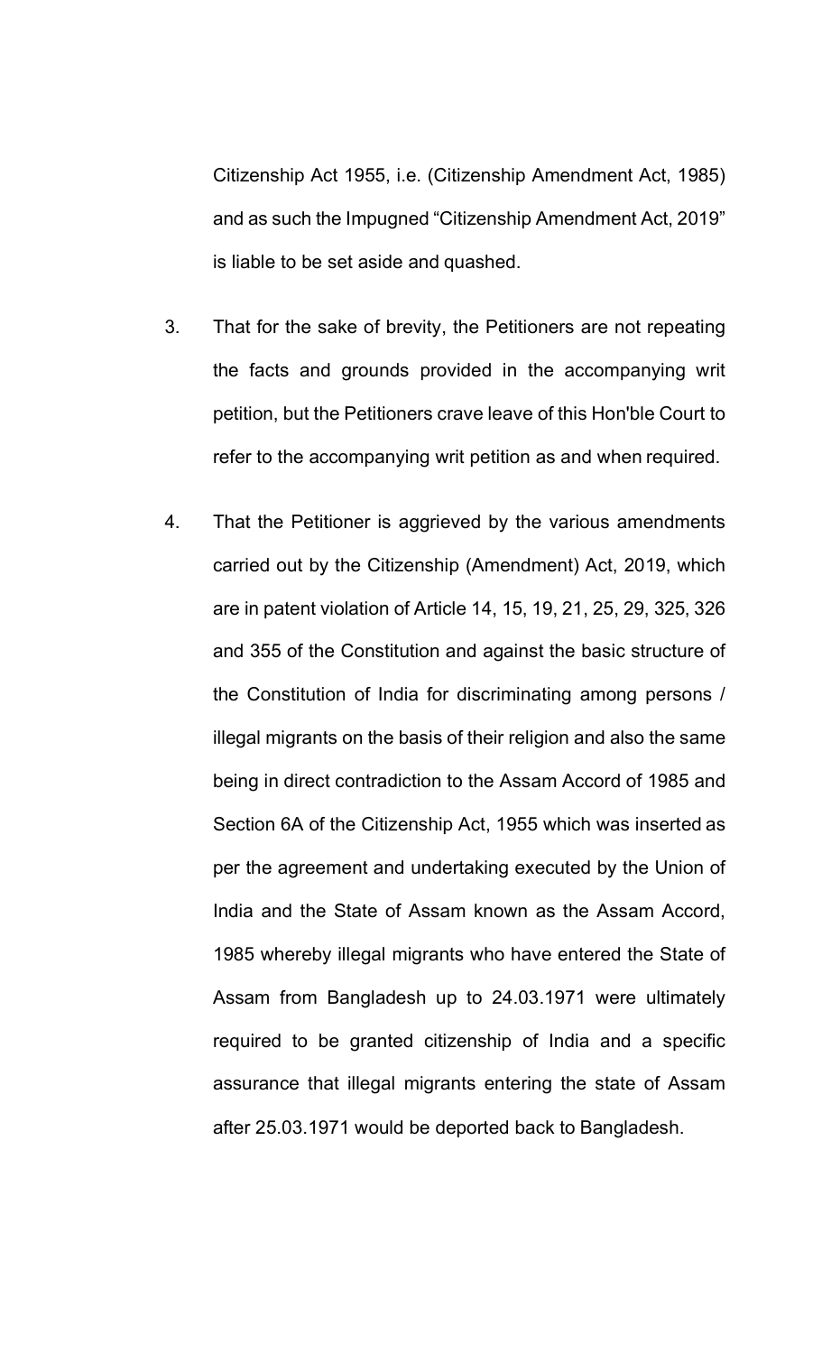Citizenship Act 1955, i.e. (Citizenship Amendment Act, 1985) and as such the Impugned "Citizenship Amendment Act, 2019" is liable to be set aside and quashed.

3. That for the sake of brevity, the Petitioners are not repeating the facts and grounds provided in the accompanying writ petition, but the Petitioners crave leave of this Hon'ble Court to refer to the accompanying writ petition as and when required.

4. That the Petitioner is aggrieved by the various amendments carried out by the Citizenship (Amendment) Act, 2019, which are in patent violation of Article 14, 15, 19, 21, 25, 29, 325, 326 and 355 of the Constitution and against the basic structure of the Constitution of India for discriminating among persons / illegal migrants on the basis of their religion and also the same being in direct contradiction to the Assam Accord of 1985 and Section 6A of the Citizenship Act, 1955 which was inserted as per the agreement and undertaking executed by the Union of India and the State of Assam known as the Assam Accord, 1985 whereby illegal migrants who have entered the State of Assam from Bangladesh up to 24.03.1971 were ultimately required to be granted citizenship of India and a specific assurance that illegal migrants entering the state of Assam after 25.03.1971 would be deported back to Bangladesh.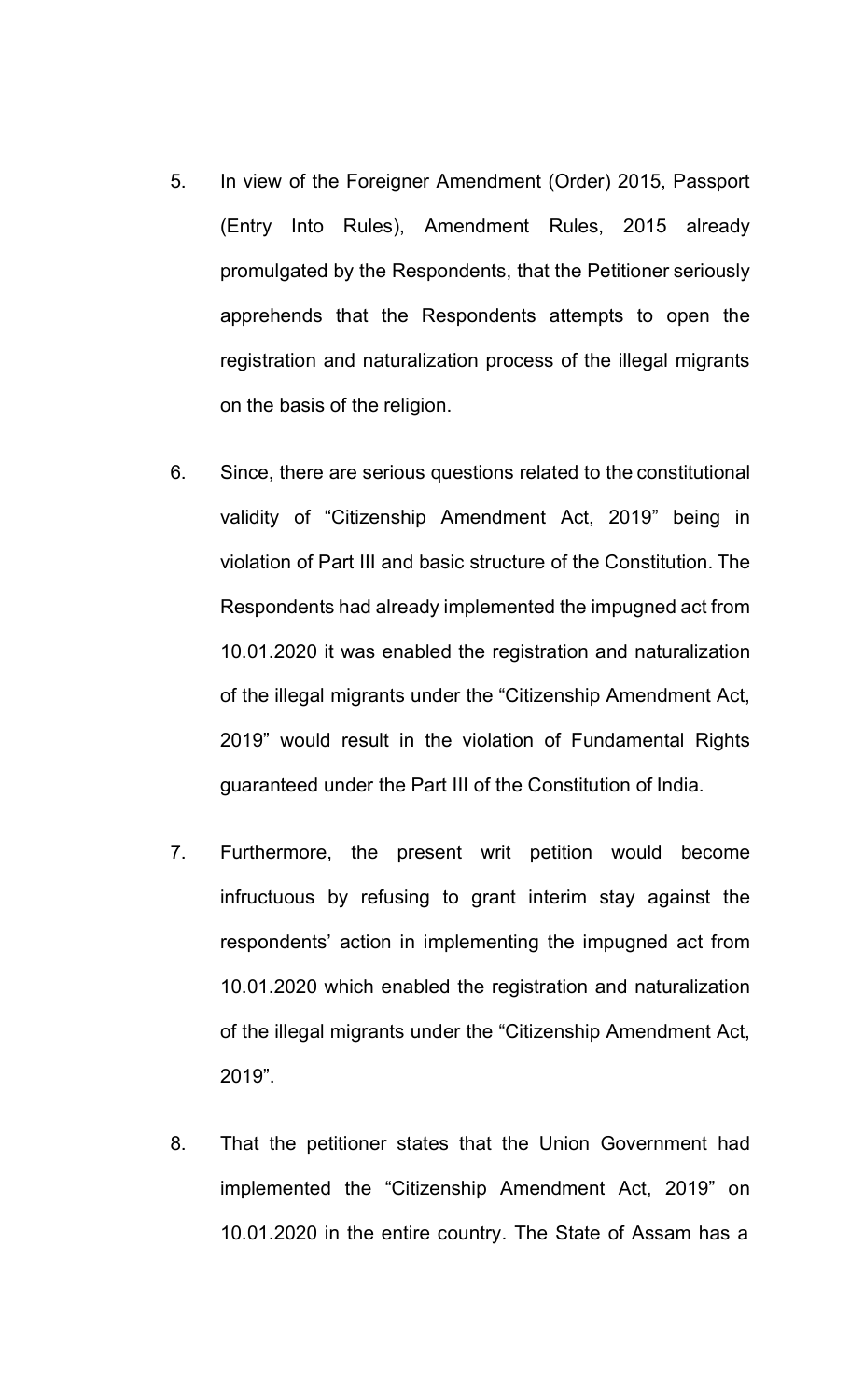5. In view of the Foreigner Amendment (Order) 2015, Passport (Entry Into Rules), Amendment Rules, 2015 already promulgated by the Respondents, that the Petitioner seriously apprehends that the Respondents attempts to open the registration and naturalization process of the illegal migrants on the basis of the religion.

6. Since, there are serious questions related to the constitutional validity of "Citizenship Amendment Act, 2019" being in violation of Part III and basic structure of the Constitution. The Respondents had already implemented the impugned act from 10.01.2020 it was enabled the registration and naturalization of the illegal migrants under the "Citizenship Amendment Act, 2019" would result in the violation of Fundamental Rights guaranteed under the Part III of the Constitution of India.

7. Furthermore, the present writ petition would become infructuous by refusing to grant interim stay against the respondents' action in implementing the impugned act from 10.01.2020 which enabled the registration and naturalization of the illegal migrants under the "Citizenship Amendment Act, 2019".

8. That the petitioner states that the Union Government had implemented the "Citizenship Amendment Act, 2019" on 10.01.2020 in the entire country. The State of Assam has a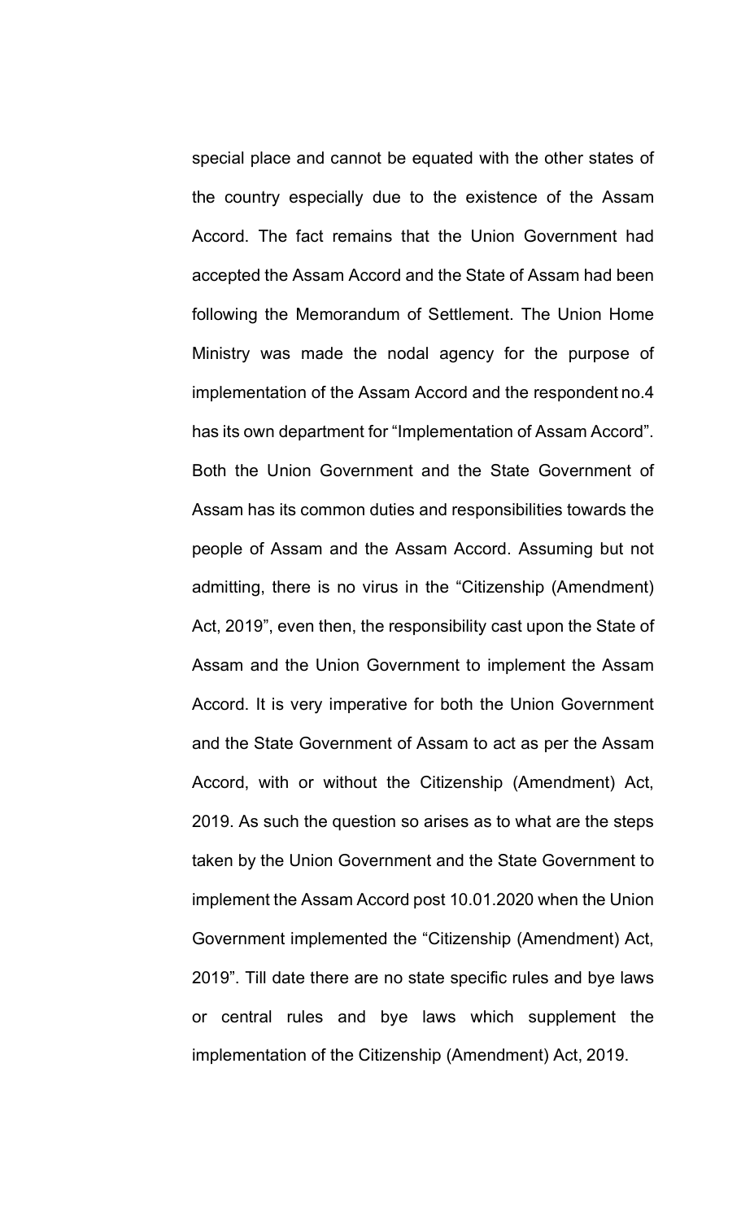special place and cannot be equated with the other states of the country especially due to the existence of the Assam Accord. The fact remains that the Union Government had accepted the Assam Accord and the State of Assam had been following the Memorandum of Settlement. The Union Home Ministry was made the nodal agency for the purpose of implementation of the Assam Accord and the respondent no.4 has its own department for "Implementation of Assam Accord". Both the Union Government and the State Government of Assam has its common duties and responsibilities towards the people of Assam and the Assam Accord. Assuming but not admitting, there is no virus in the "Citizenship (Amendment) Act, 2019", even then, the responsibility cast upon the State of Assam and the Union Government to implement the Assam Accord. It is very imperative for both the Union Government and the State Government of Assam to act as per the Assam Accord, with or without the Citizenship (Amendment) Act, 2019. As such the question so arises as to what are the steps taken by the Union Government and the State Government to implement the Assam Accord post 10.01.2020 when the Union Government implemented the "Citizenship (Amendment) Act, 2019". Till date there are no state specific rules and bye laws or central rules and bye laws which supplement the implementation of the Citizenship (Amendment) Act, 2019.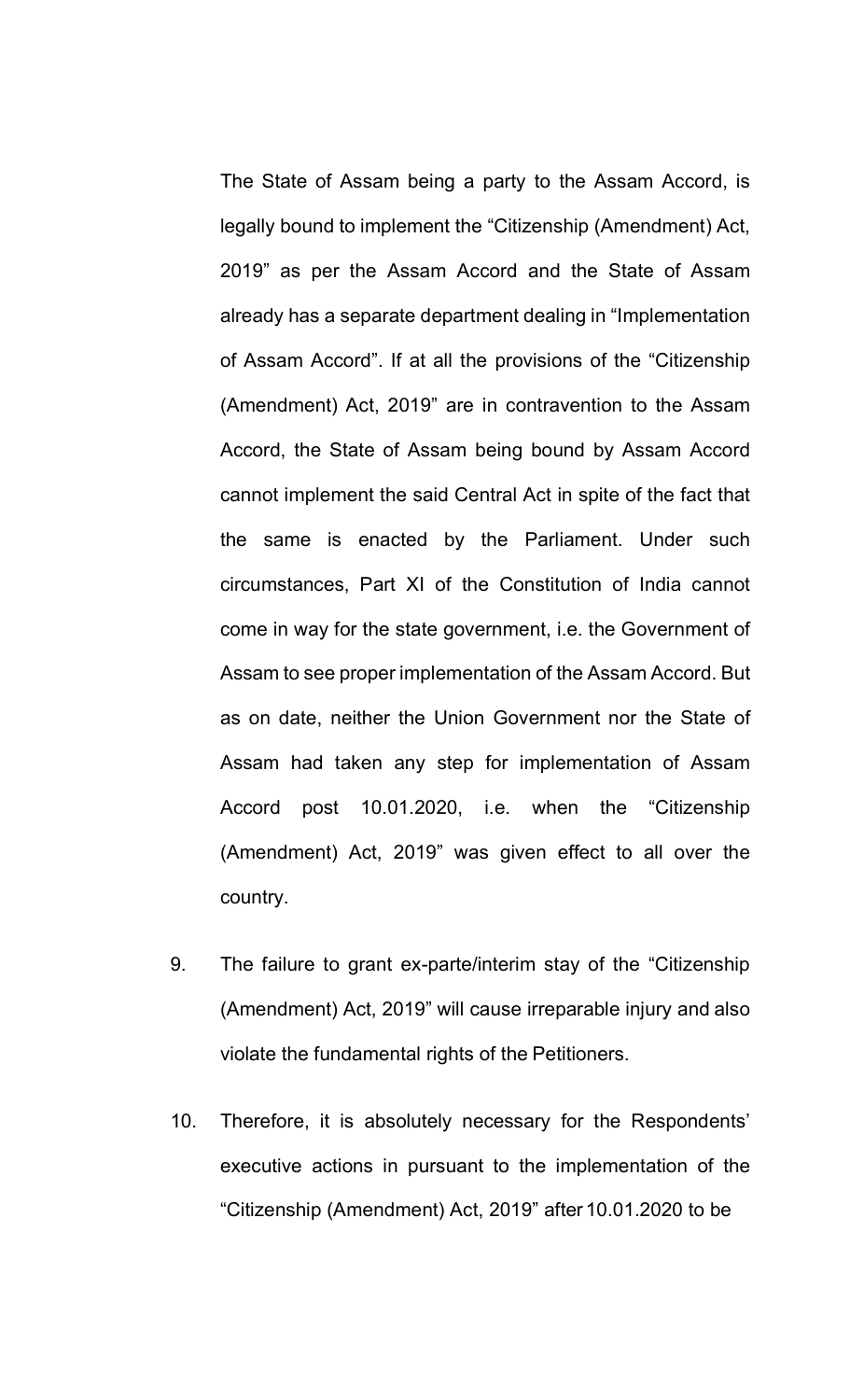The State of Assam being a party to the Assam Accord, is legally bound to implement the "Citizenship (Amendment) Act, 2019" as per the Assam Accord and the State of Assam already has a separate department dealing in "Implementation of Assam Accord". If at all the provisions of the "Citizenship (Amendment) Act, 2019" are in contravention to the Assam Accord, the State of Assam being bound by Assam Accord cannot implement the said Central Act in spite of the fact that the same is enacted by the Parliament. Under such circumstances, Part XI of the Constitution of India cannot come in way for the state government, i.e. the Government of Assam to see proper implementation of the Assam Accord. But as on date, neither the Union Government nor the State of Assam had taken any step for implementation of Assam Accord post 10.01.2020, i.e. when the "Citizenship (Amendment) Act, 2019" was given effect to all over the country.

9. The failure to grant ex-parte/interim stay of the "Citizenship (Amendment) Act, 2019" will cause irreparable injury and also violate the fundamental rights of the Petitioners.

10. Therefore, it is absolutely necessary for the Respondents' executive actions in pursuant to the implementation of the "Citizenship (Amendment) Act, 2019" after 10.01.2020 to be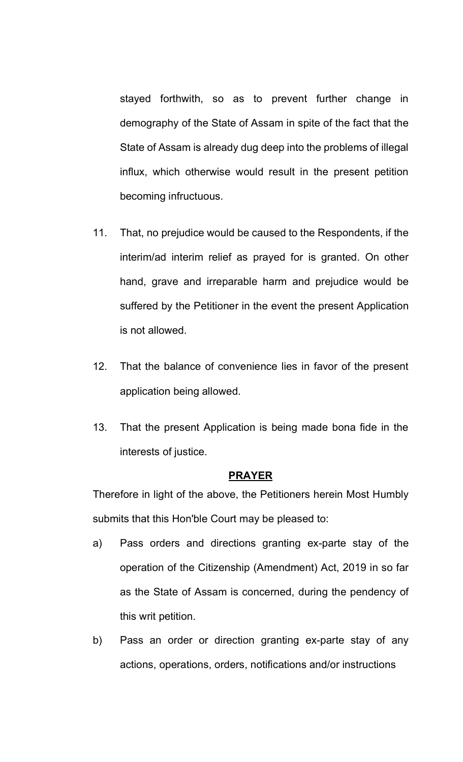stayed forthwith, so as to prevent further change in demography of the State of Assam in spite of the fact that the State of Assam is already dug deep into the problems of illegal influx, which otherwise would result in the present petition becoming infructuous.

11. That, no prejudice would be caused to the Respondents, if the interim/ad interim relief as prayed for is granted. On other hand, grave and irreparable harm and prejudice would be suffered by the Petitioner in the event the present Application is not allowed.

12. That the balance of convenience lies in favor of the present application being allowed.

13. That the present Application is being made bona fide in the interests of justice.

**PRAYER**

Therefore in light of the above, the Petitioners herein Most Humbly submits that this Hon'ble Court may be pleased to:

a) Pass orders and directions granting ex-parte stay of the operation of the Citizenship (Amendment) Act, 2019 in so far as the State of Assam is concerned, during the pendency of this writ petition.

b) Pass an order or direction granting ex-parte stay of any actions, operations, orders, notifications and/or instructions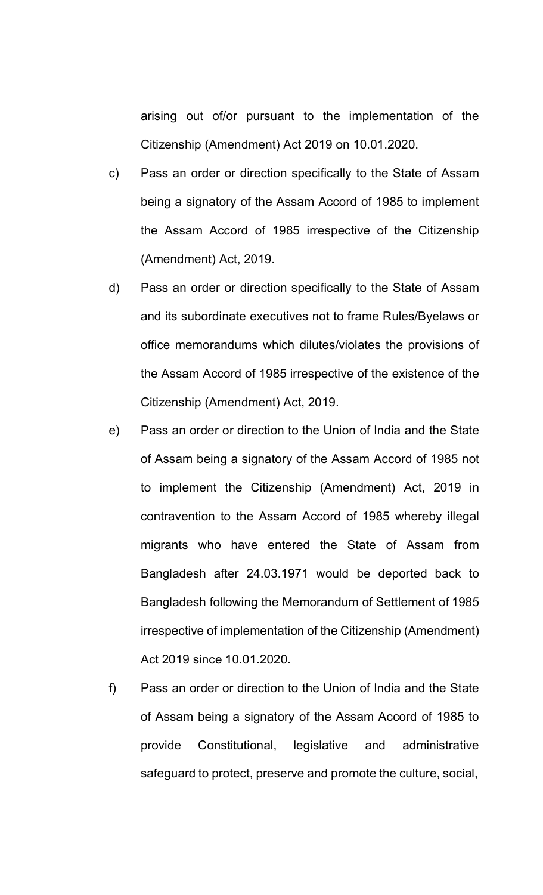arising out of/or pursuant to the implementation of the Citizenship (Amendment) Act 2019 on 10.01.2020.

c) Pass an order or direction specifically to the State of Assam being a signatory of the Assam Accord of 1985 to implement the Assam Accord of 1985 irrespective of the Citizenship (Amendment) Act, 2019.

d) Pass an order or direction specifically to the State of Assam and its subordinate executives not to frame Rules/Byelaws or office memorandums which dilutes/violates the provisions of the Assam Accord of 1985 irrespective of the existence of the Citizenship (Amendment) Act, 2019.

e) Pass an order or direction to the Union of India and the State of Assam being a signatory of the Assam Accord of 1985 not to implement the Citizenship (Amendment) Act, 2019 in contravention to the Assam Accord of 1985 whereby illegal migrants who have entered the State of Assam from Bangladesh after 24.03.1971 would be deported back to Bangladesh following the Memorandum of Settlement of 1985 irrespective of implementation of the Citizenship (Amendment) Act 2019 since 10.01.2020.

f) Pass an order or direction to the Union of India and the State of Assam being a signatory of the Assam Accord of 1985 to provide Constitutional, legislative and administrative safeguard to protect, preserve and promote the culture, social,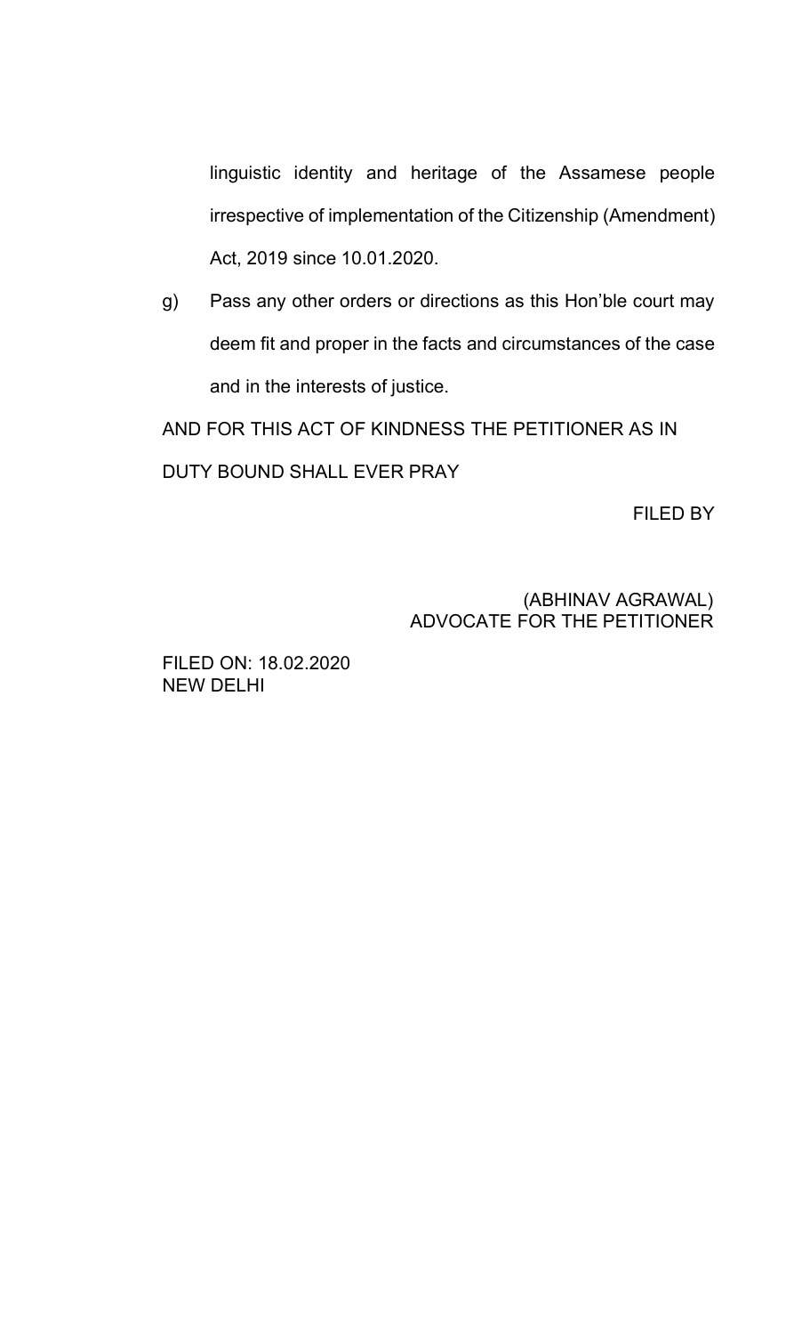linguistic identity and heritage of the Assamese people irrespective of implementation of the Citizenship (Amendment) Act, 2019 since 10.01.2020.

g) Pass any other orders or directions as this Hon'ble court may deem fit and proper in the facts and circumstances of the case and in the interests of justice.

AND FOR THIS ACT OF KINDNESS THE PETITIONER AS IN DUTY BOUND SHALL EVER PRAY

FILED BY

(ABHINAV AGRAWAL)
ADVOCATE FOR THE PETITIONER

FILED ON: 18.02.2020
NEW DELHI